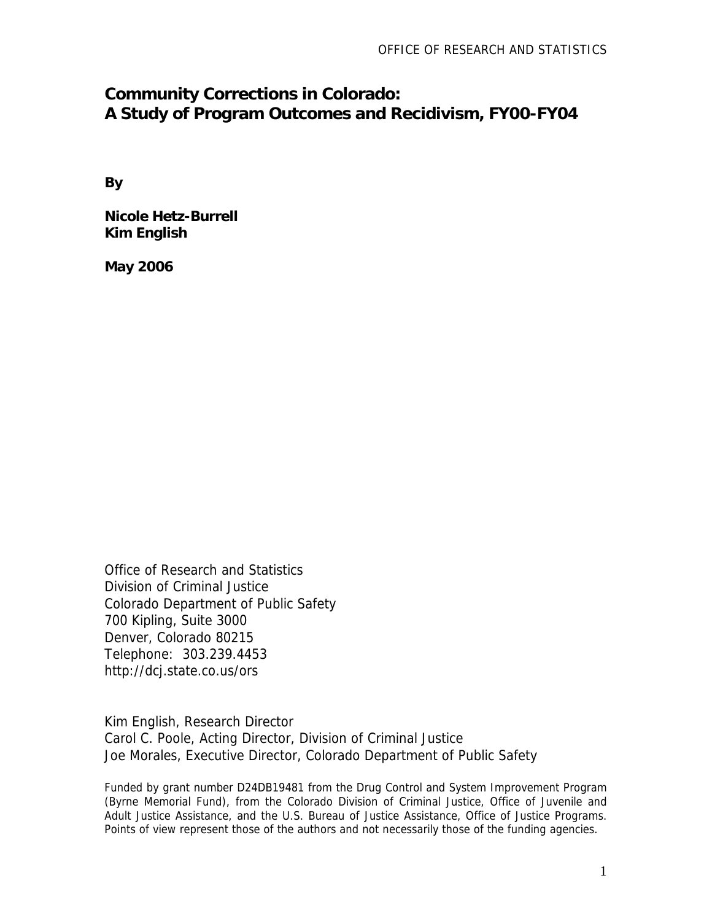# Community Corrections in Colorado: A Study of Program Outcomes and Recidivism, FY00-FY04

**By**

**Nicole Hetz-Burrell**
**Kim English**

**May 2006**

Office of Research and Statistics
Division of Criminal Justice
Colorado Department of Public Safety
700 Kipling, Suite 3000
Denver, Colorado 80215
Telephone: 303.239.4453
http://dcj.state.co.us/ors

Kim English, Research Director
Carol C. Poole, Acting Director, Division of Criminal Justice
Joe Morales, Executive Director, Colorado Department of Public Safety

Funded by grant number D24DB19481 from the Drug Control and System Improvement Program (Byrne Memorial Fund), from the Colorado Division of Criminal Justice, Office of Juvenile and Adult Justice Assistance, and the U.S. Bureau of Justice Assistance, Office of Justice Programs. Points of view represent those of the authors and not necessarily those of the funding agencies.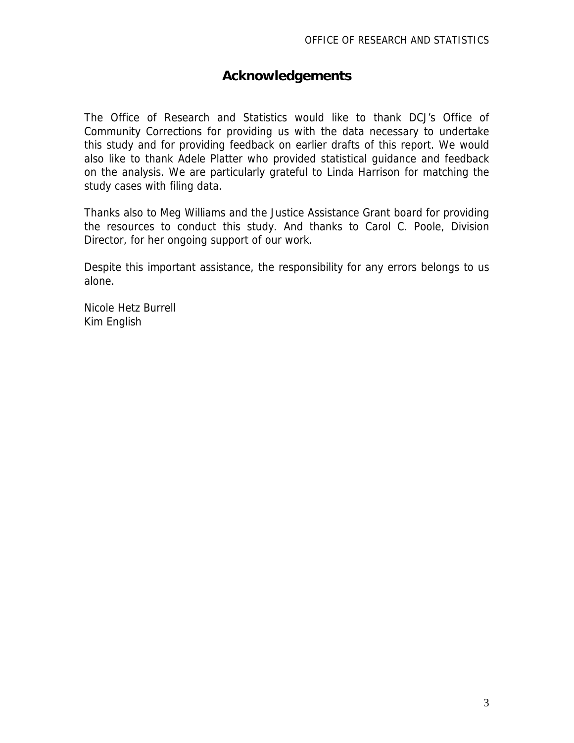## Acknowledgements

The Office of Research and Statistics would like to thank DCJ's Office of Community Corrections for providing us with the data necessary to undertake this study and for providing feedback on earlier drafts of this report. We would also like to thank Adele Platter who provided statistical guidance and feedback on the analysis. We are particularly grateful to Linda Harrison for matching the study cases with filing data.

Thanks also to Meg Williams and the Justice Assistance Grant board for providing the resources to conduct this study. And thanks to Carol C. Poole, Division Director, for her ongoing support of our work.

Despite this important assistance, the responsibility for any errors belongs to us alone.

Nicole Hetz Burrell
Kim English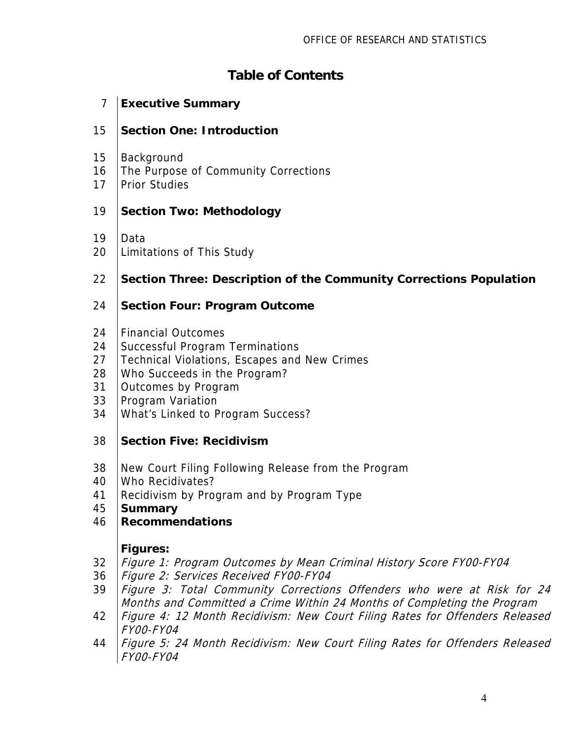# Table of Contents

| | |
|---|---|
| 7 | **Executive Summary** |
| 15 | **Section One: Introduction** |
| 15 | Background |
| 16 | The Purpose of Community Corrections |
| 17 | Prior Studies |
| 19 | **Section Two: Methodology** |
| 19 | Data |
| 20 | Limitations of This Study |
| 22 | **Section Three: Description of the Community Corrections Population** |
| 24 | **Section Four: Program Outcome** |
| 24 | Financial Outcomes |
| 24 | Successful Program Terminations |
| 27 | Technical Violations, Escapes and New Crimes |
| 28 | Who Succeeds in the Program? |
| 31 | Outcomes by Program |
| 33 | Program Variation |
| 34 | What's Linked to Program Success? |
| 38 | **Section Five: Recidivism** |
| 38 | New Court Filing Following Release from the Program |
| 40 | Who Recidivates? |
| 41 | Recidivism by Program and by Program Type |
| 45 | **Summary** |
| 46 | **Recommendations** |
| | **Figures:** |
| 32 | *Figure 1: Program Outcomes by Mean Criminal History Score FY00-FY04* |
| 36 | *Figure 2: Services Received FY00-FY04* |
| 39 | *Figure 3: Total Community Corrections Offenders who were at Risk for 24 Months and Committed a Crime Within 24 Months of Completing the Program* |
| 42 | *Figure 4: 12 Month Recidivism: New Court Filing Rates for Offenders Released FY00-FY04* |
| 44 | *Figure 5: 24 Month Recidivism: New Court Filing Rates for Offenders Released FY00-FY04* |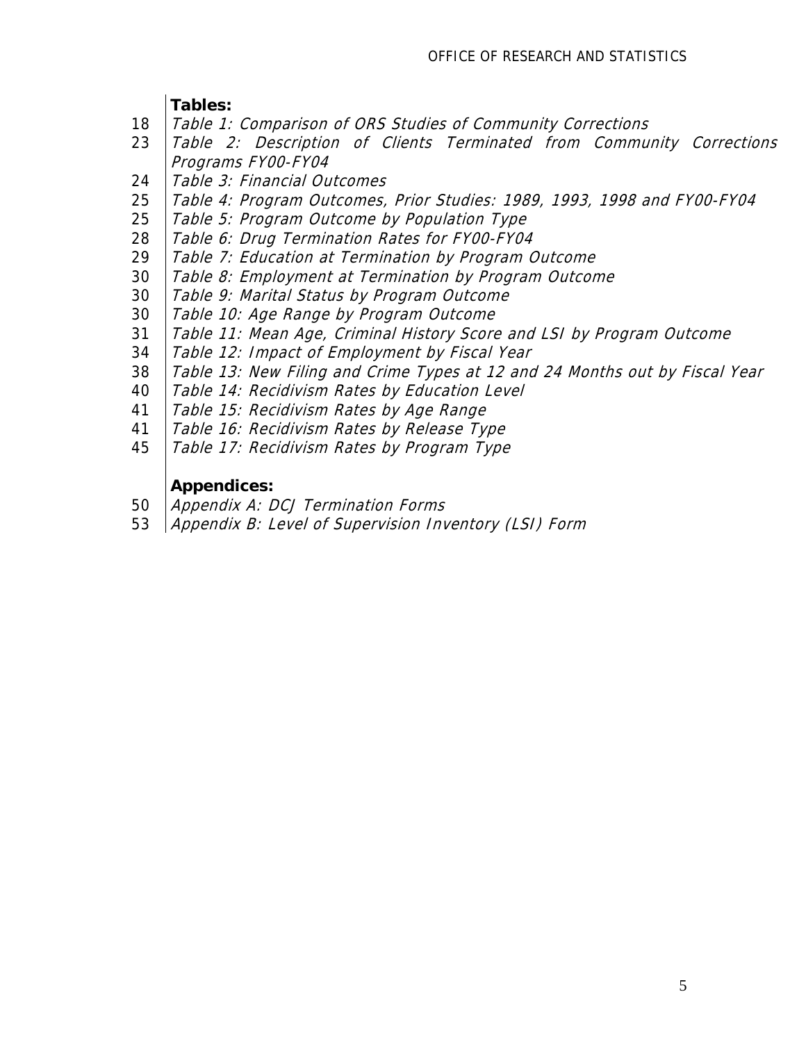**Tables:**

18 *Table 1: Comparison of ORS Studies of Community Corrections*
23 *Table 2: Description of Clients Terminated from Community Corrections Programs FY00-FY04*
24 *Table 3: Financial Outcomes*
25 *Table 4: Program Outcomes, Prior Studies: 1989, 1993, 1998 and FY00-FY04*
25 *Table 5: Program Outcome by Population Type*
28 *Table 6: Drug Termination Rates for FY00-FY04*
29 *Table 7: Education at Termination by Program Outcome*
30 *Table 8: Employment at Termination by Program Outcome*
30 *Table 9: Marital Status by Program Outcome*
30 *Table 10: Age Range by Program Outcome*
31 *Table 11: Mean Age, Criminal History Score and LSI by Program Outcome*
34 *Table 12: Impact of Employment by Fiscal Year*
38 *Table 13: New Filing and Crime Types at 12 and 24 Months out by Fiscal Year*
40 *Table 14: Recidivism Rates by Education Level*
41 *Table 15: Recidivism Rates by Age Range*
41 *Table 16: Recidivism Rates by Release Type*
45 *Table 17: Recidivism Rates by Program Type*

**Appendices:**

50 *Appendix A: DCJ Termination Forms*
53 *Appendix B: Level of Supervision Inventory (LSI) Form*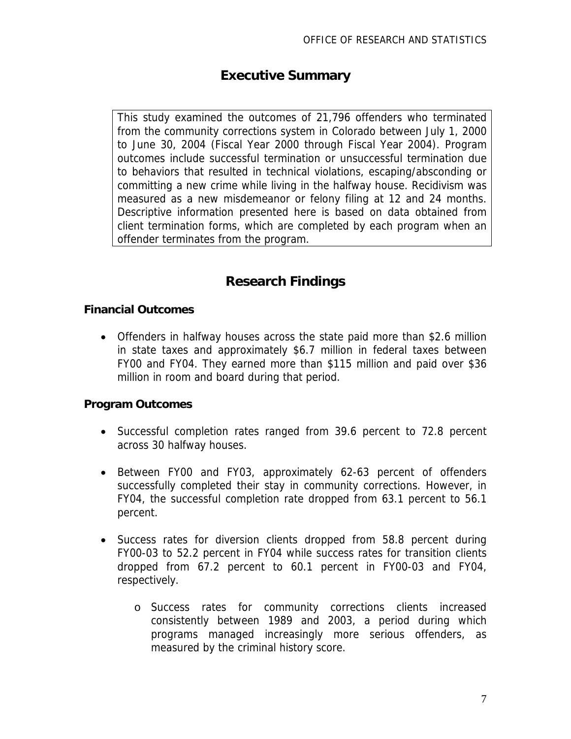# Executive Summary

This study examined the outcomes of 21,796 offenders who terminated from the community corrections system in Colorado between July 1, 2000 to June 30, 2004 (Fiscal Year 2000 through Fiscal Year 2004). Program outcomes include successful termination or unsuccessful termination due to behaviors that resulted in technical violations, escaping/absconding or committing a new crime while living in the halfway house. Recidivism was measured as a new misdemeanor or felony filing at 12 and 24 months. Descriptive information presented here is based on data obtained from client termination forms, which are completed by each program when an offender terminates from the program.

# Research Findings

### Financial Outcomes

- Offenders in halfway houses across the state paid more than $2.6 million in state taxes and approximately $6.7 million in federal taxes between FY00 and FY04. They earned more than $115 million and paid over $36 million in room and board during that period.

### Program Outcomes

- Successful completion rates ranged from 39.6 percent to 72.8 percent across 30 halfway houses.
- Between FY00 and FY03, approximately 62-63 percent of offenders successfully completed their stay in community corrections. However, in FY04, the successful completion rate dropped from 63.1 percent to 56.1 percent.
- Success rates for diversion clients dropped from 58.8 percent during FY00-03 to 52.2 percent in FY04 while success rates for transition clients dropped from 67.2 percent to 60.1 percent in FY00-03 and FY04, respectively.
    - Success rates for community corrections clients increased consistently between 1989 and 2003, a period during which programs managed increasingly more serious offenders, as measured by the criminal history score.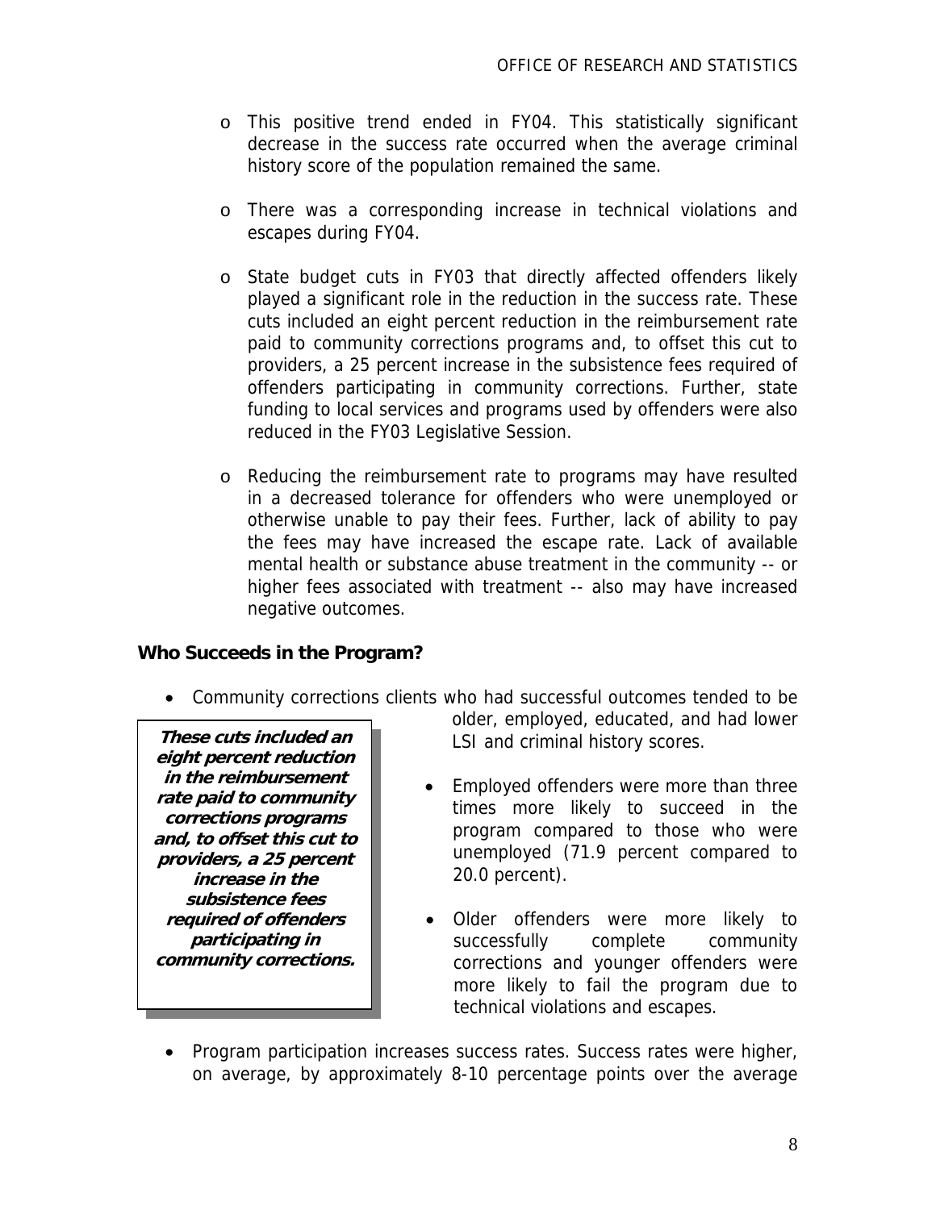- This positive trend ended in FY04. This statistically significant decrease in the success rate occurred when the average criminal history score of the population remained the same.

- There was a corresponding increase in technical violations and escapes during FY04.

- State budget cuts in FY03 that directly affected offenders likely played a significant role in the reduction in the success rate. These cuts included an eight percent reduction in the reimbursement rate paid to community corrections programs and, to offset this cut to providers, a 25 percent increase in the subsistence fees required of offenders participating in community corrections. Further, state funding to local services and programs used by offenders were also reduced in the FY03 Legislative Session.

- Reducing the reimbursement rate to programs may have resulted in a decreased tolerance for offenders who were unemployed or otherwise unable to pay their fees. Further, lack of ability to pay the fees may have increased the escape rate. Lack of available mental health or substance abuse treatment in the community -- or higher fees associated with treatment -- also may have increased negative outcomes.

### Who Succeeds in the Program?

> ***These cuts included an eight percent reduction in the reimbursement rate paid to community corrections programs and, to offset this cut to providers, a 25 percent increase in the subsistence fees required of offenders participating in community corrections.***

- Community corrections clients who had successful outcomes tended to be older, employed, educated, and had lower LSI and criminal history scores.

- Employed offenders were more than three times more likely to succeed in the program compared to those who were unemployed (71.9 percent compared to 20.0 percent).

- Older offenders were more likely to successfully complete community corrections and younger offenders were more likely to fail the program due to technical violations and escapes.

- Program participation increases success rates. Success rates were higher, on average, by approximately 8-10 percentage points over the average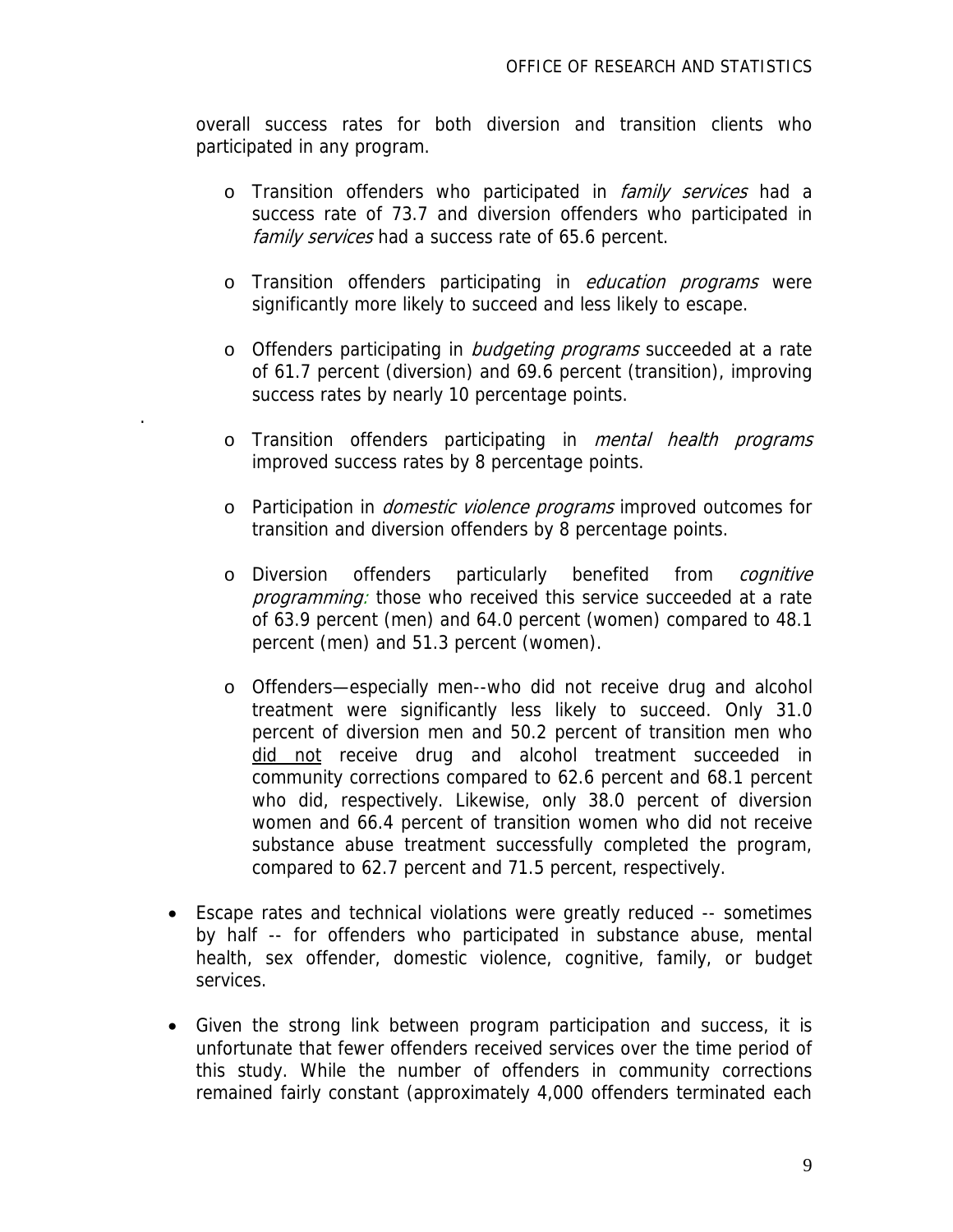overall success rates for both diversion and transition clients who participated in any program.

- Transition offenders who participated in *family services* had a success rate of 73.7 and diversion offenders who participated in *family services* had a success rate of 65.6 percent.
- Transition offenders participating in *education programs* were significantly more likely to succeed and less likely to escape.
- Offenders participating in *budgeting programs* succeeded at a rate of 61.7 percent (diversion) and 69.6 percent (transition), improving success rates by nearly 10 percentage points.
- Transition offenders participating in *mental health programs* improved success rates by 8 percentage points.
- Participation in *domestic violence programs* improved outcomes for transition and diversion offenders by 8 percentage points.
- Diversion offenders particularly benefited from *cognitive programming:* those who received this service succeeded at a rate of 63.9 percent (men) and 64.0 percent (women) compared to 48.1 percent (men) and 51.3 percent (women).
- Offenders—especially men--who did not receive drug and alcohol treatment were significantly less likely to succeed. Only 31.0 percent of diversion men and 50.2 percent of transition men who <u>did not</u> receive drug and alcohol treatment succeeded in community corrections compared to 62.6 percent and 68.1 percent who did, respectively. Likewise, only 38.0 percent of diversion women and 66.4 percent of transition women who did not receive substance abuse treatment successfully completed the program, compared to 62.7 percent and 71.5 percent, respectively.

- Escape rates and technical violations were greatly reduced -- sometimes by half -- for offenders who participated in substance abuse, mental health, sex offender, domestic violence, cognitive, family, or budget services.
- Given the strong link between program participation and success, it is unfortunate that fewer offenders received services over the time period of this study. While the number of offenders in community corrections remained fairly constant (approximately 4,000 offenders terminated each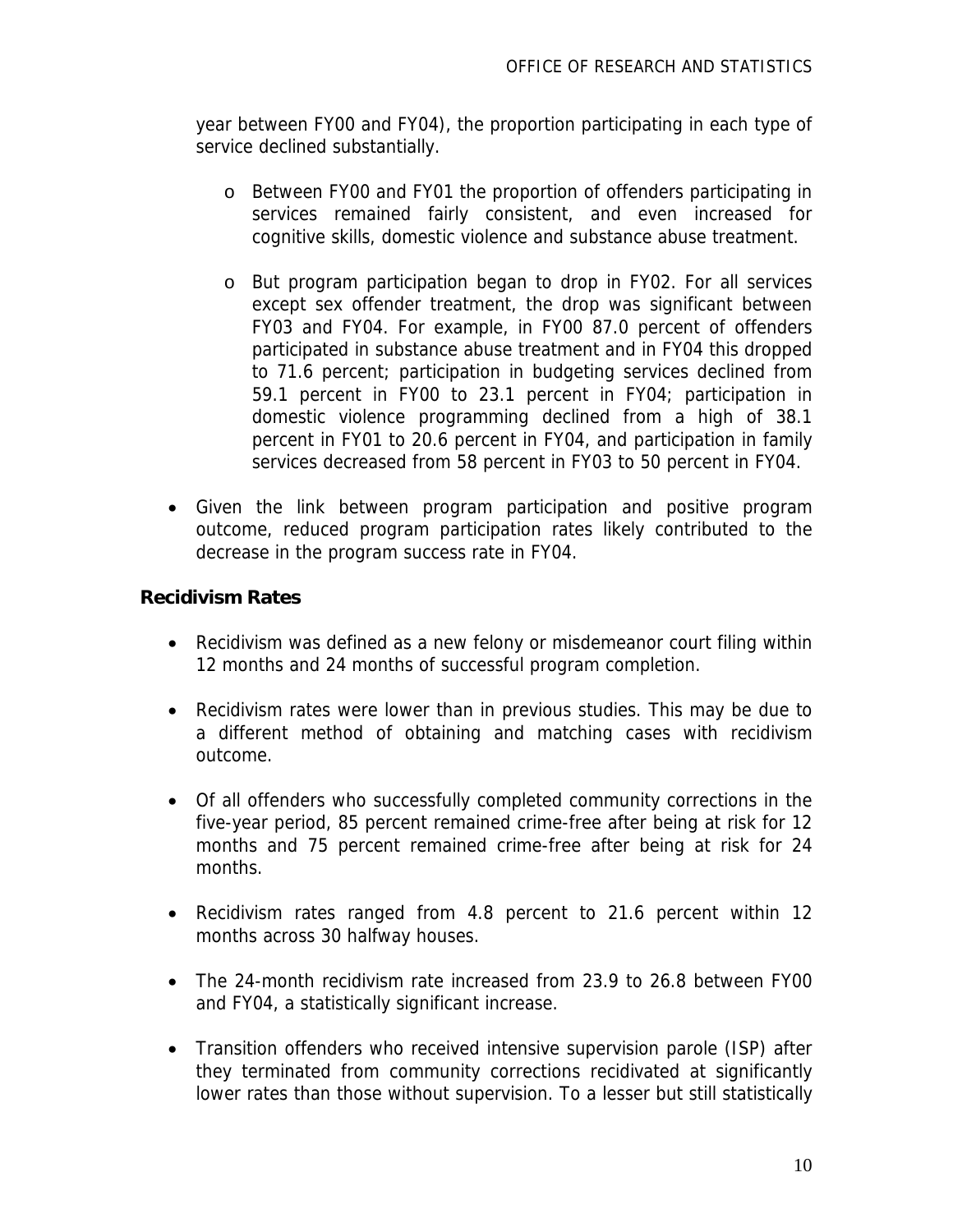year between FY00 and FY04), the proportion participating in each type of service declined substantially.

  - Between FY00 and FY01 the proportion of offenders participating in services remained fairly consistent, and even increased for cognitive skills, domestic violence and substance abuse treatment.

  - But program participation began to drop in FY02. For all services except sex offender treatment, the drop was significant between FY03 and FY04. For example, in FY00 87.0 percent of offenders participated in substance abuse treatment and in FY04 this dropped to 71.6 percent; participation in budgeting services declined from 59.1 percent in FY00 to 23.1 percent in FY04; participation in domestic violence programming declined from a high of 38.1 percent in FY01 to 20.6 percent in FY04, and participation in family services decreased from 58 percent in FY03 to 50 percent in FY04.

- Given the link between program participation and positive program outcome, reduced program participation rates likely contributed to the decrease in the program success rate in FY04.

### Recidivism Rates

- Recidivism was defined as a new felony or misdemeanor court filing within 12 months and 24 months of successful program completion.

- Recidivism rates were lower than in previous studies. This may be due to a different method of obtaining and matching cases with recidivism outcome.

- Of all offenders who successfully completed community corrections in the five-year period, 85 percent remained crime-free after being at risk for 12 months and 75 percent remained crime-free after being at risk for 24 months.

- Recidivism rates ranged from 4.8 percent to 21.6 percent within 12 months across 30 halfway houses.

- The 24-month recidivism rate increased from 23.9 to 26.8 between FY00 and FY04, a statistically significant increase.

- Transition offenders who received intensive supervision parole (ISP) after they terminated from community corrections recidivated at significantly lower rates than those without supervision. To a lesser but still statistically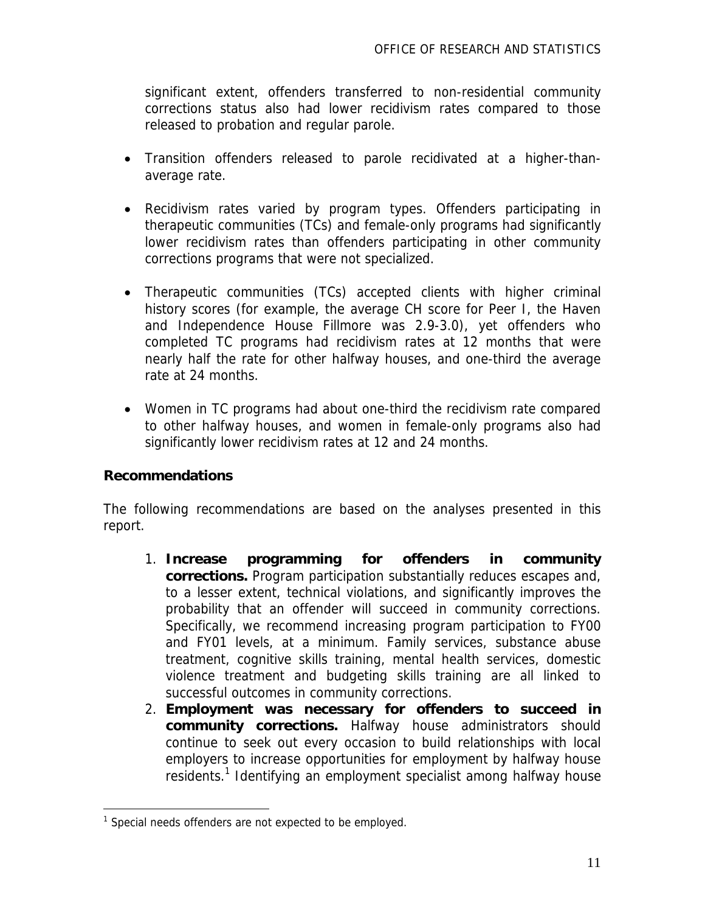significant extent, offenders transferred to non-residential community corrections status also had lower recidivism rates compared to those released to probation and regular parole.

- Transition offenders released to parole recidivated at a higher-than-average rate.
- Recidivism rates varied by program types. Offenders participating in therapeutic communities (TCs) and female-only programs had significantly lower recidivism rates than offenders participating in other community corrections programs that were not specialized.
- Therapeutic communities (TCs) accepted clients with higher criminal history scores (for example, the average CH score for Peer I, the Haven and Independence House Fillmore was 2.9-3.0), yet offenders who completed TC programs had recidivism rates at 12 months that were nearly half the rate for other halfway houses, and one-third the average rate at 24 months.
- Women in TC programs had about one-third the recidivism rate compared to other halfway houses, and women in female-only programs also had significantly lower recidivism rates at 12 and 24 months.

**Recommendations**

The following recommendations are based on the analyses presented in this report.

1. **Increase programming for offenders in community corrections.** Program participation substantially reduces escapes and, to a lesser extent, technical violations, and significantly improves the probability that an offender will succeed in community corrections. Specifically, we recommend increasing program participation to FY00 and FY01 levels, at a minimum. Family services, substance abuse treatment, cognitive skills training, mental health services, domestic violence treatment and budgeting skills training are all linked to successful outcomes in community corrections.
2. **Employment was necessary for offenders to succeed in community corrections.** Halfway house administrators should continue to seek out every occasion to build relationships with local employers to increase opportunities for employment by halfway house residents.[1] Identifying an employment specialist among halfway house

[1] Special needs offenders are not expected to be employed.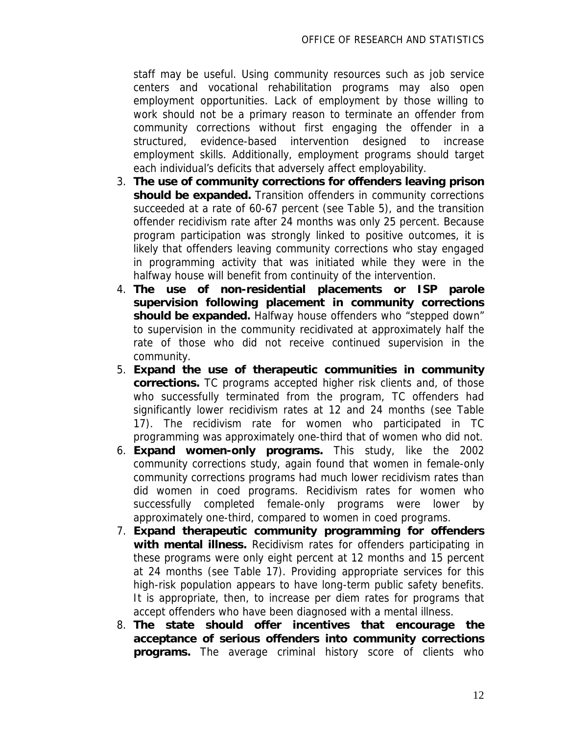staff may be useful. Using community resources such as job service centers and vocational rehabilitation programs may also open employment opportunities. Lack of employment by those willing to work should not be a primary reason to terminate an offender from community corrections without first engaging the offender in a structured, evidence-based intervention designed to increase employment skills. Additionally, employment programs should target each individual's deficits that adversely affect employability.

3. **The use of community corrections for offenders leaving prison should be expanded.** Transition offenders in community corrections succeeded at a rate of 60-67 percent (see Table 5), and the transition offender recidivism rate after 24 months was only 25 percent. Because program participation was strongly linked to positive outcomes, it is likely that offenders leaving community corrections who stay engaged in programming activity that was initiated while they were in the halfway house will benefit from continuity of the intervention.
4. **The use of non-residential placements or ISP parole supervision following placement in community corrections should be expanded.** Halfway house offenders who "stepped down" to supervision in the community recidivated at approximately half the rate of those who did not receive continued supervision in the community.
5. **Expand the use of therapeutic communities in community corrections.** TC programs accepted higher risk clients and, of those who successfully terminated from the program, TC offenders had significantly lower recidivism rates at 12 and 24 months (see Table 17). The recidivism rate for women who participated in TC programming was approximately one-third that of women who did not.
6. **Expand women-only programs.** This study, like the 2002 community corrections study, again found that women in female-only community corrections programs had much lower recidivism rates than did women in coed programs. Recidivism rates for women who successfully completed female-only programs were lower by approximately one-third, compared to women in coed programs.
7. **Expand therapeutic community programming for offenders with mental illness.** Recidivism rates for offenders participating in these programs were only eight percent at 12 months and 15 percent at 24 months (see Table 17). Providing appropriate services for this high-risk population appears to have long-term public safety benefits. It is appropriate, then, to increase per diem rates for programs that accept offenders who have been diagnosed with a mental illness.
8. **The state should offer incentives that encourage the acceptance of serious offenders into community corrections programs.** The average criminal history score of clients who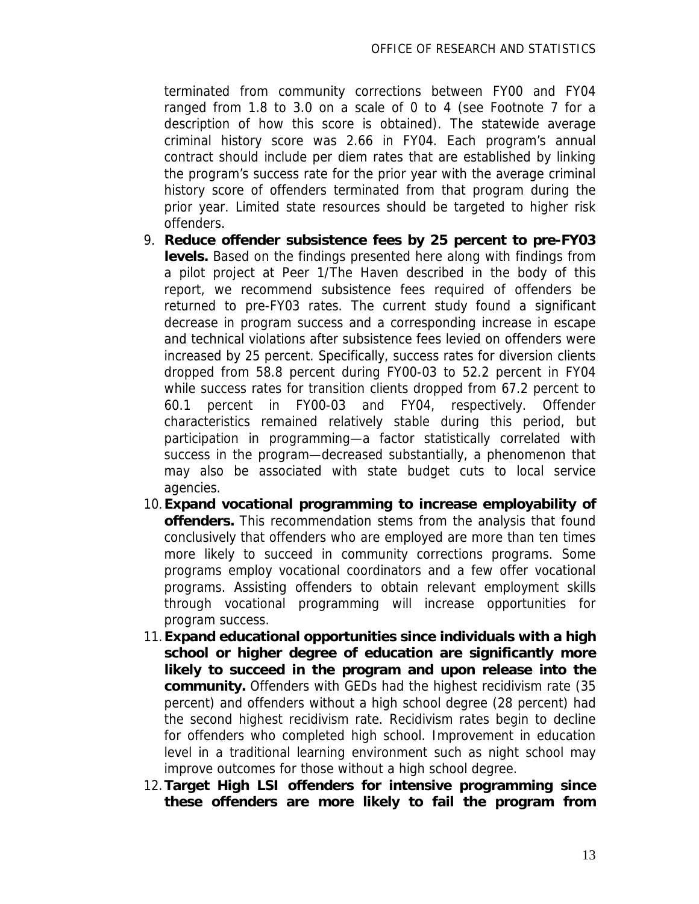terminated from community corrections between FY00 and FY04 ranged from 1.8 to 3.0 on a scale of 0 to 4 (see Footnote 7 for a description of how this score is obtained). The statewide average criminal history score was 2.66 in FY04. Each program's annual contract should include per diem rates that are established by linking the program's success rate for the prior year with the average criminal history score of offenders terminated from that program during the prior year. Limited state resources should be targeted to higher risk offenders.

9. **Reduce offender subsistence fees by 25 percent to pre-FY03 levels.** Based on the findings presented here along with findings from a pilot project at Peer 1/The Haven described in the body of this report, we recommend subsistence fees required of offenders be returned to pre-FY03 rates. The current study found a significant decrease in program success and a corresponding increase in escape and technical violations after subsistence fees levied on offenders were increased by 25 percent. Specifically, success rates for diversion clients dropped from 58.8 percent during FY00-03 to 52.2 percent in FY04 while success rates for transition clients dropped from 67.2 percent to 60.1 percent in FY00-03 and FY04, respectively. Offender characteristics remained relatively stable during this period, but participation in programming—a factor statistically correlated with success in the program—decreased substantially, a phenomenon that may also be associated with state budget cuts to local service agencies.
10. **Expand vocational programming to increase employability of offenders.** This recommendation stems from the analysis that found conclusively that offenders who are employed are more than ten times more likely to succeed in community corrections programs. Some programs employ vocational coordinators and a few offer vocational programs. Assisting offenders to obtain relevant employment skills through vocational programming will increase opportunities for program success.
11. **Expand educational opportunities since individuals with a high school or higher degree of education are significantly more likely to succeed in the program and upon release into the community.** Offenders with GEDs had the highest recidivism rate (35 percent) and offenders without a high school degree (28 percent) had the second highest recidivism rate. Recidivism rates begin to decline for offenders who completed high school. Improvement in education level in a traditional learning environment such as night school may improve outcomes for those without a high school degree.
12. **Target High LSI offenders for intensive programming since these offenders are more likely to fail the program from**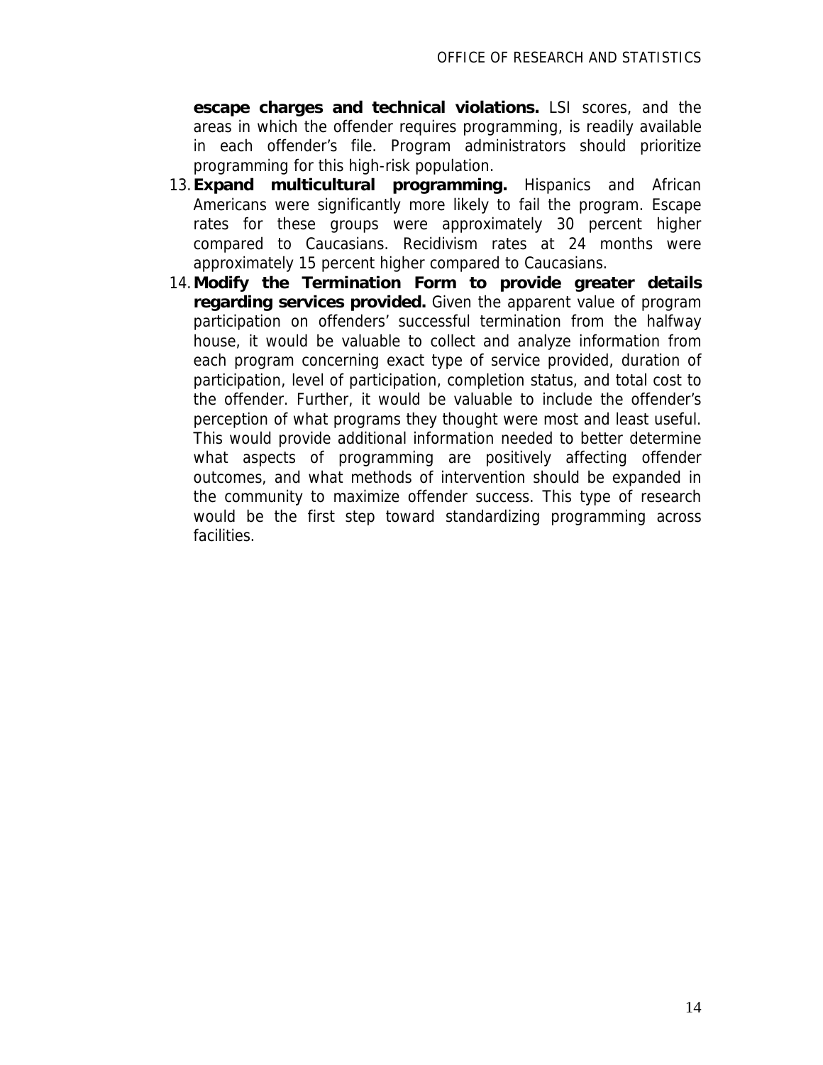**escape charges and technical violations.** LSI scores, and the areas in which the offender requires programming, is readily available in each offender's file. Program administrators should prioritize programming for this high-risk population.

13. **Expand multicultural programming.** Hispanics and African Americans were significantly more likely to fail the program. Escape rates for these groups were approximately 30 percent higher compared to Caucasians. Recidivism rates at 24 months were approximately 15 percent higher compared to Caucasians.
14. **Modify the Termination Form to provide greater details regarding services provided.** Given the apparent value of program participation on offenders' successful termination from the halfway house, it would be valuable to collect and analyze information from each program concerning exact type of service provided, duration of participation, level of participation, completion status, and total cost to the offender. Further, it would be valuable to include the offender's perception of what programs they thought were most and least useful. This would provide additional information needed to better determine what aspects of programming are positively affecting offender outcomes, and what methods of intervention should be expanded in the community to maximize offender success. This type of research would be the first step toward standardizing programming across facilities.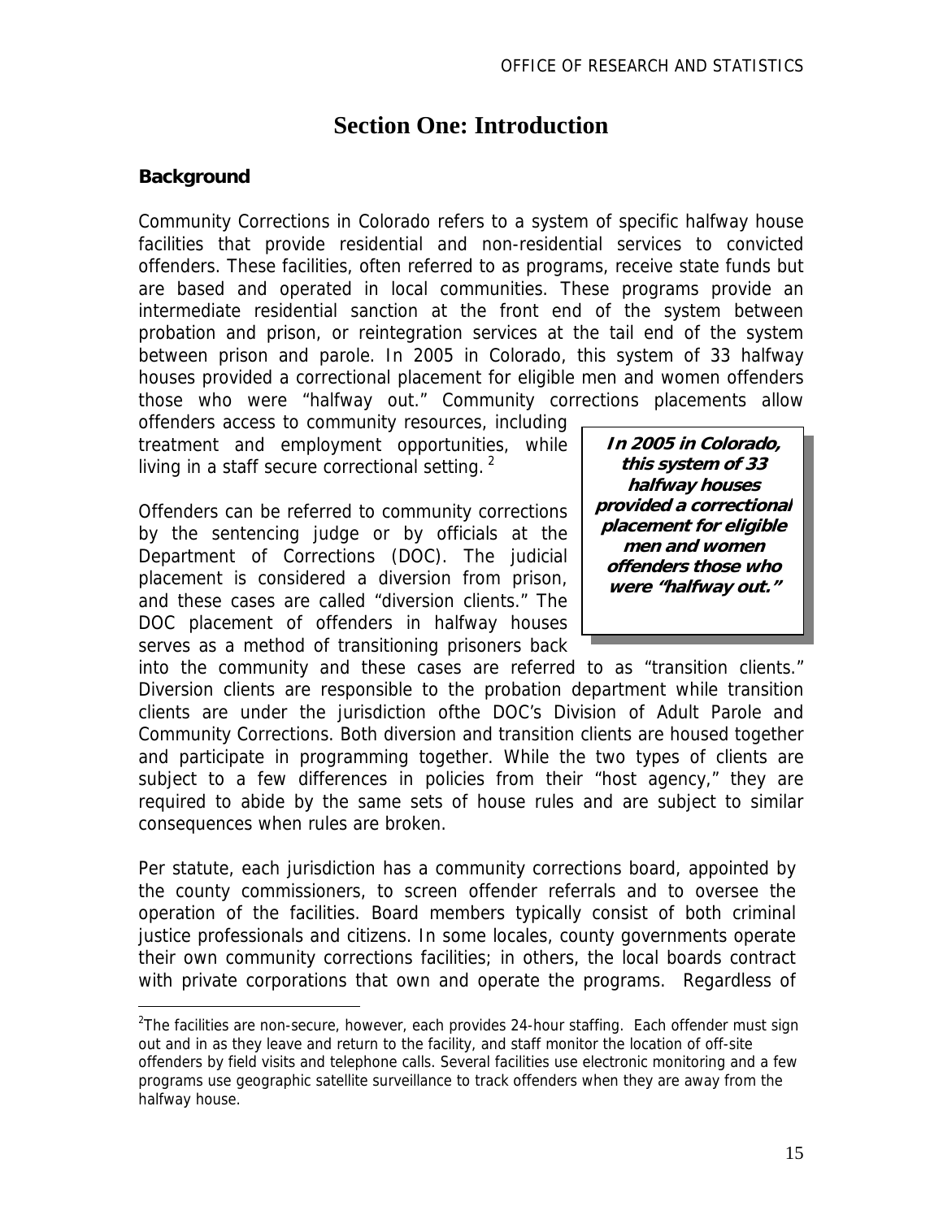# Section One: Introduction

### Background

Community Corrections in Colorado refers to a system of specific halfway house facilities that provide residential and non-residential services to convicted offenders. These facilities, often referred to as programs, receive state funds but are based and operated in local communities. These programs provide an intermediate residential sanction at the front end of the system between probation and prison, or reintegration services at the tail end of the system between prison and parole. In 2005 in Colorado, this system of 33 halfway houses provided a correctional placement for eligible men and women offenders those who were "halfway out." Community corrections placements allow offenders access to community resources, including treatment and employment opportunities, while living in a staff secure correctional setting. [2]

> ***In 2005 in Colorado, this system of 33 halfway houses provided a correctional placement for eligible men and women offenders those who were "halfway out."***

Offenders can be referred to community corrections by the sentencing judge or by officials at the Department of Corrections (DOC). The judicial placement is considered a diversion from prison, and these cases are called "diversion clients." The DOC placement of offenders in halfway houses serves as a method of transitioning prisoners back into the community and these cases are referred to as "transition clients." Diversion clients are responsible to the probation department while transition clients are under the jurisdiction ofthe DOC's Division of Adult Parole and Community Corrections. Both diversion and transition clients are housed together and participate in programming together. While the two types of clients are subject to a few differences in policies from their "host agency," they are required to abide by the same sets of house rules and are subject to similar consequences when rules are broken.

Per statute, each jurisdiction has a community corrections board, appointed by the county commissioners, to screen offender referrals and to oversee the operation of the facilities. Board members typically consist of both criminal justice professionals and citizens. In some locales, county governments operate their own community corrections facilities; in others, the local boards contract with private corporations that own and operate the programs. Regardless of

---

[2] The facilities are non-secure, however, each provides 24-hour staffing. Each offender must sign out and in as they leave and return to the facility, and staff monitor the location of off-site offenders by field visits and telephone calls. Several facilities use electronic monitoring and a few programs use geographic satellite surveillance to track offenders when they are away from the halfway house.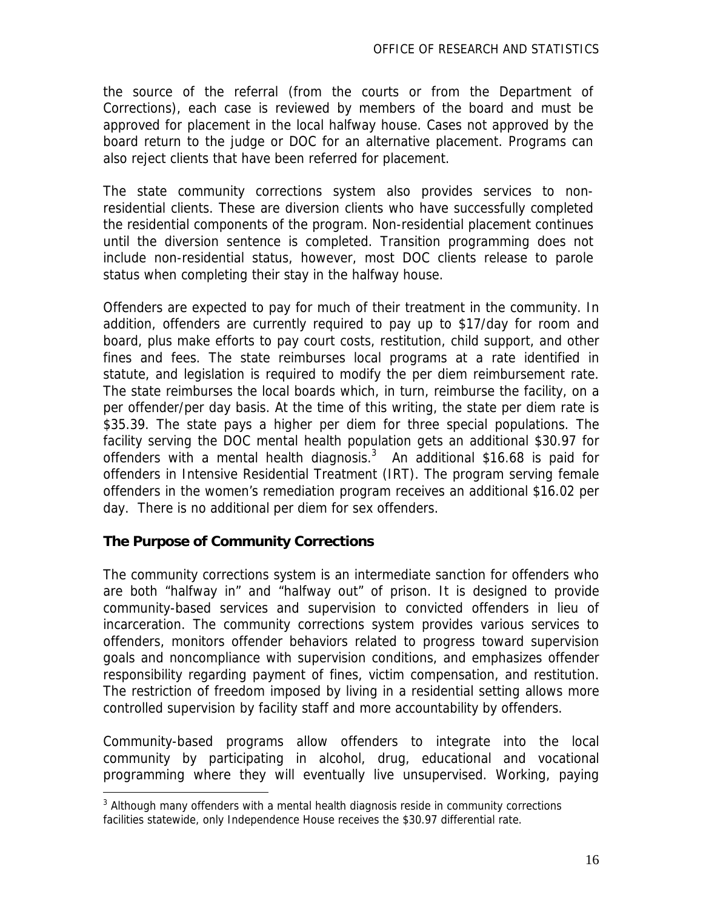the source of the referral (from the courts or from the Department of Corrections), each case is reviewed by members of the board and must be approved for placement in the local halfway house. Cases not approved by the board return to the judge or DOC for an alternative placement. Programs can also reject clients that have been referred for placement.

The state community corrections system also provides services to non-residential clients. These are diversion clients who have successfully completed the residential components of the program. Non-residential placement continues until the diversion sentence is completed. Transition programming does not include non-residential status, however, most DOC clients release to parole status when completing their stay in the halfway house.

Offenders are expected to pay for much of their treatment in the community. In addition, offenders are currently required to pay up to $17/day for room and board, plus make efforts to pay court costs, restitution, child support, and other fines and fees. The state reimburses local programs at a rate identified in statute, and legislation is required to modify the per diem reimbursement rate. The state reimburses the local boards which, in turn, reimburse the facility, on a per offender/per day basis. At the time of this writing, the state per diem rate is $35.39. The state pays a higher per diem for three special populations. The facility serving the DOC mental health population gets an additional $30.97 for offenders with a mental health diagnosis.[3] An additional $16.68 is paid for offenders in Intensive Residential Treatment (IRT). The program serving female offenders in the women's remediation program receives an additional $16.02 per day. There is no additional per diem for sex offenders.

## The Purpose of Community Corrections

The community corrections system is an intermediate sanction for offenders who are both "halfway in" and "halfway out" of prison. It is designed to provide community-based services and supervision to convicted offenders in lieu of incarceration. The community corrections system provides various services to offenders, monitors offender behaviors related to progress toward supervision goals and noncompliance with supervision conditions, and emphasizes offender responsibility regarding payment of fines, victim compensation, and restitution. The restriction of freedom imposed by living in a residential setting allows more controlled supervision by facility staff and more accountability by offenders.

Community-based programs allow offenders to integrate into the local community by participating in alcohol, drug, educational and vocational programming where they will eventually live unsupervised. Working, paying

[3] Although many offenders with a mental health diagnosis reside in community corrections facilities statewide, only Independence House receives the $30.97 differential rate.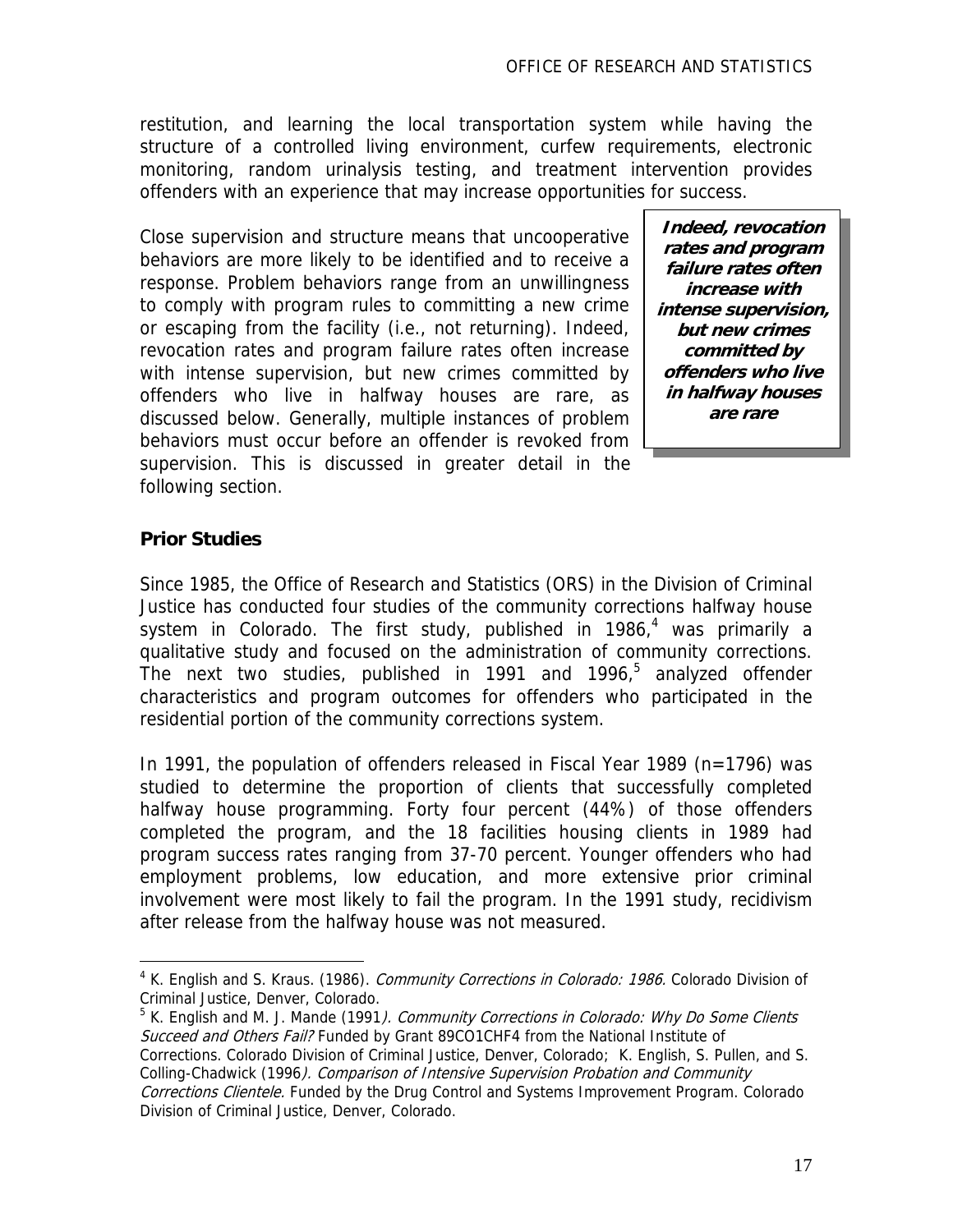restitution, and learning the local transportation system while having the structure of a controlled living environment, curfew requirements, electronic monitoring, random urinalysis testing, and treatment intervention provides offenders with an experience that may increase opportunities for success.

Close supervision and structure means that uncooperative behaviors are more likely to be identified and to receive a response. Problem behaviors range from an unwillingness to comply with program rules to committing a new crime or escaping from the facility (i.e., not returning). Indeed, revocation rates and program failure rates often increase with intense supervision, but new crimes committed by offenders who live in halfway houses are rare, as discussed below. Generally, multiple instances of problem behaviors must occur before an offender is revoked from supervision. This is discussed in greater detail in the following section.

> ***Indeed, revocation rates and program failure rates often increase with intense supervision, but new crimes committed by offenders who live in halfway houses are rare***

### Prior Studies

Since 1985, the Office of Research and Statistics (ORS) in the Division of Criminal Justice has conducted four studies of the community corrections halfway house system in Colorado. The first study, published in 1986,[4] was primarily a qualitative study and focused on the administration of community corrections. The next two studies, published in 1991 and 1996,[5] analyzed offender characteristics and program outcomes for offenders who participated in the residential portion of the community corrections system.

In 1991, the population of offenders released in Fiscal Year 1989 (n=1796) was studied to determine the proportion of clients that successfully completed halfway house programming. Forty four percent (44%) of those offenders completed the program, and the 18 facilities housing clients in 1989 had program success rates ranging from 37-70 percent. Younger offenders who had employment problems, low education, and more extensive prior criminal involvement were most likely to fail the program. In the 1991 study, recidivism after release from the halfway house was not measured.

---

[4] K. English and S. Kraus. (1986). *Community Corrections in Colorado: 1986.* Colorado Division of Criminal Justice, Denver, Colorado.

[5] K. English and M. J. Mande (1991). *Community Corrections in Colorado: Why Do Some Clients Succeed and Others Fail?* Funded by Grant 89CO1CHF4 from the National Institute of Corrections. Colorado Division of Criminal Justice, Denver, Colorado; K. English, S. Pullen, and S. Colling-Chadwick (1996). *Comparison of Intensive Supervision Probation and Community Corrections Clientele.* Funded by the Drug Control and Systems Improvement Program. Colorado Division of Criminal Justice, Denver, Colorado.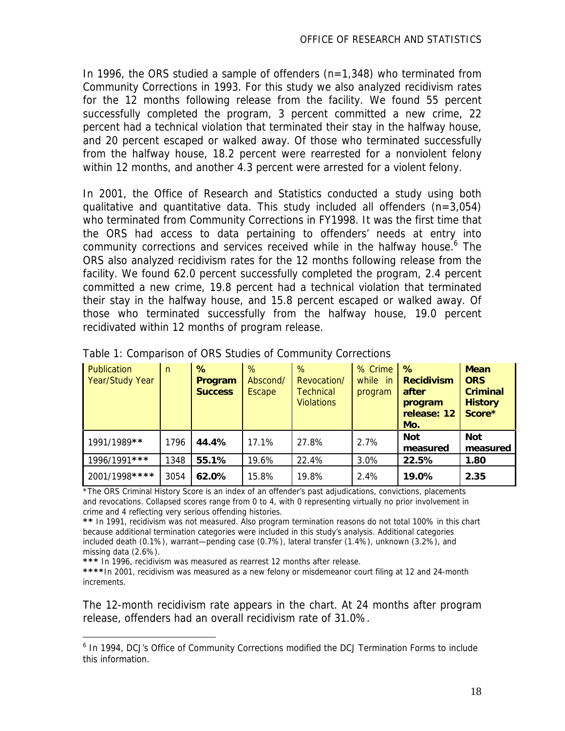In 1996, the ORS studied a sample of offenders (n=1,348) who terminated from Community Corrections in 1993. For this study we also analyzed recidivism rates for the 12 months following release from the facility. We found 55 percent successfully completed the program, 3 percent committed a new crime, 22 percent had a technical violation that terminated their stay in the halfway house, and 20 percent escaped or walked away. Of those who terminated successfully from the halfway house, 18.2 percent were rearrested for a nonviolent felony within 12 months, and another 4.3 percent were arrested for a violent felony.

In 2001, the Office of Research and Statistics conducted a study using both qualitative and quantitative data. This study included all offenders (n=3,054) who terminated from Community Corrections in FY1998. It was the first time that the ORS had access to data pertaining to offenders' needs at entry into community corrections and services received while in the halfway house.[6] The ORS also analyzed recidivism rates for the 12 months following release from the facility. We found 62.0 percent successfully completed the program, 2.4 percent committed a new crime, 19.8 percent had a technical violation that terminated their stay in the halfway house, and 15.8 percent escaped or walked away. Of those who terminated successfully from the halfway house, 19.0 percent recidivated within 12 months of program release.

Table 1: Comparison of ORS Studies of Community Corrections

| Publication Year/Study Year | n | **% Program Success** | % Abscond/ Escape | % Revocation/ Technical Violations | % Crime while in program | **% Recidivism after program release: 12 Mo.** | **Mean ORS Criminal History Score*** |
|---|---|---|---|---|---|---|---|
| 1991/1989** | 1796 | **44.4%** | 17.1% | 27.8% | 2.7% | **Not measured** | **Not measured** |
| 1996/1991*** | 1348 | **55.1%** | 19.6% | 22.4% | 3.0% | **22.5%** | **1.80** |
| 2001/1998**** | 3054 | **62.0%** | 15.8% | 19.8% | 2.4% | **19.0%** | **2.35** |

*The ORS Criminal History Score is an index of an offender's past adjudications, convictions, placements and revocations. Collapsed scores range from 0 to 4, with 0 representing virtually no prior involvement in crime and 4 reflecting very serious offending histories.

** In 1991, recidivism was not measured. Also program termination reasons do not total 100% in this chart because additional termination categories were included in this study's analysis. Additional categories included death (0.1%), warrant—pending case (0.7%), lateral transfer (1.4%), unknown (3.2%), and missing data (2.6%).

*** In 1996, recidivism was measured as rearrest 12 months after release.

****In 2001, recidivism was measured as a new felony or misdemeanor court filing at 12 and 24-month increments.

The 12-month recidivism rate appears in the chart. At 24 months after program release, offenders had an overall recidivism rate of 31.0%.

[6] In 1994, DCJ's Office of Community Corrections modified the DCJ Termination Forms to include this information.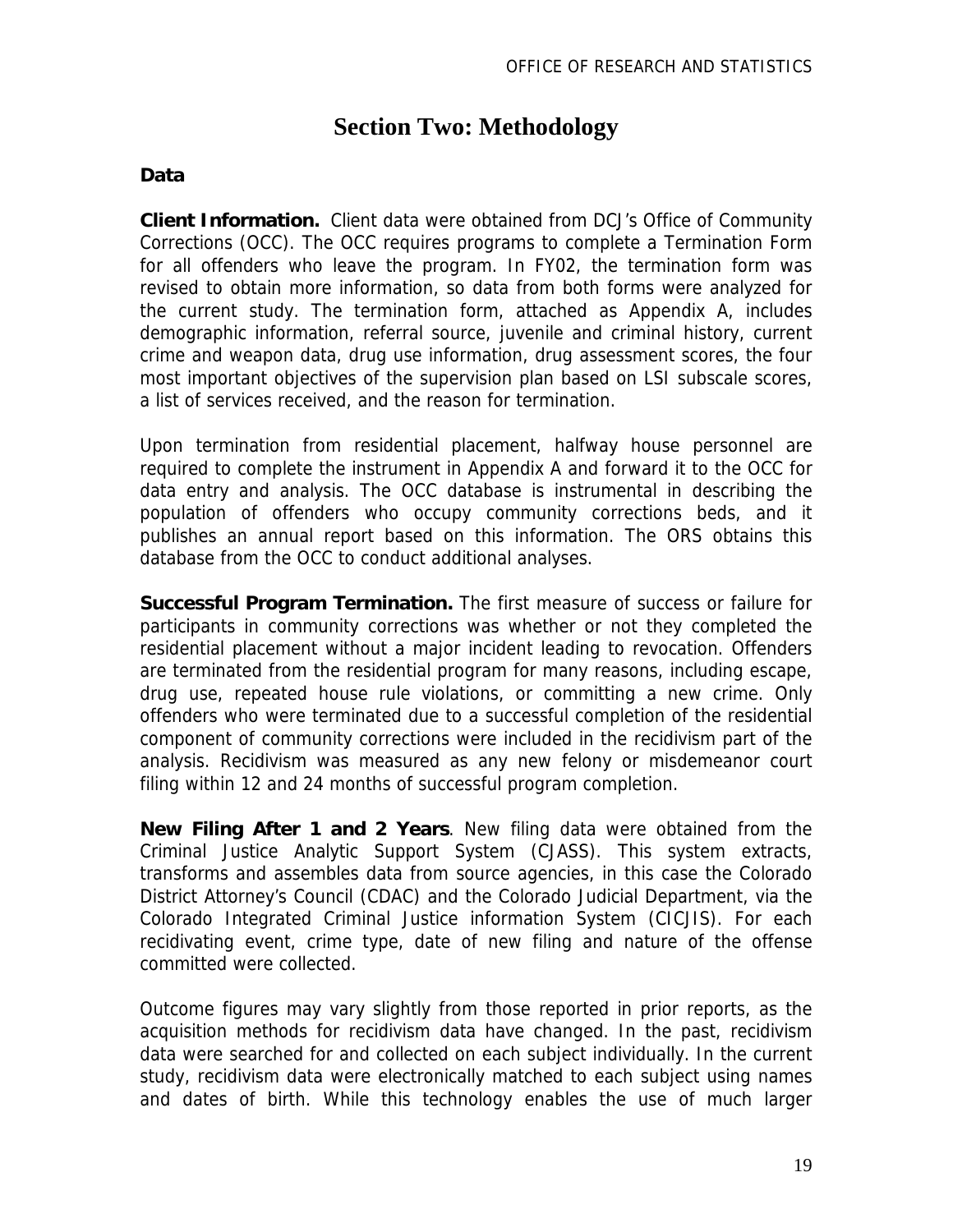# Section Two: Methodology

## Data

**Client Information.** Client data were obtained from DCJ's Office of Community Corrections (OCC). The OCC requires programs to complete a Termination Form for all offenders who leave the program. In FY02, the termination form was revised to obtain more information, so data from both forms were analyzed for the current study. The termination form, attached as Appendix A, includes demographic information, referral source, juvenile and criminal history, current crime and weapon data, drug use information, drug assessment scores, the four most important objectives of the supervision plan based on LSI subscale scores, a list of services received, and the reason for termination.

Upon termination from residential placement, halfway house personnel are required to complete the instrument in Appendix A and forward it to the OCC for data entry and analysis. The OCC database is instrumental in describing the population of offenders who occupy community corrections beds, and it publishes an annual report based on this information. The ORS obtains this database from the OCC to conduct additional analyses.

**Successful Program Termination.** The first measure of success or failure for participants in community corrections was whether or not they completed the residential placement without a major incident leading to revocation. Offenders are terminated from the residential program for many reasons, including escape, drug use, repeated house rule violations, or committing a new crime. Only offenders who were terminated due to a successful completion of the residential component of community corrections were included in the recidivism part of the analysis. Recidivism was measured as any new felony or misdemeanor court filing within 12 and 24 months of successful program completion.

**New Filing After 1 and 2 Years**. New filing data were obtained from the Criminal Justice Analytic Support System (CJASS). This system extracts, transforms and assembles data from source agencies, in this case the Colorado District Attorney's Council (CDAC) and the Colorado Judicial Department, via the Colorado Integrated Criminal Justice information System (CICJIS). For each recidivating event, crime type, date of new filing and nature of the offense committed were collected.

Outcome figures may vary slightly from those reported in prior reports, as the acquisition methods for recidivism data have changed. In the past, recidivism data were searched for and collected on each subject individually. In the current study, recidivism data were electronically matched to each subject using names and dates of birth. While this technology enables the use of much larger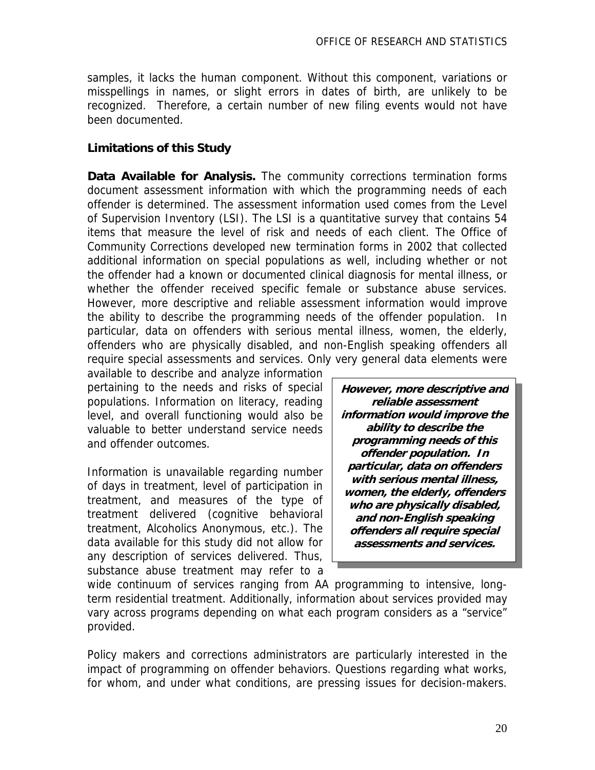samples, it lacks the human component. Without this component, variations or misspellings in names, or slight errors in dates of birth, are unlikely to be recognized. Therefore, a certain number of new filing events would not have been documented.

### Limitations of this Study

**Data Available for Analysis.** The community corrections termination forms document assessment information with which the programming needs of each offender is determined. The assessment information used comes from the Level of Supervision Inventory (LSI). The LSI is a quantitative survey that contains 54 items that measure the level of risk and needs of each client. The Office of Community Corrections developed new termination forms in 2002 that collected additional information on special populations as well, including whether or not the offender had a known or documented clinical diagnosis for mental illness, or whether the offender received specific female or substance abuse services. However, more descriptive and reliable assessment information would improve the ability to describe the programming needs of the offender population. In particular, data on offenders with serious mental illness, women, the elderly, offenders who are physically disabled, and non-English speaking offenders all require special assessments and services. Only very general data elements were available to describe and analyze information pertaining to the needs and risks of special populations. Information on literacy, reading level, and overall functioning would also be valuable to better understand service needs and offender outcomes.

> ***However, more descriptive and reliable assessment information would improve the ability to describe the programming needs of this offender population. In particular, data on offenders with serious mental illness, women, the elderly, offenders who are physically disabled, and non-English speaking offenders all require special assessments and services.***

Information is unavailable regarding number of days in treatment, level of participation in treatment, and measures of the type of treatment delivered (cognitive behavioral treatment, Alcoholics Anonymous, etc.). The data available for this study did not allow for any description of services delivered. Thus, substance abuse treatment may refer to a wide continuum of services ranging from AA programming to intensive, long-term residential treatment. Additionally, information about services provided may vary across programs depending on what each program considers as a "service" provided.

Policy makers and corrections administrators are particularly interested in the impact of programming on offender behaviors. Questions regarding what works, for whom, and under what conditions, are pressing issues for decision-makers.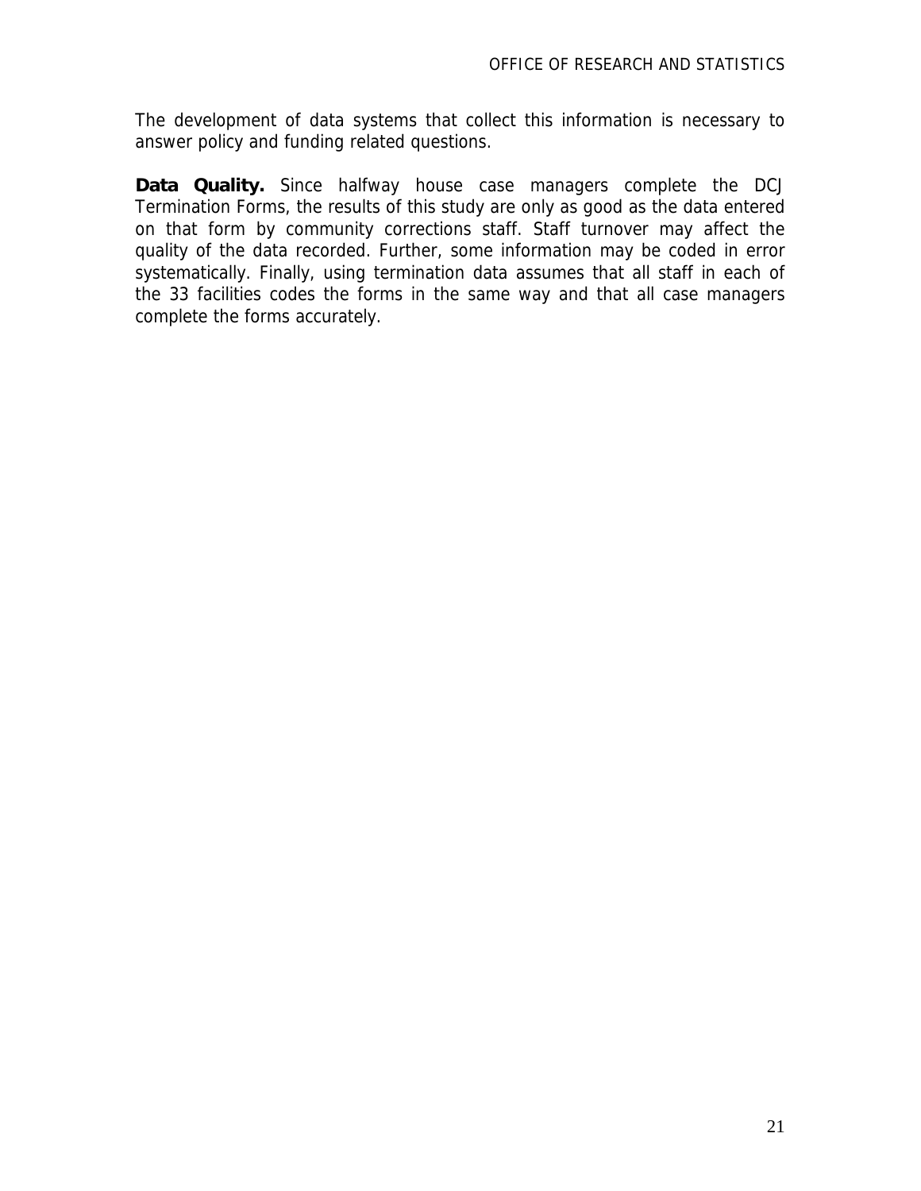The development of data systems that collect this information is necessary to answer policy and funding related questions.

**Data Quality.** Since halfway house case managers complete the DCJ Termination Forms, the results of this study are only as good as the data entered on that form by community corrections staff. Staff turnover may affect the quality of the data recorded. Further, some information may be coded in error systematically. Finally, using termination data assumes that all staff in each of the 33 facilities codes the forms in the same way and that all case managers complete the forms accurately.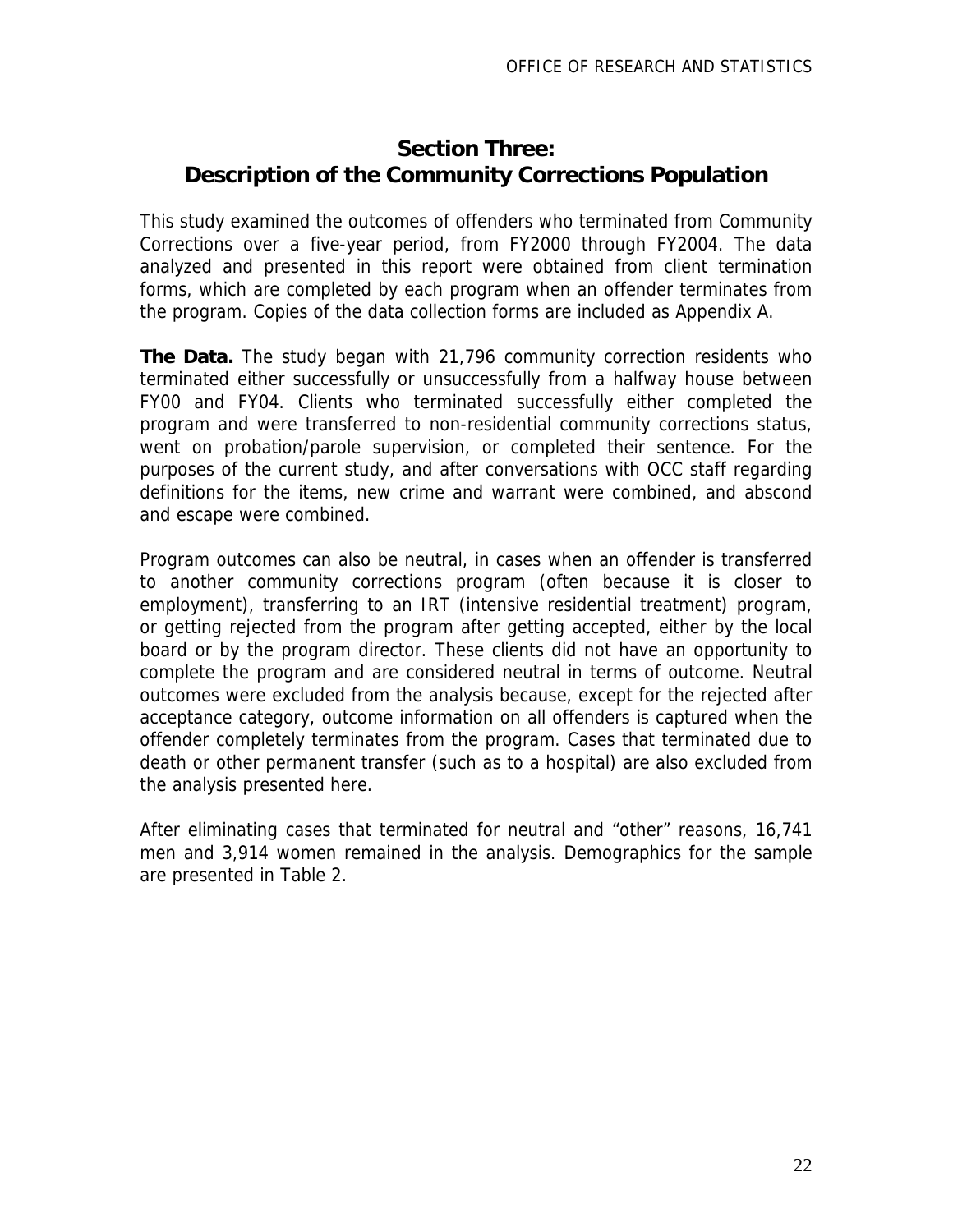## Section Three: Description of the Community Corrections Population

This study examined the outcomes of offenders who terminated from Community Corrections over a five-year period, from FY2000 through FY2004. The data analyzed and presented in this report were obtained from client termination forms, which are completed by each program when an offender terminates from the program. Copies of the data collection forms are included as Appendix A.

**The Data.** The study began with 21,796 community correction residents who terminated either successfully or unsuccessfully from a halfway house between FY00 and FY04. Clients who terminated successfully either completed the program and were transferred to non-residential community corrections status, went on probation/parole supervision, or completed their sentence. For the purposes of the current study, and after conversations with OCC staff regarding definitions for the items, new crime and warrant were combined, and abscond and escape were combined.

Program outcomes can also be neutral, in cases when an offender is transferred to another community corrections program (often because it is closer to employment), transferring to an IRT (intensive residential treatment) program, or getting rejected from the program after getting accepted, either by the local board or by the program director. These clients did not have an opportunity to complete the program and are considered neutral in terms of outcome. Neutral outcomes were excluded from the analysis because, except for the rejected after acceptance category, outcome information on all offenders is captured when the offender completely terminates from the program. Cases that terminated due to death or other permanent transfer (such as to a hospital) are also excluded from the analysis presented here.

After eliminating cases that terminated for neutral and "other" reasons, 16,741 men and 3,914 women remained in the analysis. Demographics for the sample are presented in Table 2.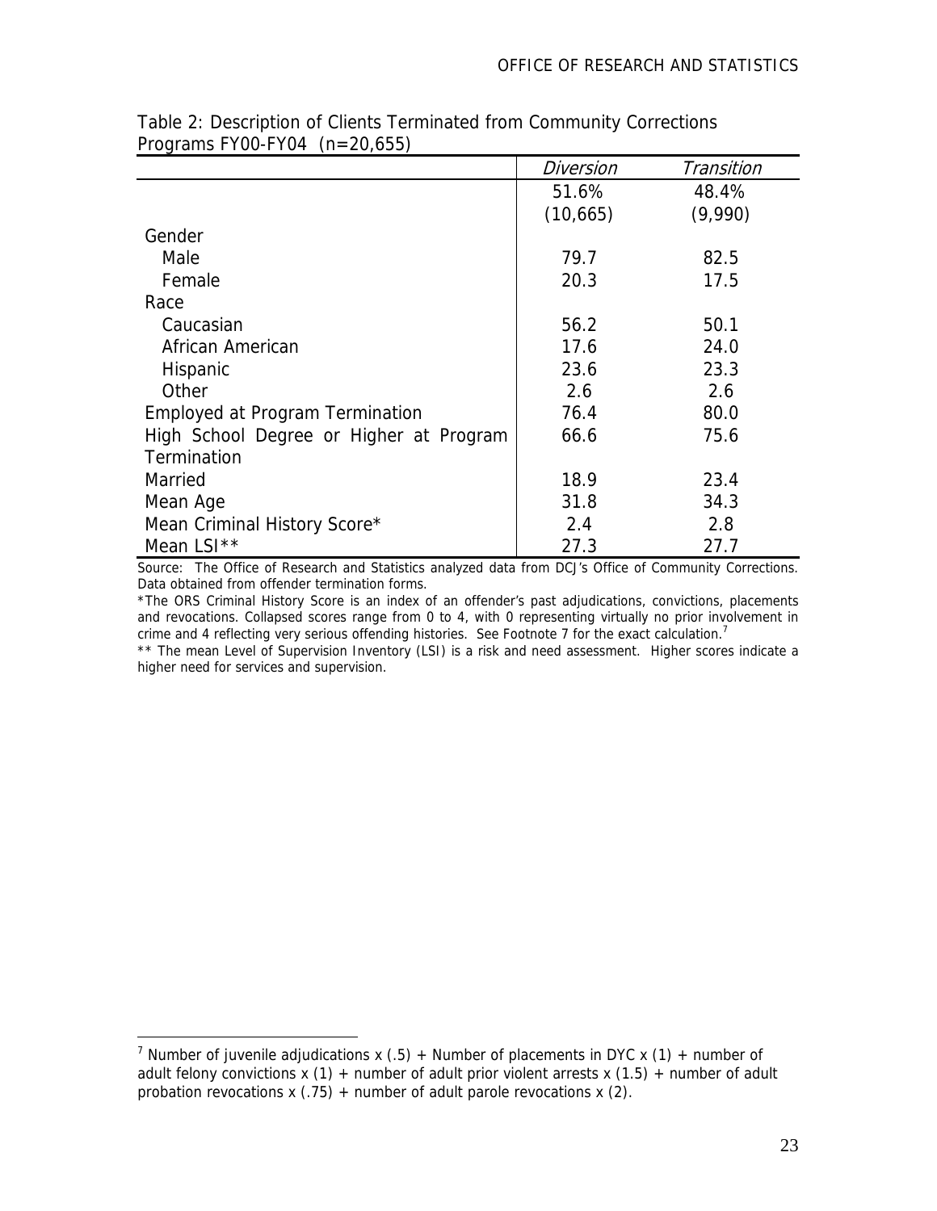Table 2: Description of Clients Terminated from Community Corrections Programs FY00-FY04 (n=20,655)

| | *Diversion* | *Transition* |
|---|---|---|
| | 51.6% | 48.4% |
| | (10,665) | (9,990) |
| Gender | | |
| Male | 79.7 | 82.5 |
| Female | 20.3 | 17.5 |
| Race | | |
| Caucasian | 56.2 | 50.1 |
| African American | 17.6 | 24.0 |
| Hispanic | 23.6 | 23.3 |
| Other | 2.6 | 2.6 |
| Employed at Program Termination | 76.4 | 80.0 |
| High School Degree or Higher at Program Termination | 66.6 | 75.6 |
| Married | 18.9 | 23.4 |
| Mean Age | 31.8 | 34.3 |
| Mean Criminal History Score* | 2.4 | 2.8 |
| Mean LSI** | 27.3 | 27.7 |

Source: The Office of Research and Statistics analyzed data from DCJ's Office of Community Corrections. Data obtained from offender termination forms.

*The ORS Criminal History Score is an index of an offender's past adjudications, convictions, placements and revocations. Collapsed scores range from 0 to 4, with 0 representing virtually no prior involvement in crime and 4 reflecting very serious offending histories. See Footnote 7 for the exact calculation.[7]

** The mean Level of Supervision Inventory (LSI) is a risk and need assessment. Higher scores indicate a higher need for services and supervision.

[7] Number of juvenile adjudications x (.5) + Number of placements in DYC x (1) + number of adult felony convictions x (1) + number of adult prior violent arrests x (1.5) + number of adult probation revocations x (.75) + number of adult parole revocations x (2).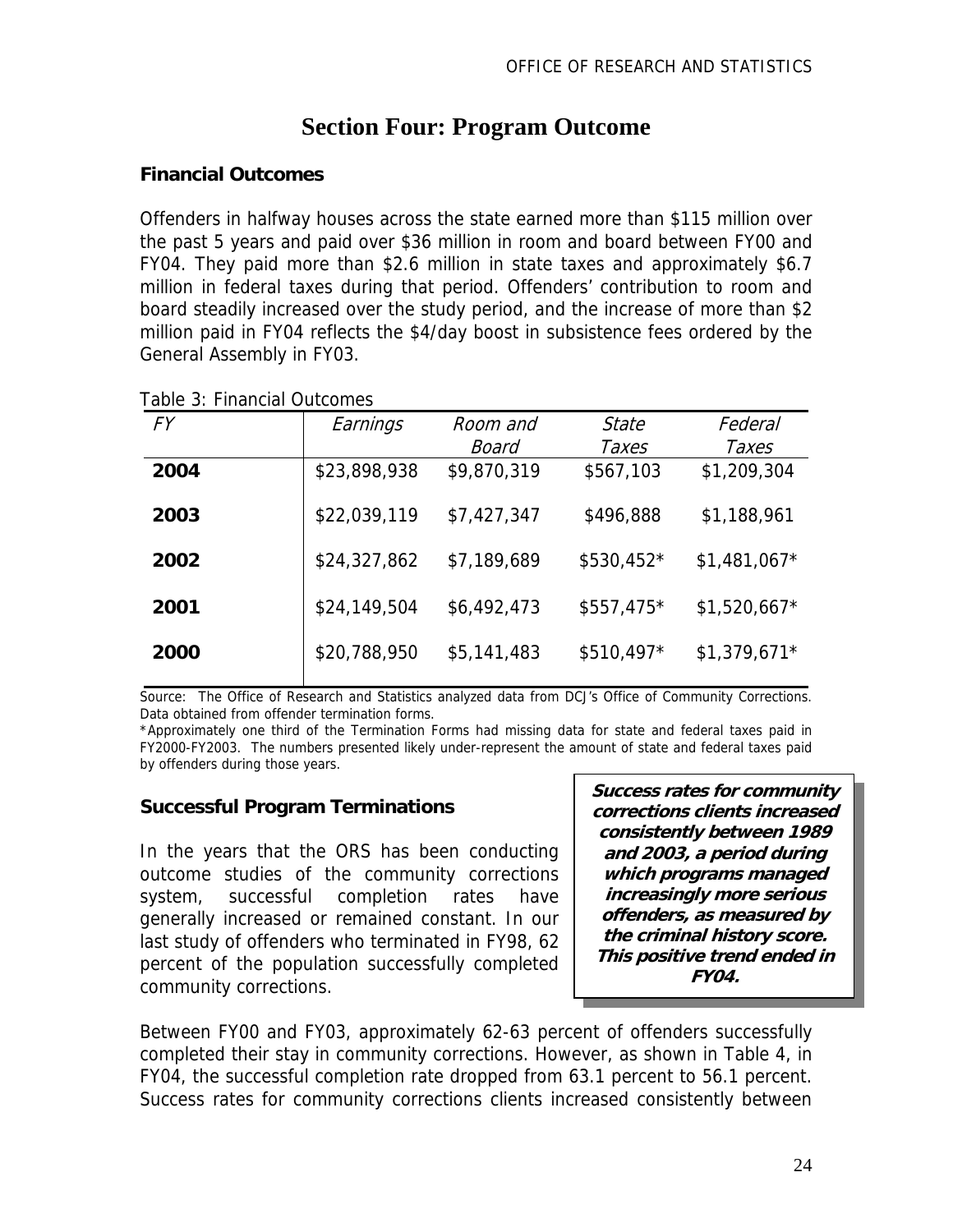# Section Four: Program Outcome

## Financial Outcomes

Offenders in halfway houses across the state earned more than $115 million over the past 5 years and paid over $36 million in room and board between FY00 and FY04. They paid more than $2.6 million in state taxes and approximately $6.7 million in federal taxes during that period. Offenders' contribution to room and board steadily increased over the study period, and the increase of more than $2 million paid in FY04 reflects the $4/day boost in subsistence fees ordered by the General Assembly in FY03.

Table 3: Financial Outcomes

| *FY* | *Earnings* | *Room and Board* | *State Taxes* | *Federal Taxes* |
|---|---|---|---|---|
| **2004** | $23,898,938 | $9,870,319 | $567,103 | $1,209,304 |
| **2003** | $22,039,119 | $7,427,347 | $496,888 | $1,188,961 |
| **2002** | $24,327,862 | $7,189,689 | $530,452* | $1,481,067* |
| **2001** | $24,149,504 | $6,492,473 | $557,475* | $1,520,667* |
| **2000** | $20,788,950 | $5,141,483 | $510,497* | $1,379,671* |

Source: The Office of Research and Statistics analyzed data from DCJ's Office of Community Corrections. Data obtained from offender termination forms.

*Approximately one third of the Termination Forms had missing data for state and federal taxes paid in FY2000-FY2003. The numbers presented likely under-represent the amount of state and federal taxes paid by offenders during those years.

## Successful Program Terminations

***Success rates for community corrections clients increased consistently between 1989 and 2003, a period during which programs managed increasingly more serious offenders, as measured by the criminal history score. This positive trend ended in FY04.***

In the years that the ORS has been conducting outcome studies of the community corrections system, successful completion rates have generally increased or remained constant. In our last study of offenders who terminated in FY98, 62 percent of the population successfully completed community corrections.

Between FY00 and FY03, approximately 62-63 percent of offenders successfully completed their stay in community corrections. However, as shown in Table 4, in FY04, the successful completion rate dropped from 63.1 percent to 56.1 percent. Success rates for community corrections clients increased consistently between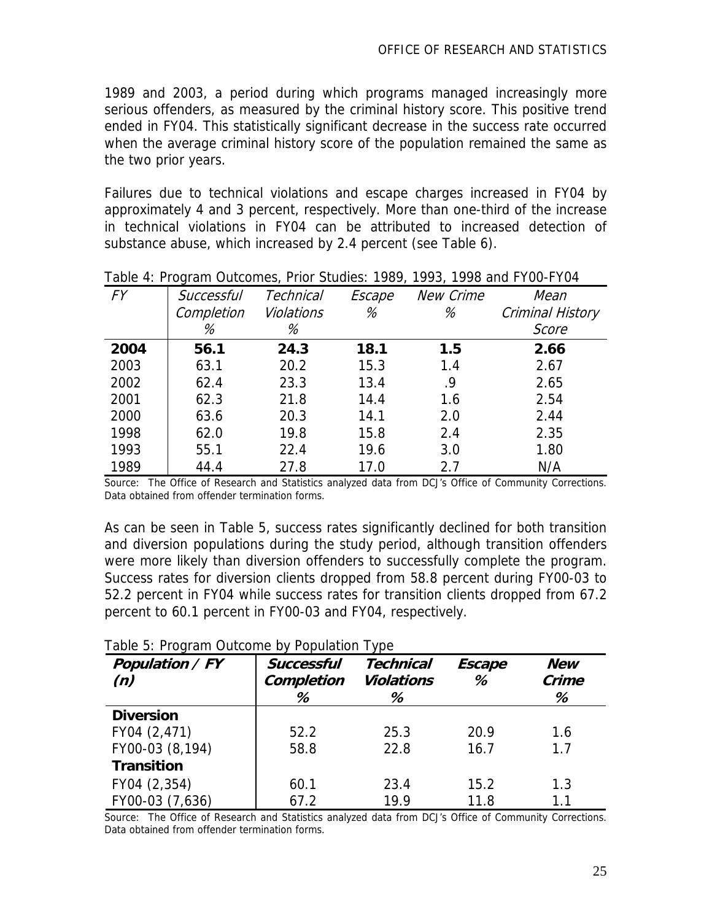1989 and 2003, a period during which programs managed increasingly more serious offenders, as measured by the criminal history score. This positive trend ended in FY04. This statistically significant decrease in the success rate occurred when the average criminal history score of the population remained the same as the two prior years.

Failures due to technical violations and escape charges increased in FY04 by approximately 4 and 3 percent, respectively. More than one-third of the increase in technical violations in FY04 can be attributed to increased detection of substance abuse, which increased by 2.4 percent (see Table 6).

Table 4: Program Outcomes, Prior Studies: 1989, 1993, 1998 and FY00-FY04

| *FY* | *Successful Completion %* | *Technical Violations %* | *Escape %* | *New Crime %* | *Mean Criminal History Score* |
|---|---|---|---|---|---|
| **2004** | **56.1** | **24.3** | **18.1** | **1.5** | **2.66** |
| 2003 | 63.1 | 20.2 | 15.3 | 1.4 | 2.67 |
| 2002 | 62.4 | 23.3 | 13.4 | .9 | 2.65 |
| 2001 | 62.3 | 21.8 | 14.4 | 1.6 | 2.54 |
| 2000 | 63.6 | 20.3 | 14.1 | 2.0 | 2.44 |
| 1998 | 62.0 | 19.8 | 15.8 | 2.4 | 2.35 |
| 1993 | 55.1 | 22.4 | 19.6 | 3.0 | 1.80 |
| 1989 | 44.4 | 27.8 | 17.0 | 2.7 | N/A |

Source: The Office of Research and Statistics analyzed data from DCJ's Office of Community Corrections. Data obtained from offender termination forms.

As can be seen in Table 5, success rates significantly declined for both transition and diversion populations during the study period, although transition offenders were more likely than diversion offenders to successfully complete the program. Success rates for diversion clients dropped from 58.8 percent during FY00-03 to 52.2 percent in FY04 while success rates for transition clients dropped from 67.2 percent to 60.1 percent in FY00-03 and FY04, respectively.

Table 5: Program Outcome by Population Type

| ***Population / FY (n)*** | ***Successful Completion %*** | ***Technical Violations %*** | ***Escape %*** | ***New Crime %*** |
|---|---|---|---|---|
| **Diversion** | | | | |
| FY04 (2,471) | 52.2 | 25.3 | 20.9 | 1.6 |
| FY00-03 (8,194) | 58.8 | 22.8 | 16.7 | 1.7 |
| **Transition** | | | | |
| FY04 (2,354) | 60.1 | 23.4 | 15.2 | 1.3 |
| FY00-03 (7,636) | 67.2 | 19.9 | 11.8 | 1.1 |

Source: The Office of Research and Statistics analyzed data from DCJ's Office of Community Corrections. Data obtained from offender termination forms.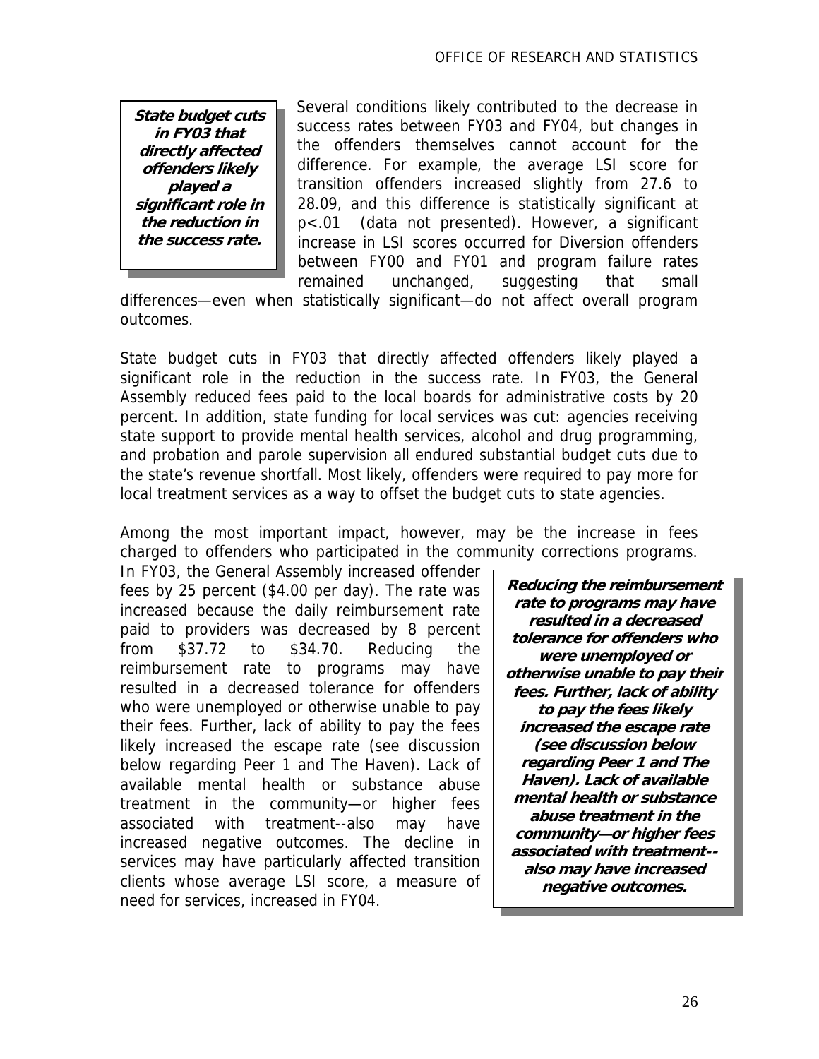> **State budget cuts in FY03 that directly affected offenders likely played a significant role in the reduction in the success rate.**

Several conditions likely contributed to the decrease in success rates between FY03 and FY04, but changes in the offenders themselves cannot account for the difference. For example, the average LSI score for transition offenders increased slightly from 27.6 to 28.09, and this difference is statistically significant at $p<.01$ (data not presented). However, a significant increase in LSI scores occurred for Diversion offenders between FY00 and FY01 and program failure rates remained unchanged, suggesting that small differences—even when statistically significant—do not affect overall program outcomes.

State budget cuts in FY03 that directly affected offenders likely played a significant role in the reduction in the success rate. In FY03, the General Assembly reduced fees paid to the local boards for administrative costs by 20 percent. In addition, state funding for local services was cut: agencies receiving state support to provide mental health services, alcohol and drug programming, and probation and parole supervision all endured substantial budget cuts due to the state's revenue shortfall. Most likely, offenders were required to pay more for local treatment services as a way to offset the budget cuts to state agencies.

Among the most important impact, however, may be the increase in fees charged to offenders who participated in the community corrections programs. In FY03, the General Assembly increased offender fees by 25 percent ($4.00 per day). The rate was increased because the daily reimbursement rate paid to providers was decreased by 8 percent from $37.72 to $34.70. Reducing the reimbursement rate to programs may have resulted in a decreased tolerance for offenders who were unemployed or otherwise unable to pay their fees. Further, lack of ability to pay the fees likely increased the escape rate (see discussion below regarding Peer 1 and The Haven). Lack of available mental health or substance abuse treatment in the community—or higher fees associated with treatment--also may have increased negative outcomes. The decline in services may have particularly affected transition clients whose average LSI score, a measure of need for services, increased in FY04.

> **Reducing the reimbursement rate to programs may have resulted in a decreased tolerance for offenders who were unemployed or otherwise unable to pay their fees. Further, lack of ability to pay the fees likely increased the escape rate (see discussion below regarding Peer 1 and The Haven). Lack of available mental health or substance abuse treatment in the community—or higher fees associated with treatment--also may have increased negative outcomes.**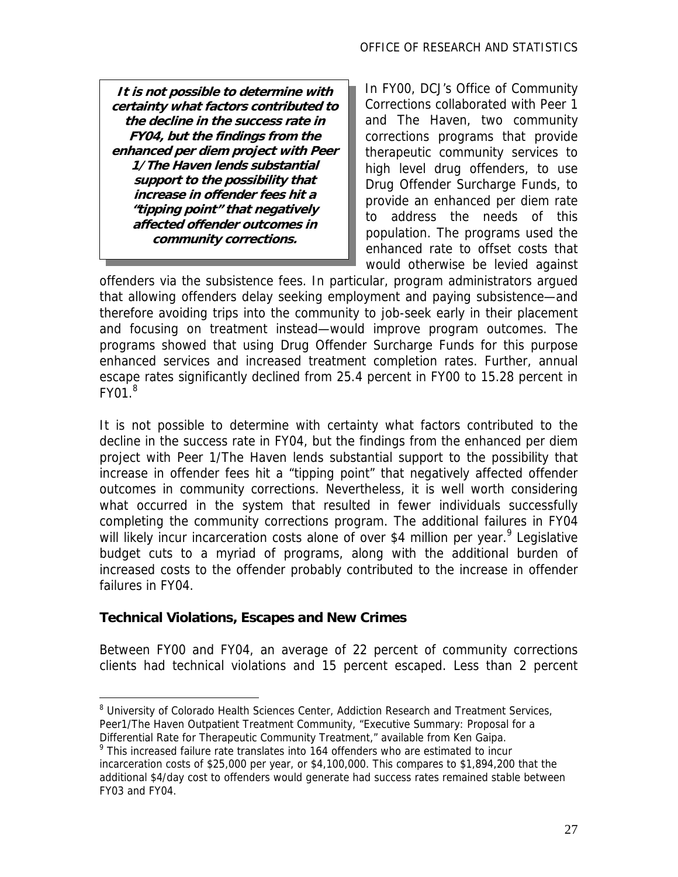**It is not possible to determine with certainty what factors contributed to the decline in the success rate in FY04, but the findings from the enhanced per diem project with Peer 1/The Haven lends substantial support to the possibility that increase in offender fees hit a "tipping point" that negatively affected offender outcomes in community corrections.**

In FY00, DCJ's Office of Community Corrections collaborated with Peer 1 and The Haven, two community corrections programs that provide therapeutic community services to high level drug offenders, to use Drug Offender Surcharge Funds, to provide an enhanced per diem rate to address the needs of this population. The programs used the enhanced rate to offset costs that would otherwise be levied against offenders via the subsistence fees. In particular, program administrators argued that allowing offenders delay seeking employment and paying subsistence—and therefore avoiding trips into the community to job-seek early in their placement and focusing on treatment instead—would improve program outcomes. The programs showed that using Drug Offender Surcharge Funds for this purpose enhanced services and increased treatment completion rates. Further, annual escape rates significantly declined from 25.4 percent in FY00 to 15.28 percent in FY01.[8]

It is not possible to determine with certainty what factors contributed to the decline in the success rate in FY04, but the findings from the enhanced per diem project with Peer 1/The Haven lends substantial support to the possibility that increase in offender fees hit a "tipping point" that negatively affected offender outcomes in community corrections. Nevertheless, it is well worth considering what occurred in the system that resulted in fewer individuals successfully completing the community corrections program. The additional failures in FY04 will likely incur incarceration costs alone of over $4 million per year.[9] Legislative budget cuts to a myriad of programs, along with the additional burden of increased costs to the offender probably contributed to the increase in offender failures in FY04.

**Technical Violations, Escapes and New Crimes**

Between FY00 and FY04, an average of 22 percent of community corrections clients had technical violations and 15 percent escaped. Less than 2 percent

---

[8] University of Colorado Health Sciences Center, Addiction Research and Treatment Services, Peer1/The Haven Outpatient Treatment Community, "Executive Summary: Proposal for a Differential Rate for Therapeutic Community Treatment," available from Ken Gaipa.

[9] This increased failure rate translates into 164 offenders who are estimated to incur incarceration costs of $25,000 per year, or $4,100,000. This compares to $1,894,200 that the additional $4/day cost to offenders would generate had success rates remained stable between FY03 and FY04.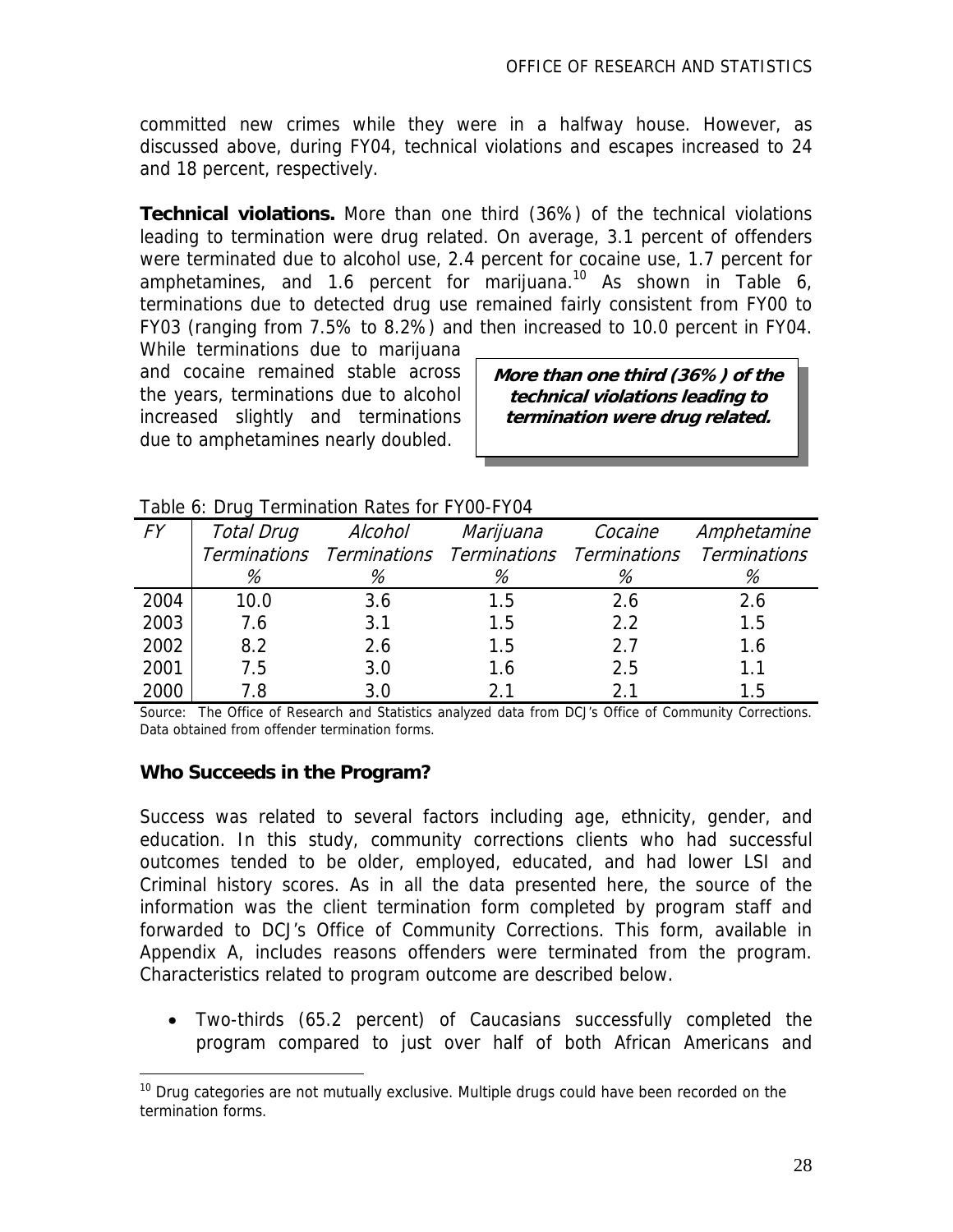committed new crimes while they were in a halfway house. However, as discussed above, during FY04, technical violations and escapes increased to 24 and 18 percent, respectively.

**Technical violations.** More than one third (36%) of the technical violations leading to termination were drug related. On average, 3.1 percent of offenders were terminated due to alcohol use, 2.4 percent for cocaine use, 1.7 percent for amphetamines, and 1.6 percent for marijuana.[10] As shown in Table 6, terminations due to detected drug use remained fairly consistent from FY00 to FY03 (ranging from 7.5% to 8.2%) and then increased to 10.0 percent in FY04. While terminations due to marijuana and cocaine remained stable across the years, terminations due to alcohol increased slightly and terminations due to amphetamines nearly doubled.

> ***More than one third (36%) of the technical violations leading to termination were drug related.***

Table 6: Drug Termination Rates for FY00-FY04

| *FY* | *Total Drug Terminations %* | *Alcohol Terminations %* | *Marijuana Terminations %* | *Cocaine Terminations %* | *Amphetamine Terminations %* |
|---|---|---|---|---|---|
| 2004 | 10.0 | 3.6 | 1.5 | 2.6 | 2.6 |
| 2003 | 7.6 | 3.1 | 1.5 | 2.2 | 1.5 |
| 2002 | 8.2 | 2.6 | 1.5 | 2.7 | 1.6 |
| 2001 | 7.5 | 3.0 | 1.6 | 2.5 | 1.1 |
| 2000 | 7.8 | 3.0 | 2.1 | 2.1 | 1.5 |

Source: The Office of Research and Statistics analyzed data from DCJ's Office of Community Corrections. Data obtained from offender termination forms.

### Who Succeeds in the Program?

Success was related to several factors including age, ethnicity, gender, and education. In this study, community corrections clients who had successful outcomes tended to be older, employed, educated, and had lower LSI and Criminal history scores. As in all the data presented here, the source of the information was the client termination form completed by program staff and forwarded to DCJ's Office of Community Corrections. This form, available in Appendix A, includes reasons offenders were terminated from the program. Characteristics related to program outcome are described below.

- Two-thirds (65.2 percent) of Caucasians successfully completed the program compared to just over half of both African Americans and

[10] Drug categories are not mutually exclusive. Multiple drugs could have been recorded on the termination forms.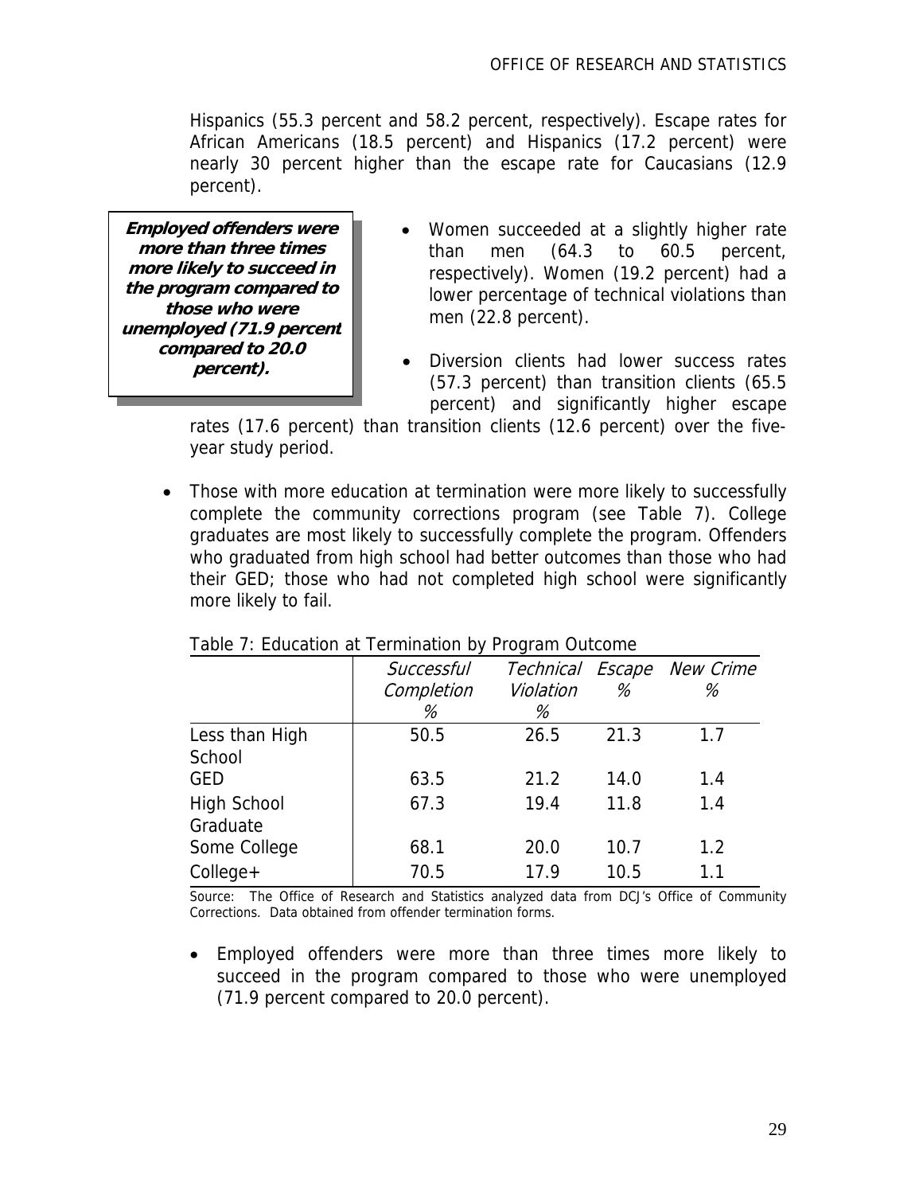Hispanics (55.3 percent and 58.2 percent, respectively). Escape rates for African Americans (18.5 percent) and Hispanics (17.2 percent) were nearly 30 percent higher than the escape rate for Caucasians (12.9 percent).

> ***Employed offenders were more than three times more likely to succeed in the program compared to those who were unemployed (71.9 percent compared to 20.0 percent).***

- Women succeeded at a slightly higher rate than men (64.3 to 60.5 percent, respectively). Women (19.2 percent) had a lower percentage of technical violations than men (22.8 percent).
- Diversion clients had lower success rates (57.3 percent) than transition clients (65.5 percent) and significantly higher escape rates (17.6 percent) than transition clients (12.6 percent) over the five-year study period.
- Those with more education at termination were more likely to successfully complete the community corrections program (see Table 7). College graduates are most likely to successfully complete the program. Offenders who graduated from high school had better outcomes than those who had their GED; those who had not completed high school were significantly more likely to fail.

Table 7: Education at Termination by Program Outcome

| | *Successful Completion %* | *Technical Violation %* | *Escape %* | *New Crime %* |
|---|---|---|---|---|
| Less than High School | 50.5 | 26.5 | 21.3 | 1.7 |
| GED | 63.5 | 21.2 | 14.0 | 1.4 |
| High School Graduate | 67.3 | 19.4 | 11.8 | 1.4 |
| Some College | 68.1 | 20.0 | 10.7 | 1.2 |
| College+ | 70.5 | 17.9 | 10.5 | 1.1 |

Source: The Office of Research and Statistics analyzed data from DCJ's Office of Community Corrections. Data obtained from offender termination forms.

- Employed offenders were more than three times more likely to succeed in the program compared to those who were unemployed (71.9 percent compared to 20.0 percent).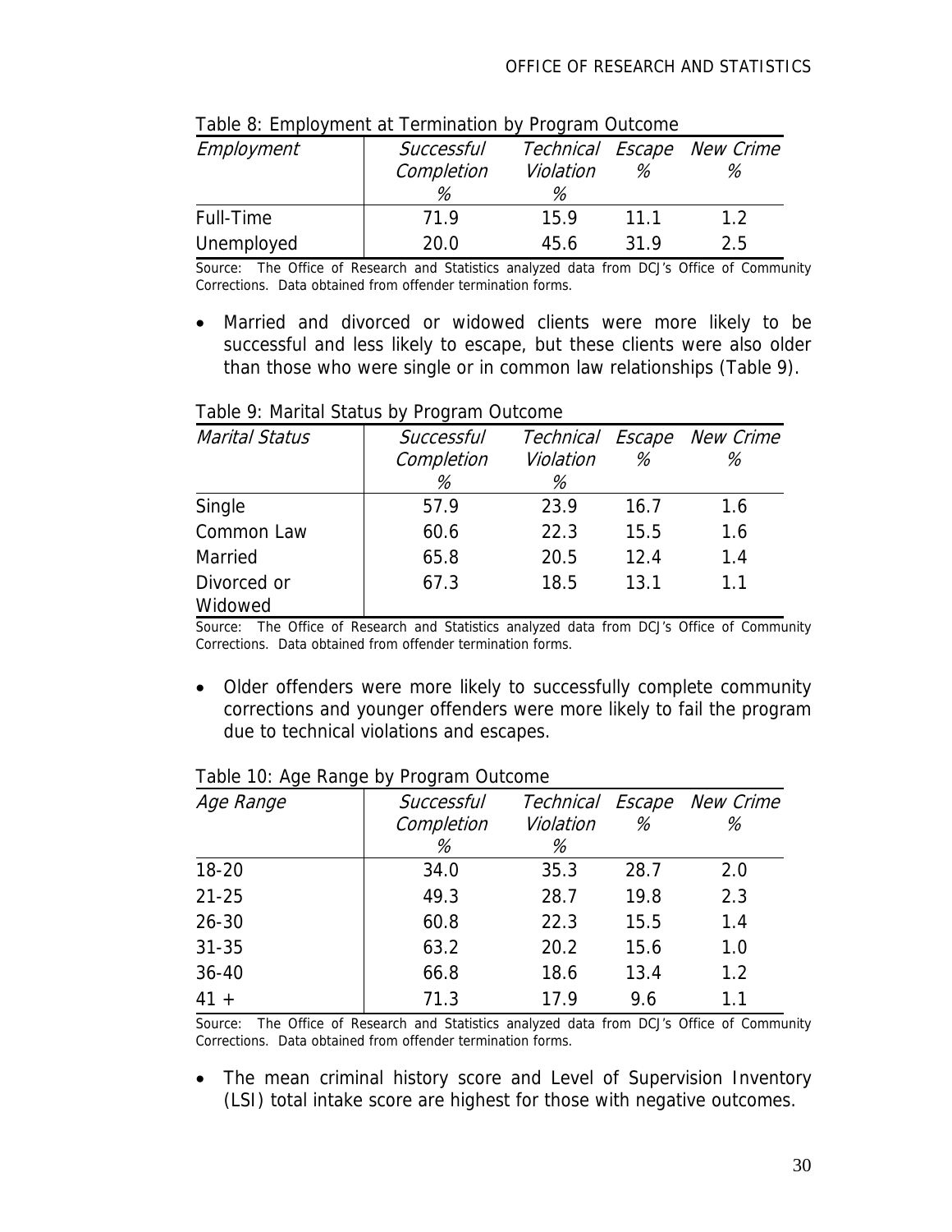Table 8: Employment at Termination by Program Outcome

| *Employment* | *Successful Completion %* | *Technical Violation %* | *Escape %* | *New Crime %* |
|---|---|---|---|---|
| Full-Time | 71.9 | 15.9 | 11.1 | 1.2 |
| Unemployed | 20.0 | 45.6 | 31.9 | 2.5 |

Source: The Office of Research and Statistics analyzed data from DCJ's Office of Community Corrections. Data obtained from offender termination forms.

- Married and divorced or widowed clients were more likely to be successful and less likely to escape, but these clients were also older than those who were single or in common law relationships (Table 9).

Table 9: Marital Status by Program Outcome

| *Marital Status* | *Successful Completion %* | *Technical Violation %* | *Escape %* | *New Crime %* |
|---|---|---|---|---|
| Single | 57.9 | 23.9 | 16.7 | 1.6 |
| Common Law | 60.6 | 22.3 | 15.5 | 1.6 |
| Married | 65.8 | 20.5 | 12.4 | 1.4 |
| Divorced or Widowed | 67.3 | 18.5 | 13.1 | 1.1 |

Source: The Office of Research and Statistics analyzed data from DCJ's Office of Community Corrections. Data obtained from offender termination forms.

- Older offenders were more likely to successfully complete community corrections and younger offenders were more likely to fail the program due to technical violations and escapes.

Table 10: Age Range by Program Outcome

| *Age Range* | *Successful Completion %* | *Technical Violation %* | *Escape %* | *New Crime %* |
|---|---|---|---|---|
| 18-20 | 34.0 | 35.3 | 28.7 | 2.0 |
| 21-25 | 49.3 | 28.7 | 19.8 | 2.3 |
| 26-30 | 60.8 | 22.3 | 15.5 | 1.4 |
| 31-35 | 63.2 | 20.2 | 15.6 | 1.0 |
| 36-40 | 66.8 | 18.6 | 13.4 | 1.2 |
| 41 + | 71.3 | 17.9 | 9.6 | 1.1 |

Source: The Office of Research and Statistics analyzed data from DCJ's Office of Community Corrections. Data obtained from offender termination forms.

- The mean criminal history score and Level of Supervision Inventory (LSI) total intake score are highest for those with negative outcomes.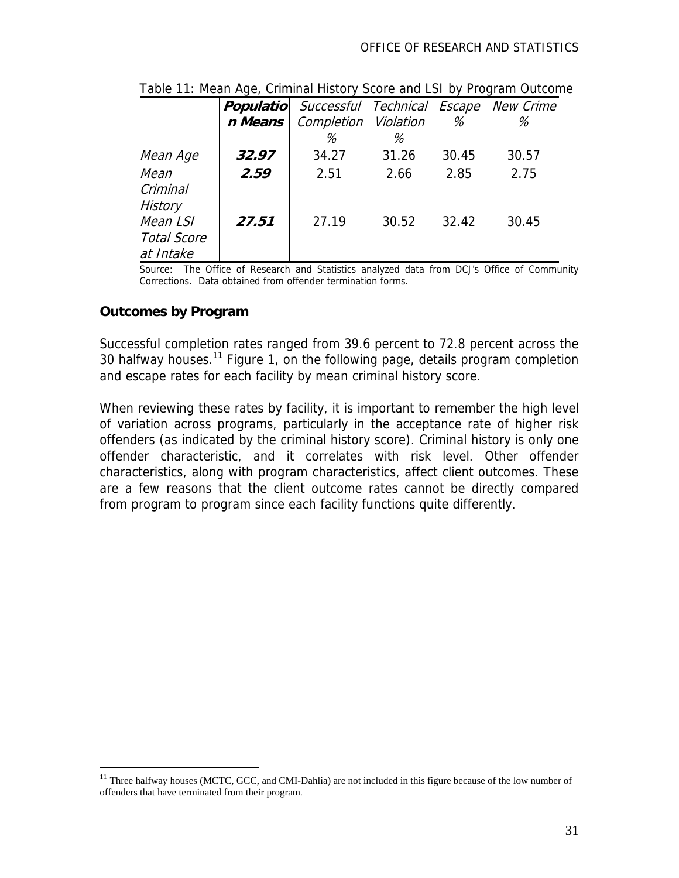Table 11: Mean Age, Criminal History Score and LSI by Program Outcome

| | ***Population Means*** | *Successful Completion %* | *Technical Violation %* | *Escape %* | *New Crime %* |
|---|---|---|---|---|---|
| *Mean Age* | ***32.97*** | 34.27 | 31.26 | 30.45 | 30.57 |
| *Mean Criminal History* | ***2.59*** | 2.51 | 2.66 | 2.85 | 2.75 |
| *Mean LSI Total Score at Intake* | ***27.51*** | 27.19 | 30.52 | 32.42 | 30.45 |

Source: The Office of Research and Statistics analyzed data from DCJ's Office of Community Corrections. Data obtained from offender termination forms.

**Outcomes by Program**

Successful completion rates ranged from 39.6 percent to 72.8 percent across the 30 halfway houses.[11] Figure 1, on the following page, details program completion and escape rates for each facility by mean criminal history score.

When reviewing these rates by facility, it is important to remember the high level of variation across programs, particularly in the acceptance rate of higher risk offenders (as indicated by the criminal history score). Criminal history is only one offender characteristic, and it correlates with risk level. Other offender characteristics, along with program characteristics, affect client outcomes. These are a few reasons that the client outcome rates cannot be directly compared from program to program since each facility functions quite differently.

[11] Three halfway houses (MCTC, GCC, and CMI-Dahlia) are not included in this figure because of the low number of offenders that have terminated from their program.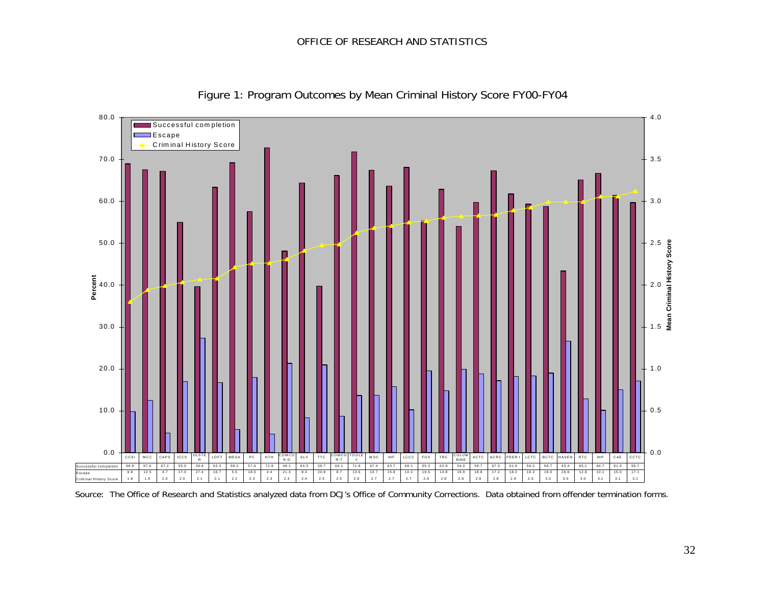Figure 1: Program Outcomes by Mean Criminal History Score FY00-FY04

| | CCSI | MCC | CAPS | ICCS | ULSTER | LOFT | MESA | PC | HTH | COMCOR-D | SLV | TTC | COMCOR-T | TOOLEY | WSC | IHF | LCCC | FOX | TRC | COLUMBINE | ACTC | ACRC | PEER I | LCTC | BCTC | HAVEN | RTC | IHP | CAE | CCTC |
|---|---|---|---|---|---|---|---|---|---|---|---|---|---|---|---|---|---|---|---|---|---|---|---|---|---|---|---|---|---|---|
| Successful completion | 68.9 | 67.6 | 67.2 | 55.0 | 39.6 | 63.3 | 69.2 | 57.6 | 72.8 | 48.1 | 64.3 | 39.7 | 66.1 | 71.8 | 67.4 | 63.7 | 68.1 | 55.3 | 62.9 | 54.0 | 59.7 | 67.3 | 61.8 | 59.3 | 58.7 | 43.4 | 65.1 | 66.7 | 61.4 | 59.7 |
| Escape | 9.8 | 12.5 | 4.7 | 17.0 | 27.4 | 16.7 | 5.5 | 18.0 | 4.4 | 21.3 | 8.3 | 20.9 | 8.7 | 13.6 | 13.7 | 15.8 | 10.2 | 19.5 | 14.8 | 19.9 | 18.8 | 17.2 | 18.2 | 18.3 | 19.0 | 26.6 | 12.8 | 10.1 | 15.0 | 17.1 |
| Criminal History Score | 1.8 | 1.9 | 2.0 | 2.0 | 2.1 | 2.1 | 2.2 | 2.3 | 2.3 | 2.3 | 2.4 | 2.5 | 2.5 | 2.6 | 2.7 | 2.7 | 2.7 | 2.8 | 2.8 | 2.8 | 2.8 | 2.8 | 2.9 | 2.9 | 3.0 | 3.0 | 3.0 | 3.1 | 3.1 | 3.1 |

Source: The Office of Research and Statistics analyzed data from DCJ's Office of Community Corrections. Data obtained from offender termination forms.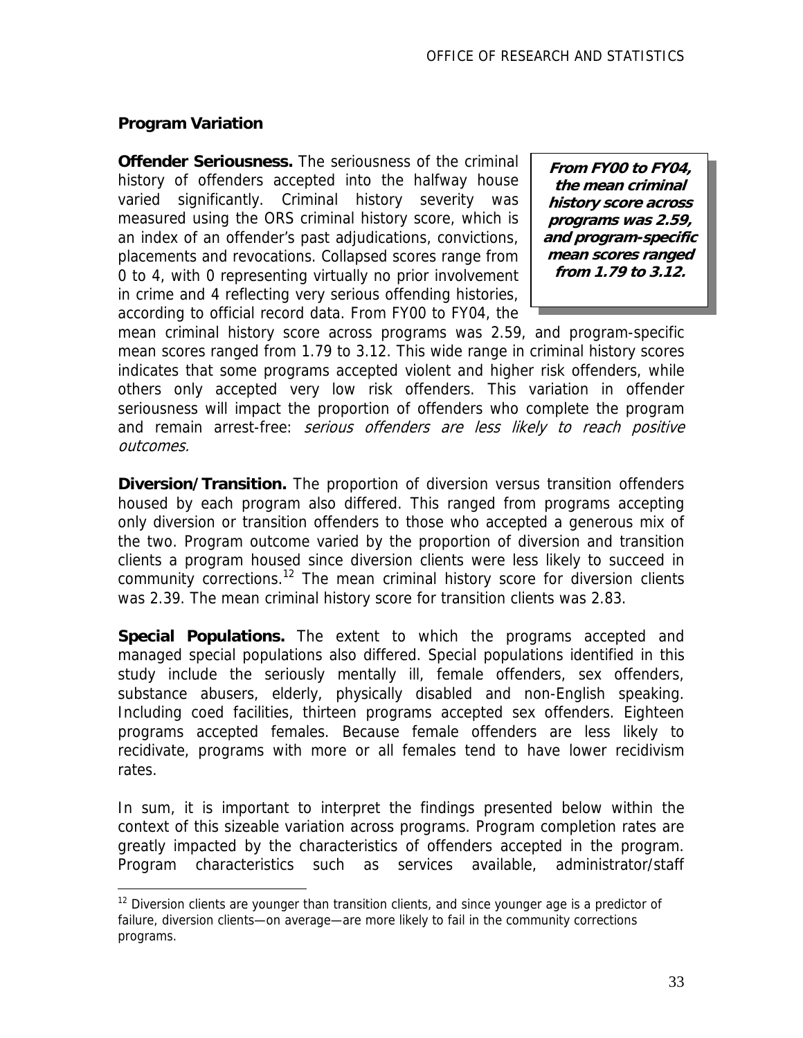### Program Variation

**Offender Seriousness.** The seriousness of the criminal history of offenders accepted into the halfway house varied significantly. Criminal history severity was measured using the ORS criminal history score, which is an index of an offender's past adjudications, convictions, placements and revocations. Collapsed scores range from 0 to 4, with 0 representing virtually no prior involvement in crime and 4 reflecting very serious offending histories, according to official record data. From FY00 to FY04, the mean criminal history score across programs was 2.59, and program-specific mean scores ranged from 1.79 to 3.12. This wide range in criminal history scores indicates that some programs accepted violent and higher risk offenders, while others only accepted very low risk offenders. This variation in offender seriousness will impact the proportion of offenders who complete the program and remain arrest-free: *serious offenders are less likely to reach positive outcomes.*

> ***From FY00 to FY04, the mean criminal history score across programs was 2.59, and program-specific mean scores ranged from 1.79 to 3.12.***

**Diversion/Transition.** The proportion of diversion versus transition offenders housed by each program also differed. This ranged from programs accepting only diversion or transition offenders to those who accepted a generous mix of the two. Program outcome varied by the proportion of diversion and transition clients a program housed since diversion clients were less likely to succeed in community corrections.[12] The mean criminal history score for diversion clients was 2.39. The mean criminal history score for transition clients was 2.83.

**Special Populations.** The extent to which the programs accepted and managed special populations also differed. Special populations identified in this study include the seriously mentally ill, female offenders, sex offenders, substance abusers, elderly, physically disabled and non-English speaking. Including coed facilities, thirteen programs accepted sex offenders. Eighteen programs accepted females. Because female offenders are less likely to recidivate, programs with more or all females tend to have lower recidivism rates.

In sum, it is important to interpret the findings presented below within the context of this sizeable variation across programs. Program completion rates are greatly impacted by the characteristics of offenders accepted in the program. Program characteristics such as services available, administrator/staff

---

[12] Diversion clients are younger than transition clients, and since younger age is a predictor of failure, diversion clients—on average—are more likely to fail in the community corrections programs.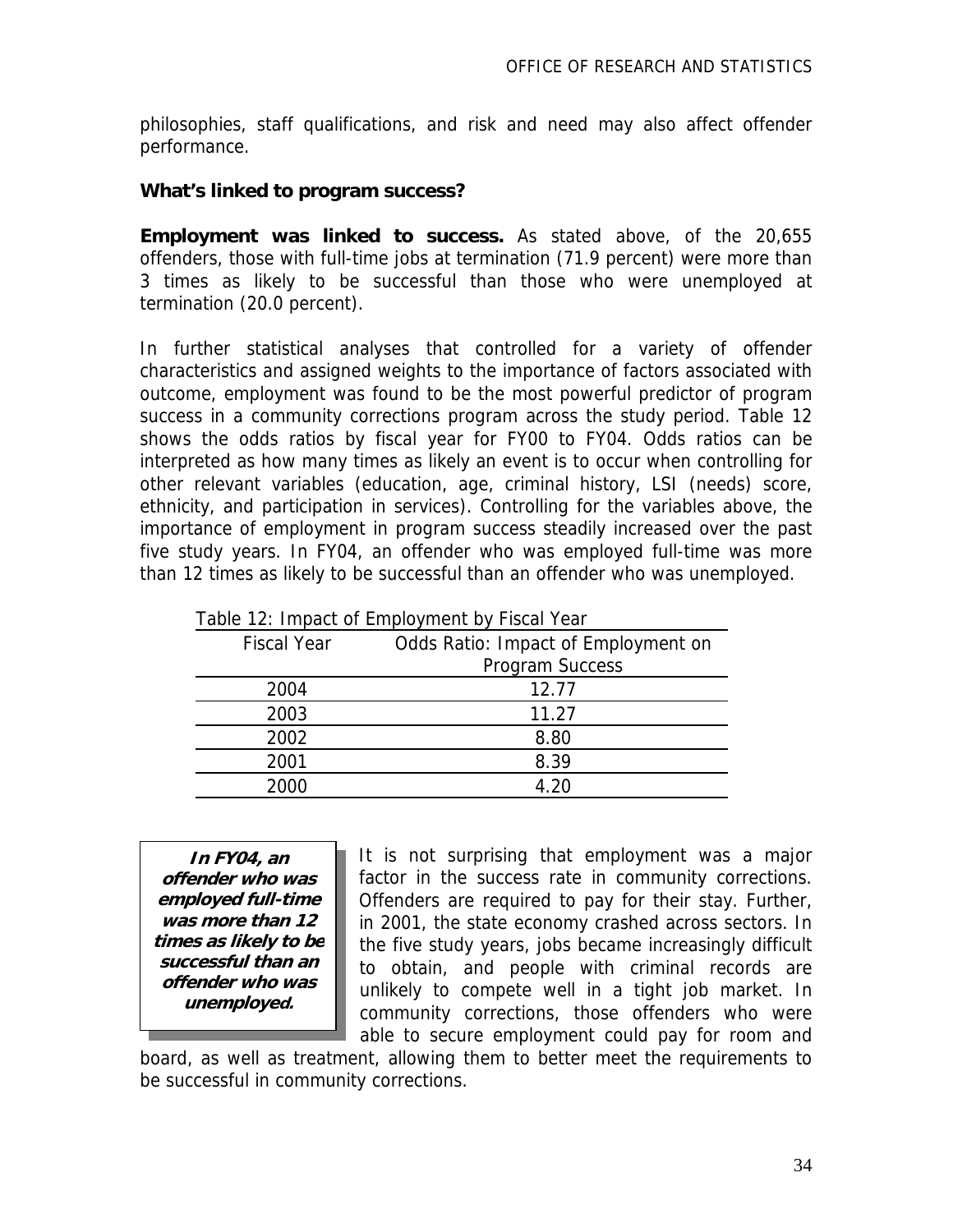philosophies, staff qualifications, and risk and need may also affect offender performance.

**What's linked to program success?**

**Employment was linked to success.** As stated above, of the 20,655 offenders, those with full-time jobs at termination (71.9 percent) were more than 3 times as likely to be successful than those who were unemployed at termination (20.0 percent).

In further statistical analyses that controlled for a variety of offender characteristics and assigned weights to the importance of factors associated with outcome, employment was found to be the most powerful predictor of program success in a community corrections program across the study period. Table 12 shows the odds ratios by fiscal year for FY00 to FY04. Odds ratios can be interpreted as how many times as likely an event is to occur when controlling for other relevant variables (education, age, criminal history, LSI (needs) score, ethnicity, and participation in services). Controlling for the variables above, the importance of employment in program success steadily increased over the past five study years. In FY04, an offender who was employed full-time was more than 12 times as likely to be successful than an offender who was unemployed.

Table 12: Impact of Employment by Fiscal Year

| Fiscal Year | Odds Ratio: Impact of Employment on Program Success |
|---|---|
| 2004 | 12.77 |
| 2003 | 11.27 |
| 2002 | 8.80 |
| 2001 | 8.39 |
| 2000 | 4.20 |

***In FY04, an offender who was employed full-time was more than 12 times as likely to be successful than an offender who was unemployed.***

It is not surprising that employment was a major factor in the success rate in community corrections. Offenders are required to pay for their stay. Further, in 2001, the state economy crashed across sectors. In the five study years, jobs became increasingly difficult to obtain, and people with criminal records are unlikely to compete well in a tight job market. In community corrections, those offenders who were able to secure employment could pay for room and board, as well as treatment, allowing them to better meet the requirements to be successful in community corrections.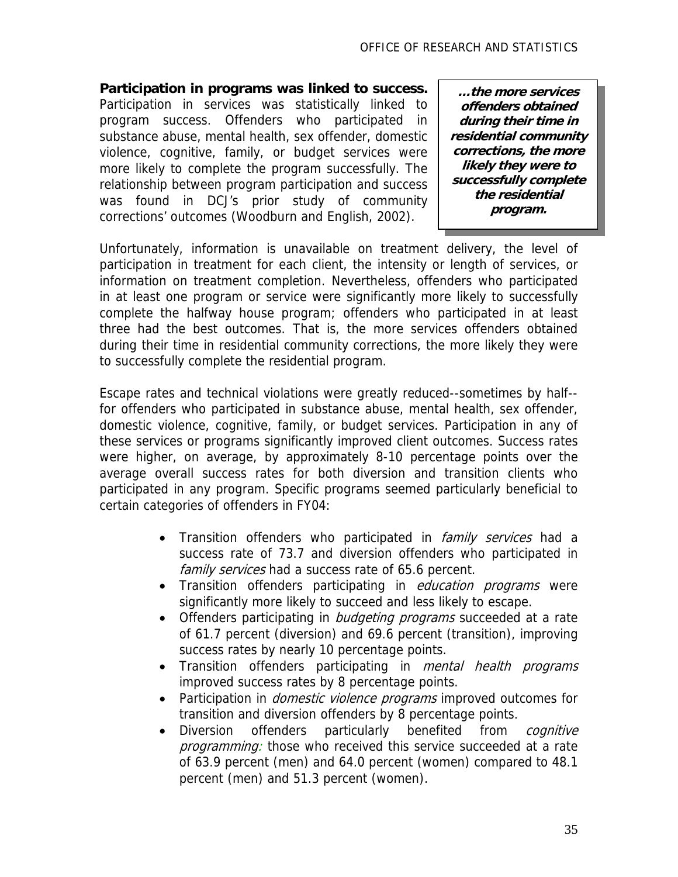**Participation in programs was linked to success.** Participation in services was statistically linked to program success. Offenders who participated in substance abuse, mental health, sex offender, domestic violence, cognitive, family, or budget services were more likely to complete the program successfully. The relationship between program participation and success was found in DCJ's prior study of community corrections' outcomes (Woodburn and English, 2002).

> ***...the more services offenders obtained during their time in residential community corrections, the more likely they were to successfully complete the residential program.***

Unfortunately, information is unavailable on treatment delivery, the level of participation in treatment for each client, the intensity or length of services, or information on treatment completion. Nevertheless, offenders who participated in at least one program or service were significantly more likely to successfully complete the halfway house program; offenders who participated in at least three had the best outcomes. That is, the more services offenders obtained during their time in residential community corrections, the more likely they were to successfully complete the residential program.

Escape rates and technical violations were greatly reduced--sometimes by half--for offenders who participated in substance abuse, mental health, sex offender, domestic violence, cognitive, family, or budget services. Participation in any of these services or programs significantly improved client outcomes. Success rates were higher, on average, by approximately 8-10 percentage points over the average overall success rates for both diversion and transition clients who participated in any program. Specific programs seemed particularly beneficial to certain categories of offenders in FY04:

- Transition offenders who participated in *family services* had a success rate of 73.7 and diversion offenders who participated in *family services* had a success rate of 65.6 percent.
- Transition offenders participating in *education programs* were significantly more likely to succeed and less likely to escape.
- Offenders participating in *budgeting programs* succeeded at a rate of 61.7 percent (diversion) and 69.6 percent (transition), improving success rates by nearly 10 percentage points.
- Transition offenders participating in *mental health programs* improved success rates by 8 percentage points.
- Participation in *domestic violence programs* improved outcomes for transition and diversion offenders by 8 percentage points.
- Diversion offenders particularly benefited from *cognitive programming:* those who received this service succeeded at a rate of 63.9 percent (men) and 64.0 percent (women) compared to 48.1 percent (men) and 51.3 percent (women).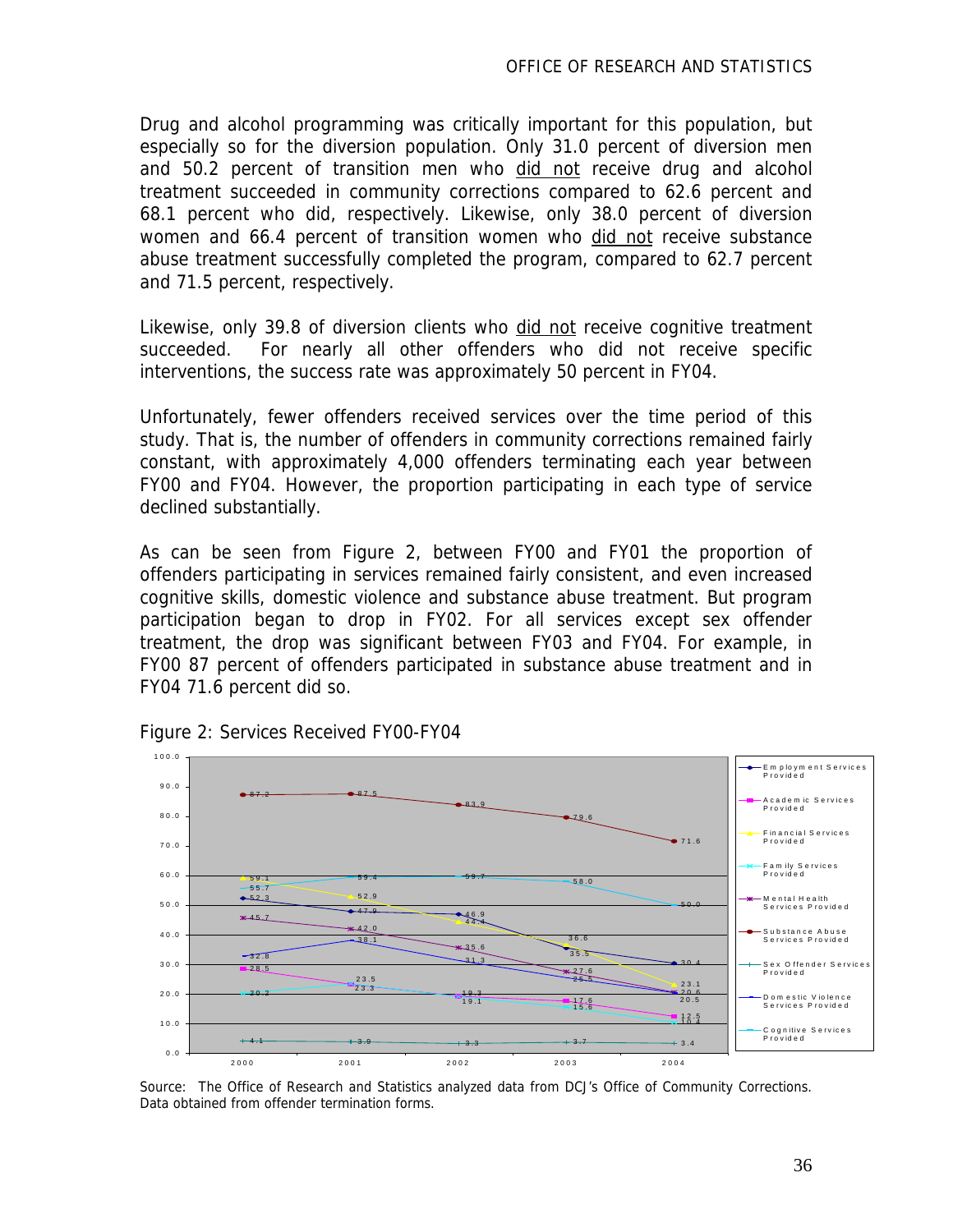Drug and alcohol programming was critically important for this population, but especially so for the diversion population. Only 31.0 percent of diversion men and 50.2 percent of transition men who did not receive drug and alcohol treatment succeeded in community corrections compared to 62.6 percent and 68.1 percent who did, respectively. Likewise, only 38.0 percent of diversion women and 66.4 percent of transition women who did not receive substance abuse treatment successfully completed the program, compared to 62.7 percent and 71.5 percent, respectively.

Likewise, only 39.8 of diversion clients who did not receive cognitive treatment succeeded. For nearly all other offenders who did not receive specific interventions, the success rate was approximately 50 percent in FY04.

Unfortunately, fewer offenders received services over the time period of this study. That is, the number of offenders in community corrections remained fairly constant, with approximately 4,000 offenders terminating each year between FY00 and FY04. However, the proportion participating in each type of service declined substantially.

As can be seen from Figure 2, between FY00 and FY01 the proportion of offenders participating in services remained fairly consistent, and even increased cognitive skills, domestic violence and substance abuse treatment. But program participation began to drop in FY02. For all services except sex offender treatment, the drop was significant between FY03 and FY04. For example, in FY00 87 percent of offenders participated in substance abuse treatment and in FY04 71.6 percent did so.

Figure 2: Services Received FY00-FY04

| Service | 2000 | 2001 | 2002 | 2003 | 2004 |
|---|---|---|---|---|---|
| Employment Services Provided | 52.3 | 47.9 | 46.9 | 35.5 | 30.4 |
| Academic Services Provided | 28.5 | 23.3 | 19.3 | 17.6 | 12.5 |
| Financial Services Provided | 59.1 | 52.9 | 44.4 | 36.6 | 23.1 |
| Family Services Provided | 20.2 | 23.5 | 19.1 | 15.6 | 10.4 |
| Mental Health Services Provided | 45.7 | 42.0 | 35.6 | 27.6 | 20.6 |
| Substance Abuse Services Provided | 87.2 | 87.5 | 83.9 | 79.6 | 71.6 |
| Sex Offender Services Provided | 4.1 | 3.9 | 3.3 | 3.7 | 3.4 |
| Domestic Violence Services Provided | 32.8 | 38.1 | 31.3 | 25.5 | 20.5 |
| Cognitive Services Provided | 55.7 | 59.4 | 59.7 | 58.0 | 50.0 |

Source: The Office of Research and Statistics analyzed data from DCJ's Office of Community Corrections. Data obtained from offender termination forms.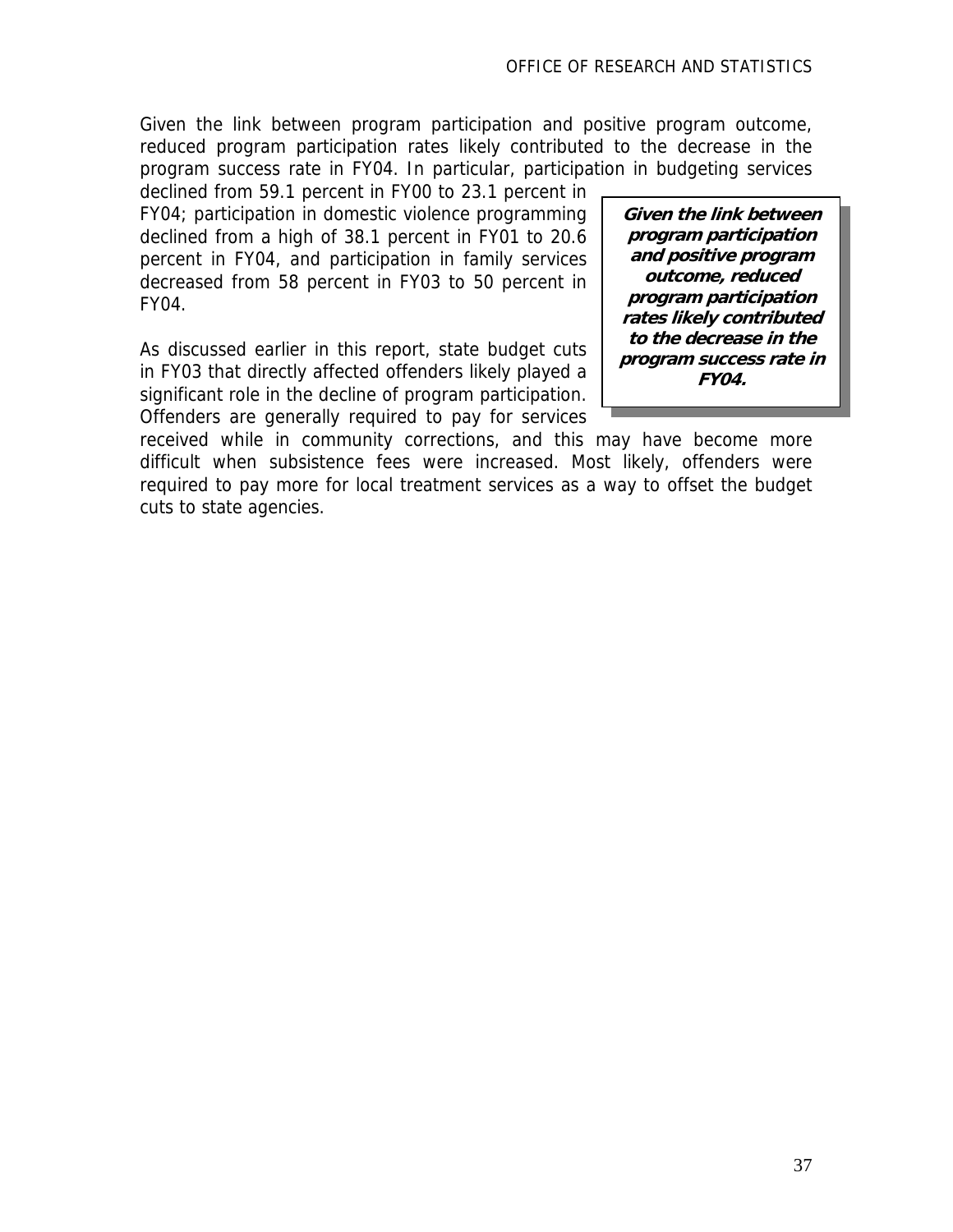Given the link between program participation and positive program outcome, reduced program participation rates likely contributed to the decrease in the program success rate in FY04. In particular, participation in budgeting services declined from 59.1 percent in FY00 to 23.1 percent in FY04; participation in domestic violence programming declined from a high of 38.1 percent in FY01 to 20.6 percent in FY04, and participation in family services decreased from 58 percent in FY03 to 50 percent in FY04.

> ***Given the link between program participation and positive program outcome, reduced program participation rates likely contributed to the decrease in the program success rate in FY04.***

As discussed earlier in this report, state budget cuts in FY03 that directly affected offenders likely played a significant role in the decline of program participation. Offenders are generally required to pay for services received while in community corrections, and this may have become more difficult when subsistence fees were increased. Most likely, offenders were required to pay more for local treatment services as a way to offset the budget cuts to state agencies.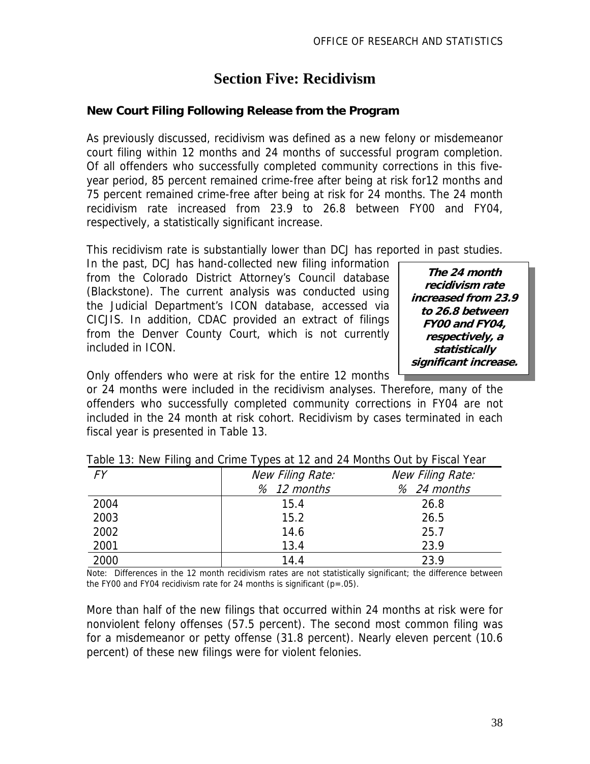# Section Five: Recidivism

### New Court Filing Following Release from the Program

As previously discussed, recidivism was defined as a new felony or misdemeanor court filing within 12 months and 24 months of successful program completion. Of all offenders who successfully completed community corrections in this five-year period, 85 percent remained crime-free after being at risk for12 months and 75 percent remained crime-free after being at risk for 24 months. The 24 month recidivism rate increased from 23.9 to 26.8 between FY00 and FY04, respectively, a statistically significant increase.

This recidivism rate is substantially lower than DCJ has reported in past studies. In the past, DCJ has hand-collected new filing information from the Colorado District Attorney's Council database (Blackstone). The current analysis was conducted using the Judicial Department's ICON database, accessed via CICJIS. In addition, CDAC provided an extract of filings from the Denver County Court, which is not currently included in ICON.

> ***The 24 month recidivism rate increased from 23.9 to 26.8 between FY00 and FY04, respectively, a statistically significant increase.***

Only offenders who were at risk for the entire 12 months or 24 months were included in the recidivism analyses. Therefore, many of the offenders who successfully completed community corrections in FY04 are not included in the 24 month at risk cohort. Recidivism by cases terminated in each fiscal year is presented in Table 13.

Table 13: New Filing and Crime Types at 12 and 24 Months Out by Fiscal Year

| *FY* | *New Filing Rate: % 12 months* | *New Filing Rate: % 24 months* |
|---|---|---|
| 2004 | 15.4 | 26.8 |
| 2003 | 15.2 | 26.5 |
| 2002 | 14.6 | 25.7 |
| 2001 | 13.4 | 23.9 |
| 2000 | 14.4 | 23.9 |

Note: Differences in the 12 month recidivism rates are not statistically significant; the difference between the FY00 and FY04 recidivism rate for 24 months is significant ($p=.05$).

More than half of the new filings that occurred within 24 months at risk were for nonviolent felony offenses (57.5 percent). The second most common filing was for a misdemeanor or petty offense (31.8 percent). Nearly eleven percent (10.6 percent) of these new filings were for violent felonies.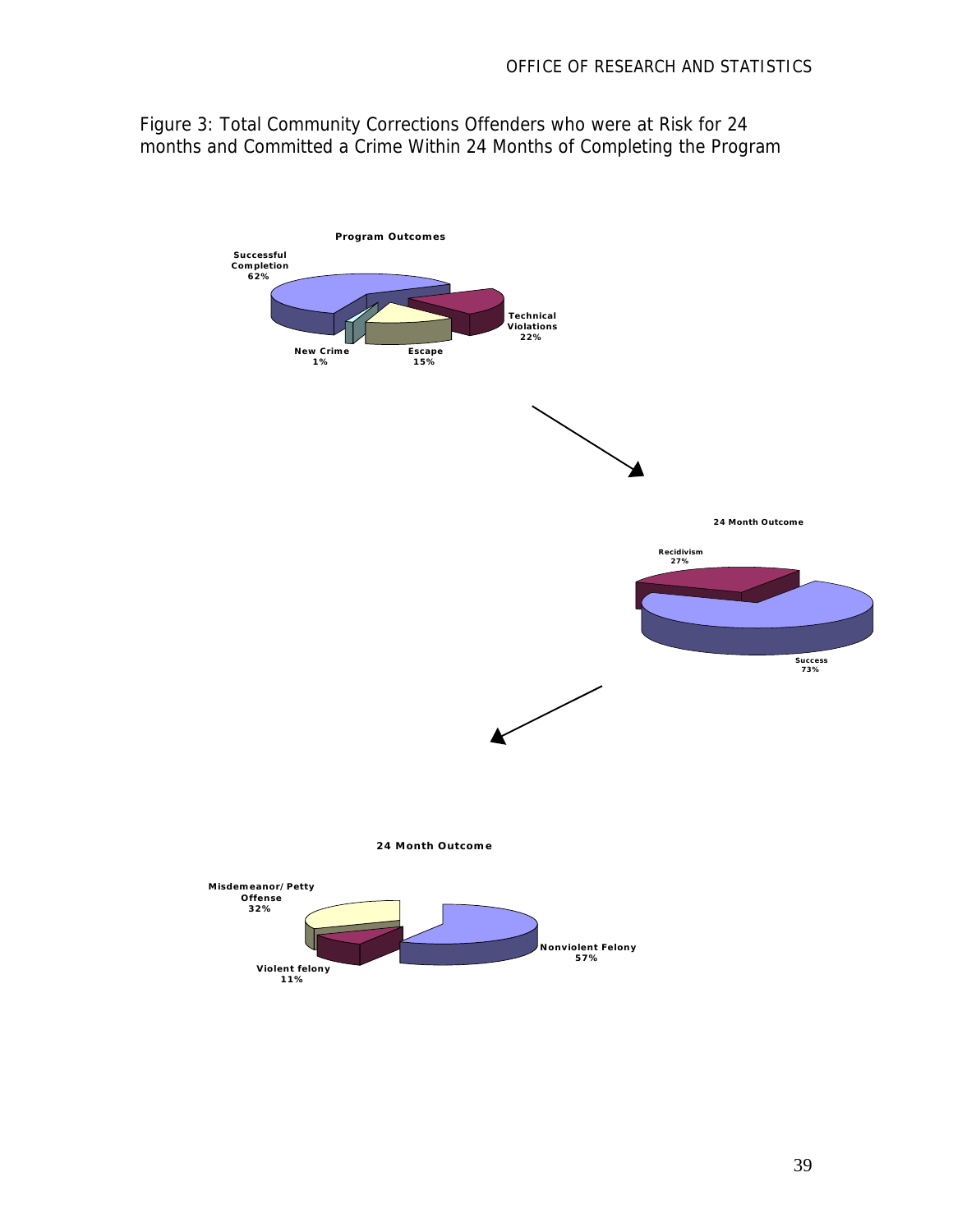Figure 3: Total Community Corrections Offenders who were at Risk for 24 months and Committed a Crime Within 24 Months of Completing the Program

**Program Outcomes**

Successful Completion 62%

Technical Violations 22%

New Crime 1%

Escape 15%

**24 Month Outcome**

Recidivism 27%

Success 73%

**24 Month Outcome**

Misdemeanor/Petty Offense 32%

Violent felony 11%

Nonviolent Felony 57%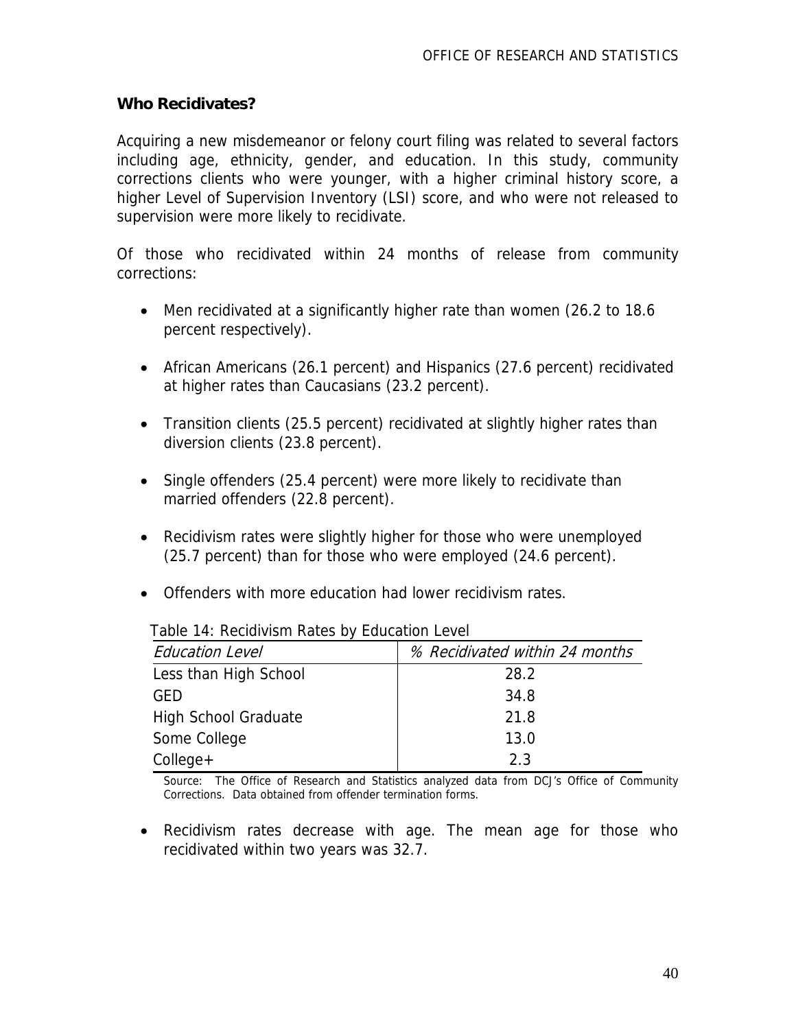## Who Recidivates?

Acquiring a new misdemeanor or felony court filing was related to several factors including age, ethnicity, gender, and education. In this study, community corrections clients who were younger, with a higher criminal history score, a higher Level of Supervision Inventory (LSI) score, and who were not released to supervision were more likely to recidivate.

Of those who recidivated within 24 months of release from community corrections:

- Men recidivated at a significantly higher rate than women (26.2 to 18.6 percent respectively).
- African Americans (26.1 percent) and Hispanics (27.6 percent) recidivated at higher rates than Caucasians (23.2 percent).
- Transition clients (25.5 percent) recidivated at slightly higher rates than diversion clients (23.8 percent).
- Single offenders (25.4 percent) were more likely to recidivate than married offenders (22.8 percent).
- Recidivism rates were slightly higher for those who were unemployed (25.7 percent) than for those who were employed (24.6 percent).
- Offenders with more education had lower recidivism rates.

Table 14: Recidivism Rates by Education Level

| *Education Level* | *% Recidivated within 24 months* |
|---|---|
| Less than High School | 28.2 |
| GED | 34.8 |
| High School Graduate | 21.8 |
| Some College | 13.0 |
| College+ | 2.3 |

Source: The Office of Research and Statistics analyzed data from DCJ's Office of Community Corrections. Data obtained from offender termination forms.

- Recidivism rates decrease with age. The mean age for those who recidivated within two years was 32.7.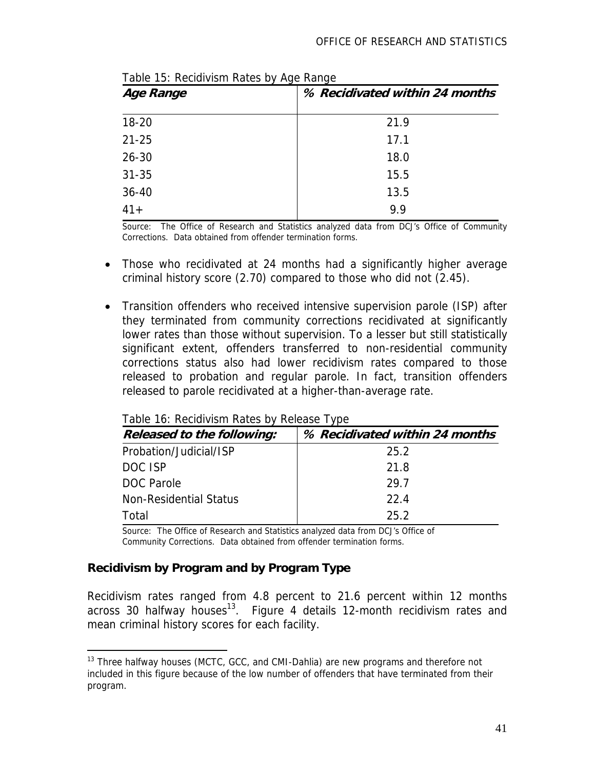Table 15: Recidivism Rates by Age Range

| Age Range | % Recidivated within 24 months |
|---|---|
| 18-20 | 21.9 |
| 21-25 | 17.1 |
| 26-30 | 18.0 |
| 31-35 | 15.5 |
| 36-40 | 13.5 |
| 41+ | 9.9 |

Source: The Office of Research and Statistics analyzed data from DCJ's Office of Community Corrections. Data obtained from offender termination forms.

- Those who recidivated at 24 months had a significantly higher average criminal history score (2.70) compared to those who did not (2.45).
- Transition offenders who received intensive supervision parole (ISP) after they terminated from community corrections recidivated at significantly lower rates than those without supervision. To a lesser but still statistically significant extent, offenders transferred to non-residential community corrections status also had lower recidivism rates compared to those released to probation and regular parole. In fact, transition offenders released to parole recidivated at a higher-than-average rate.

Table 16: Recidivism Rates by Release Type

| Released to the following: | % Recidivated within 24 months |
|---|---|
| Probation/Judicial/ISP | 25.2 |
| DOC ISP | 21.8 |
| DOC Parole | 29.7 |
| Non-Residential Status | 22.4 |
| Total | 25.2 |

Source: The Office of Research and Statistics analyzed data from DCJ's Office of Community Corrections. Data obtained from offender termination forms.

### Recidivism by Program and by Program Type

Recidivism rates ranged from 4.8 percent to 21.6 percent within 12 months across 30 halfway houses[13]. Figure 4 details 12-month recidivism rates and mean criminal history scores for each facility.

[13] Three halfway houses (MCTC, GCC, and CMI-Dahlia) are new programs and therefore not included in this figure because of the low number of offenders that have terminated from their program.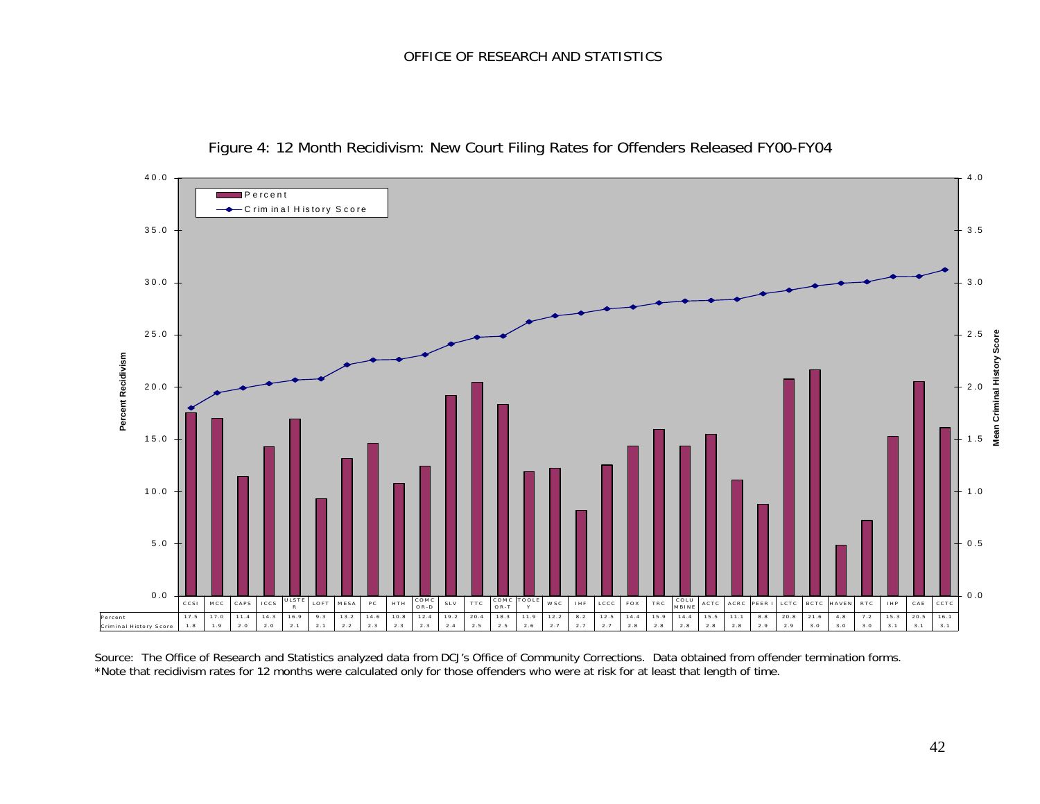OFFICE OF RESEARCH AND STATISTICS

Figure 4: 12 Month Recidivism: New Court Filing Rates for Offenders Released FY00-FY04

| | CCSI | MCC | CAPS | ICCS | ULSTER | LOFT | MESA | PC | HTH | COMCOR-D | SLV | TTC | COMCOR-T | TOOLEY | WSC | IHF | LCCC | FOX | TRC | COLUMBINE | ACTC | ACRC | PEER I | LCTC | BCTC | HAVEN | RTC | IHP | CAE | CCTC |
|---|---|---|---|---|---|---|---|---|---|---|---|---|---|---|---|---|---|---|---|---|---|---|---|---|---|---|---|---|---|---|
| Percent | 17.5 | 17.0 | 11.4 | 14.3 | 16.9 | 9.3 | 13.2 | 14.6 | 10.8 | 12.4 | 19.2 | 20.4 | 18.3 | 11.9 | 12.2 | 8.2 | 12.5 | 14.4 | 15.9 | 14.4 | 15.5 | 11.1 | 8.8 | 20.8 | 21.6 | 4.8 | 7.2 | 15.3 | 20.5 | 16.1 |
| Criminal History Score | 1.8 | 1.9 | 2.0 | 2.0 | 2.1 | 2.1 | 2.2 | 2.3 | 2.3 | 2.3 | 2.4 | 2.5 | 2.5 | 2.6 | 2.7 | 2.7 | 2.7 | 2.8 | 2.8 | 2.8 | 2.8 | 2.8 | 2.9 | 2.9 | 3.0 | 3.0 | 3.0 | 3.1 | 3.1 | 3.1 |

Source: The Office of Research and Statistics analyzed data from DCJ's Office of Community Corrections. Data obtained from offender termination forms.
*Note that recidivism rates for 12 months were calculated only for those offenders who were at risk for at least that length of time.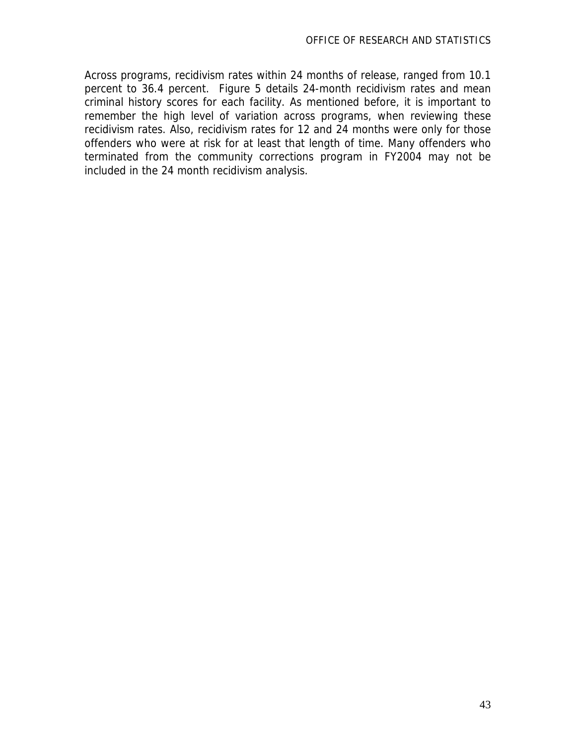Across programs, recidivism rates within 24 months of release, ranged from 10.1 percent to 36.4 percent. Figure 5 details 24-month recidivism rates and mean criminal history scores for each facility. As mentioned before, it is important to remember the high level of variation across programs, when reviewing these recidivism rates. Also, recidivism rates for 12 and 24 months were only for those offenders who were at risk for at least that length of time. Many offenders who terminated from the community corrections program in FY2004 may not be included in the 24 month recidivism analysis.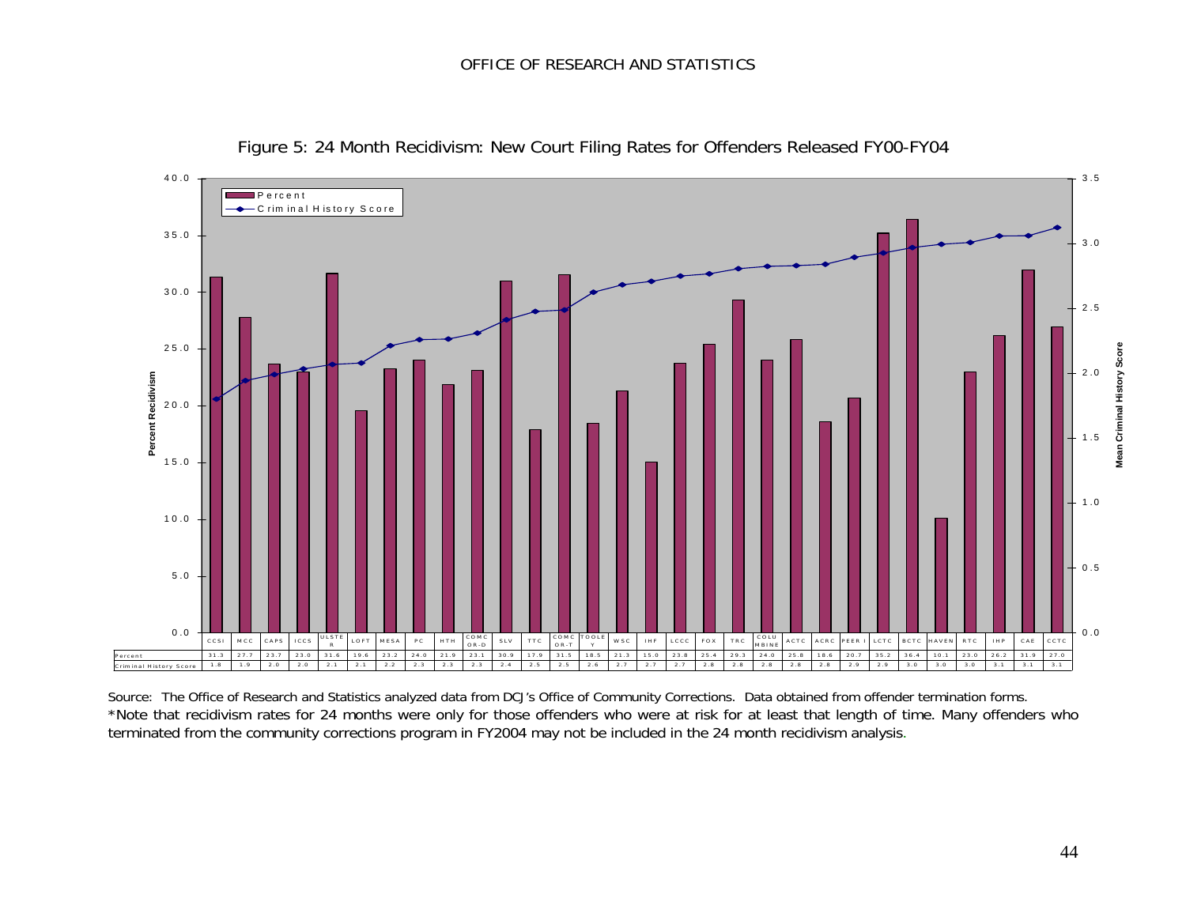Figure 5: 24 Month Recidivism: New Court Filing Rates for Offenders Released FY00-FY04

| | CCSI | MCC | CAPS | ICCS | ULSTER | LOFT | MESA | PC | HTH | COMCOR-D | SLV | TTC | COMCOR-T | TOOLEY | WSC | IHF | LCCC | FOX | TRC | COLUMBINE | ACTC | ACRC | PEER I | LCTC | BCTC | HAVEN | RTC | IHP | CAE | CCTC |
|---|---|---|---|---|---|---|---|---|---|---|---|---|---|---|---|---|---|---|---|---|---|---|---|---|---|---|---|---|---|---|
| Percent | 31.3 | 27.7 | 23.7 | 23.0 | 31.6 | 19.6 | 23.2 | 24.0 | 21.9 | 23.1 | 30.9 | 17.9 | 31.5 | 18.5 | 21.3 | 15.0 | 23.8 | 25.4 | 29.3 | 24.0 | 25.8 | 18.6 | 20.7 | 35.2 | 36.4 | 10.1 | 23.0 | 26.2 | 31.9 | 27.0 |
| Criminal History Score | 1.8 | 1.9 | 2.0 | 2.0 | 2.1 | 2.1 | 2.2 | 2.3 | 2.3 | 2.3 | 2.4 | 2.5 | 2.5 | 2.6 | 2.7 | 2.7 | 2.7 | 2.8 | 2.8 | 2.8 | 2.8 | 2.8 | 2.9 | 2.9 | 3.0 | 3.0 | 3.0 | 3.1 | 3.1 | 3.1 |

Source: The Office of Research and Statistics analyzed data from DCJ's Office of Community Corrections. Data obtained from offender termination forms.

*Note that recidivism rates for 24 months were only for those offenders who were at risk for at least that length of time. Many offenders who terminated from the community corrections program in FY2004 may not be included in the 24 month recidivism analysis.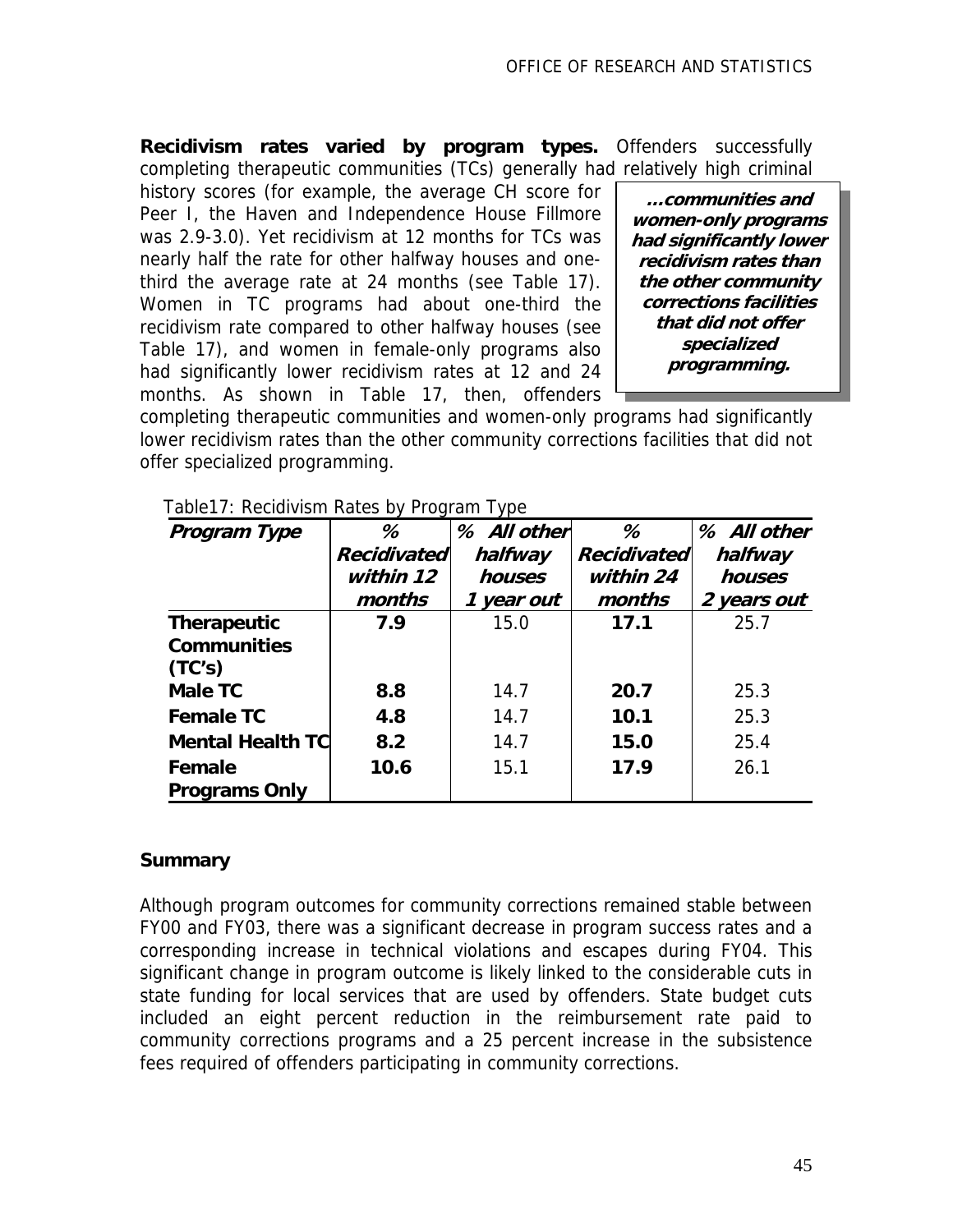**Recidivism rates varied by program types.** Offenders successfully completing therapeutic communities (TCs) generally had relatively high criminal history scores (for example, the average CH score for Peer I, the Haven and Independence House Fillmore was 2.9-3.0). Yet recidivism at 12 months for TCs was nearly half the rate for other halfway houses and one-third the average rate at 24 months (see Table 17). Women in TC programs had about one-third the recidivism rate compared to other halfway houses (see Table 17), and women in female-only programs also had significantly lower recidivism rates at 12 and 24 months. As shown in Table 17, then, offenders completing therapeutic communities and women-only programs had significantly lower recidivism rates than the other community corrections facilities that did not offer specialized programming.

> ***...communities and women-only programs had significantly lower recidivism rates than the other community corrections facilities that did not offer specialized programming.***

Table17: Recidivism Rates by Program Type

| *Program Type* | *% Recidivated within 12 months* | *% All other halfway houses 1 year out* | *% Recidivated within 24 months* | *% All other halfway houses 2 years out* |
|---|---|---|---|---|
| **Therapeutic Communities (TC's)** | **7.9** | 15.0 | **17.1** | 25.7 |
| **Male TC** | **8.8** | 14.7 | **20.7** | 25.3 |
| **Female TC** | **4.8** | 14.7 | **10.1** | 25.3 |
| **Mental Health TC** | **8.2** | 14.7 | **15.0** | 25.4 |
| **Female Programs Only** | **10.6** | 15.1 | **17.9** | 26.1 |

**Summary**

Although program outcomes for community corrections remained stable between FY00 and FY03, there was a significant decrease in program success rates and a corresponding increase in technical violations and escapes during FY04. This significant change in program outcome is likely linked to the considerable cuts in state funding for local services that are used by offenders. State budget cuts included an eight percent reduction in the reimbursement rate paid to community corrections programs and a 25 percent increase in the subsistence fees required of offenders participating in community corrections.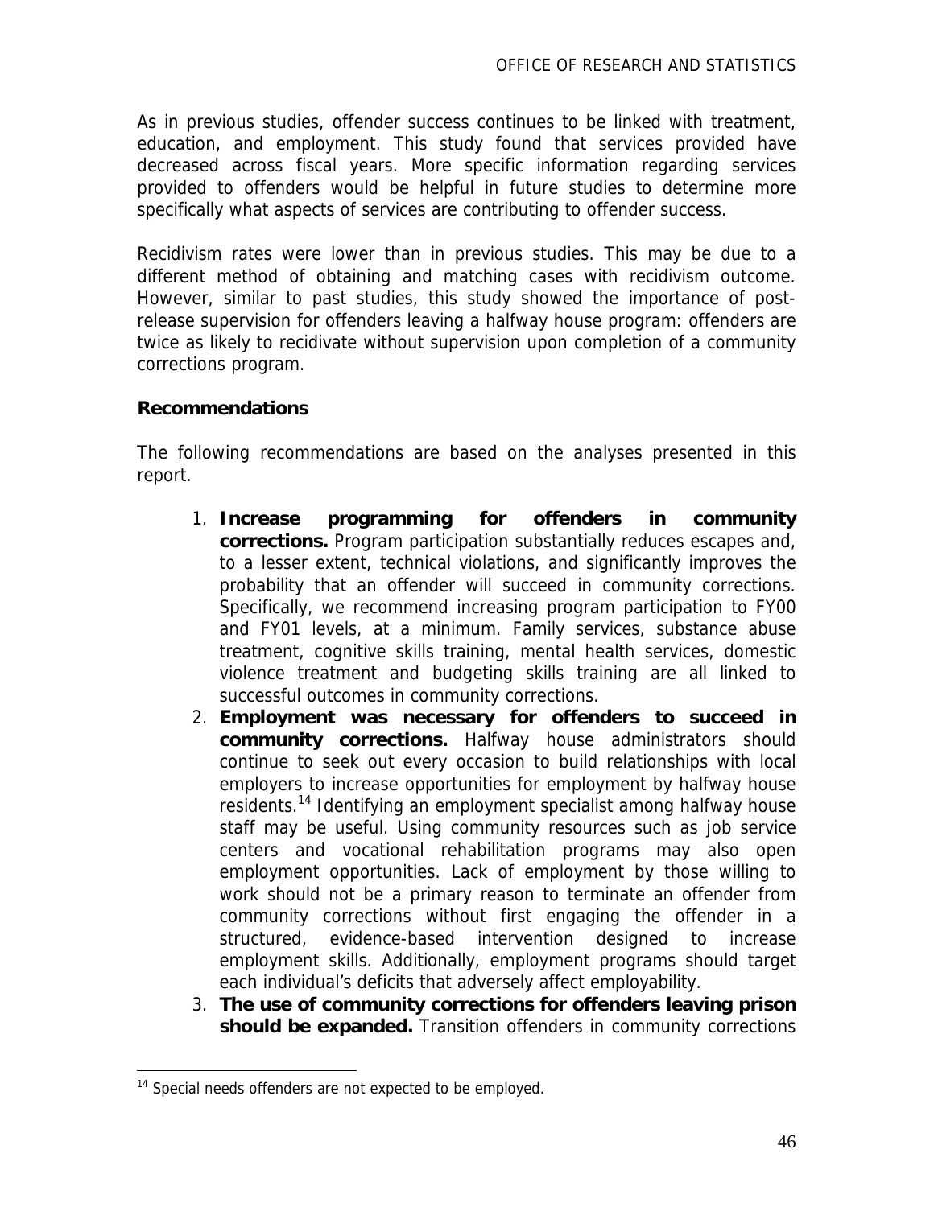As in previous studies, offender success continues to be linked with treatment, education, and employment. This study found that services provided have decreased across fiscal years. More specific information regarding services provided to offenders would be helpful in future studies to determine more specifically what aspects of services are contributing to offender success.

Recidivism rates were lower than in previous studies. This may be due to a different method of obtaining and matching cases with recidivism outcome. However, similar to past studies, this study showed the importance of post-release supervision for offenders leaving a halfway house program: offenders are twice as likely to recidivate without supervision upon completion of a community corrections program.

### Recommendations

The following recommendations are based on the analyses presented in this report.

1. **Increase programming for offenders in community corrections.** Program participation substantially reduces escapes and, to a lesser extent, technical violations, and significantly improves the probability that an offender will succeed in community corrections. Specifically, we recommend increasing program participation to FY00 and FY01 levels, at a minimum. Family services, substance abuse treatment, cognitive skills training, mental health services, domestic violence treatment and budgeting skills training are all linked to successful outcomes in community corrections.
2. **Employment was necessary for offenders to succeed in community corrections.** Halfway house administrators should continue to seek out every occasion to build relationships with local employers to increase opportunities for employment by halfway house residents.[14] Identifying an employment specialist among halfway house staff may be useful. Using community resources such as job service centers and vocational rehabilitation programs may also open employment opportunities. Lack of employment by those willing to work should not be a primary reason to terminate an offender from community corrections without first engaging the offender in a structured, evidence-based intervention designed to increase employment skills. Additionally, employment programs should target each individual's deficits that adversely affect employability.
3. **The use of community corrections for offenders leaving prison should be expanded.** Transition offenders in community corrections

[14] Special needs offenders are not expected to be employed.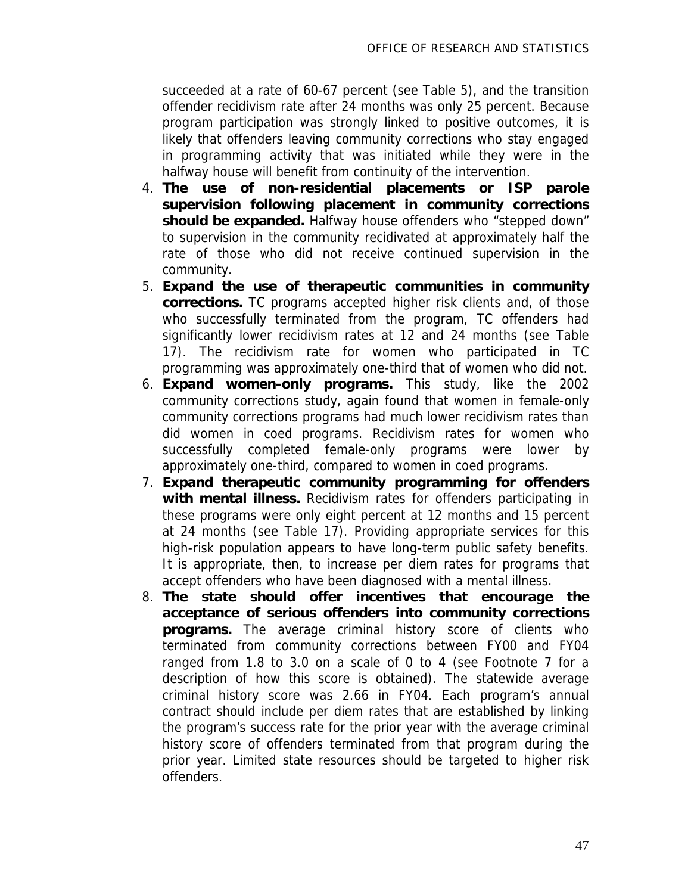succeeded at a rate of 60-67 percent (see Table 5), and the transition offender recidivism rate after 24 months was only 25 percent. Because program participation was strongly linked to positive outcomes, it is likely that offenders leaving community corrections who stay engaged in programming activity that was initiated while they were in the halfway house will benefit from continuity of the intervention.

4. **The use of non-residential placements or ISP parole supervision following placement in community corrections should be expanded.** Halfway house offenders who "stepped down" to supervision in the community recidivated at approximately half the rate of those who did not receive continued supervision in the community.
5. **Expand the use of therapeutic communities in community corrections.** TC programs accepted higher risk clients and, of those who successfully terminated from the program, TC offenders had significantly lower recidivism rates at 12 and 24 months (see Table 17). The recidivism rate for women who participated in TC programming was approximately one-third that of women who did not.
6. **Expand women-only programs.** This study, like the 2002 community corrections study, again found that women in female-only community corrections programs had much lower recidivism rates than did women in coed programs. Recidivism rates for women who successfully completed female-only programs were lower by approximately one-third, compared to women in coed programs.
7. **Expand therapeutic community programming for offenders with mental illness.** Recidivism rates for offenders participating in these programs were only eight percent at 12 months and 15 percent at 24 months (see Table 17). Providing appropriate services for this high-risk population appears to have long-term public safety benefits. It is appropriate, then, to increase per diem rates for programs that accept offenders who have been diagnosed with a mental illness.
8. **The state should offer incentives that encourage the acceptance of serious offenders into community corrections programs.** The average criminal history score of clients who terminated from community corrections between FY00 and FY04 ranged from 1.8 to 3.0 on a scale of 0 to 4 (see Footnote 7 for a description of how this score is obtained). The statewide average criminal history score was 2.66 in FY04. Each program's annual contract should include per diem rates that are established by linking the program's success rate for the prior year with the average criminal history score of offenders terminated from that program during the prior year. Limited state resources should be targeted to higher risk offenders.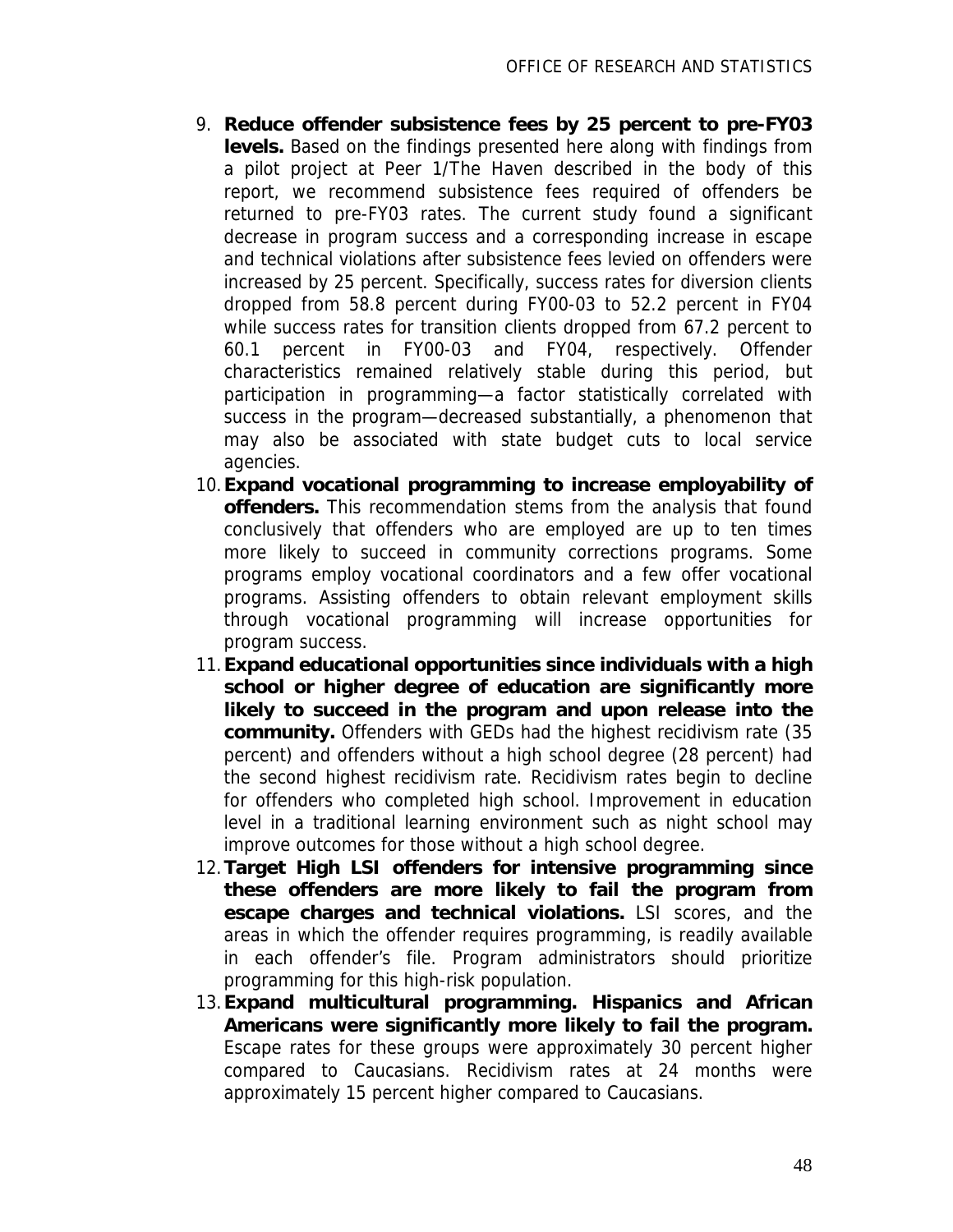9. **Reduce offender subsistence fees by 25 percent to pre-FY03 levels.** Based on the findings presented here along with findings from a pilot project at Peer 1/The Haven described in the body of this report, we recommend subsistence fees required of offenders be returned to pre-FY03 rates. The current study found a significant decrease in program success and a corresponding increase in escape and technical violations after subsistence fees levied on offenders were increased by 25 percent. Specifically, success rates for diversion clients dropped from 58.8 percent during FY00-03 to 52.2 percent in FY04 while success rates for transition clients dropped from 67.2 percent to 60.1 percent in FY00-03 and FY04, respectively. Offender characteristics remained relatively stable during this period, but participation in programming—a factor statistically correlated with success in the program—decreased substantially, a phenomenon that may also be associated with state budget cuts to local service agencies.
10. **Expand vocational programming to increase employability of offenders.** This recommendation stems from the analysis that found conclusively that offenders who are employed are up to ten times more likely to succeed in community corrections programs. Some programs employ vocational coordinators and a few offer vocational programs. Assisting offenders to obtain relevant employment skills through vocational programming will increase opportunities for program success.
11. **Expand educational opportunities since individuals with a high school or higher degree of education are significantly more likely to succeed in the program and upon release into the community.** Offenders with GEDs had the highest recidivism rate (35 percent) and offenders without a high school degree (28 percent) had the second highest recidivism rate. Recidivism rates begin to decline for offenders who completed high school. Improvement in education level in a traditional learning environment such as night school may improve outcomes for those without a high school degree.
12. **Target High LSI offenders for intensive programming since these offenders are more likely to fail the program from escape charges and technical violations.** LSI scores, and the areas in which the offender requires programming, is readily available in each offender's file. Program administrators should prioritize programming for this high-risk population.
13. **Expand multicultural programming. Hispanics and African Americans were significantly more likely to fail the program.** Escape rates for these groups were approximately 30 percent higher compared to Caucasians. Recidivism rates at 24 months were approximately 15 percent higher compared to Caucasians.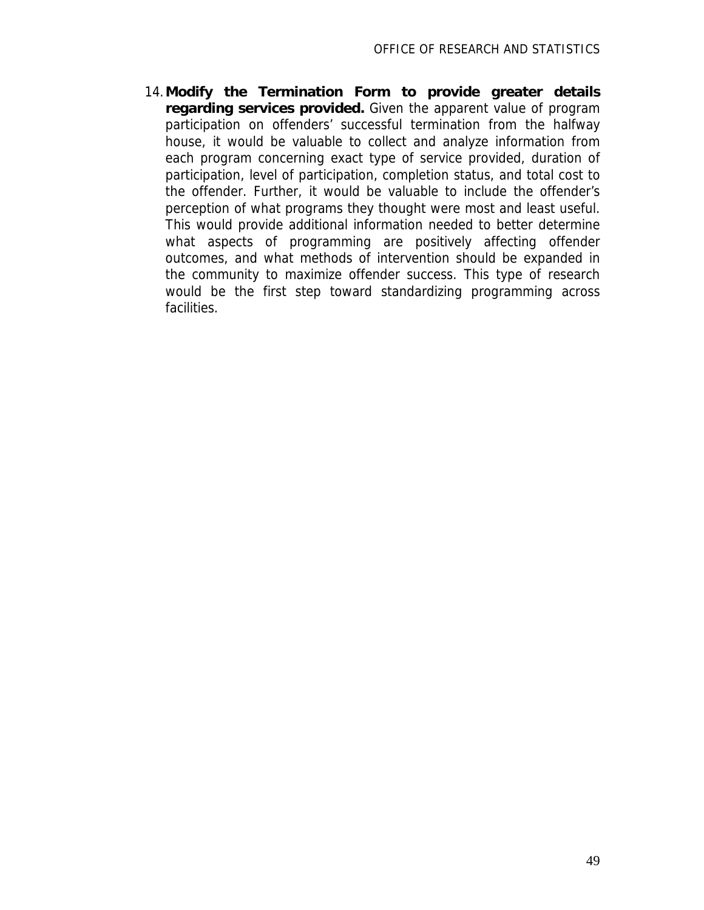14. **Modify the Termination Form to provide greater details regarding services provided.** Given the apparent value of program participation on offenders' successful termination from the halfway house, it would be valuable to collect and analyze information from each program concerning exact type of service provided, duration of participation, level of participation, completion status, and total cost to the offender. Further, it would be valuable to include the offender's perception of what programs they thought were most and least useful. This would provide additional information needed to better determine what aspects of programming are positively affecting offender outcomes, and what methods of intervention should be expanded in the community to maximize offender success. This type of research would be the first step toward standardizing programming across facilities.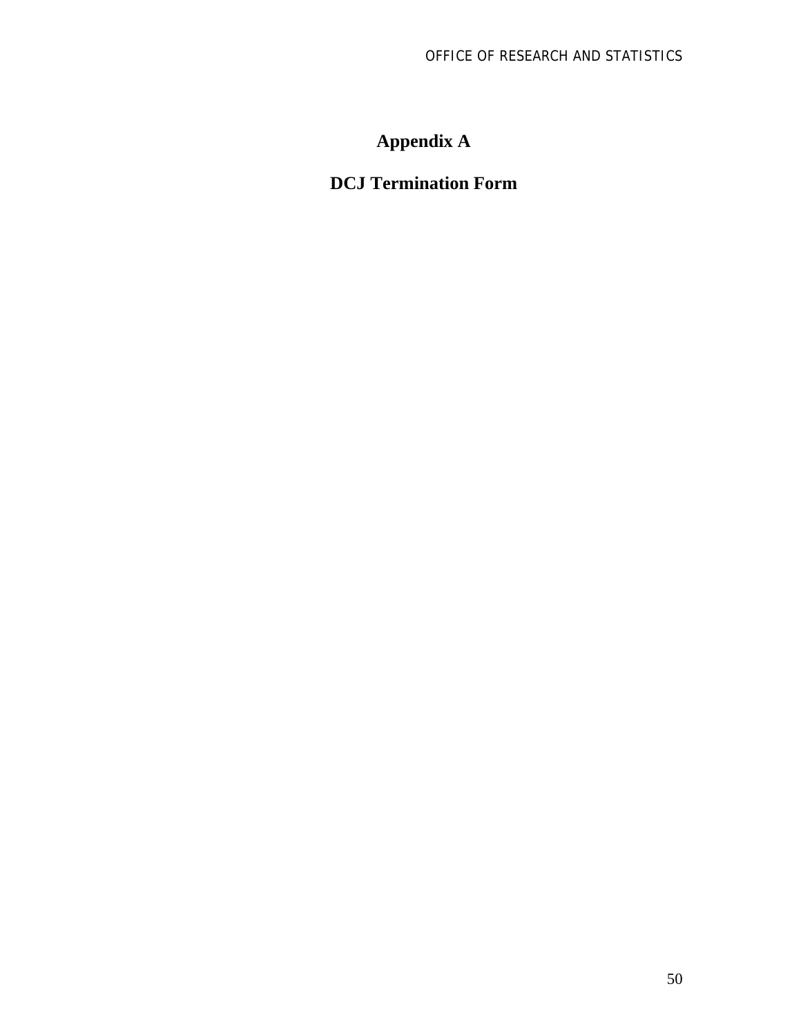# Appendix A

## DCJ Termination Form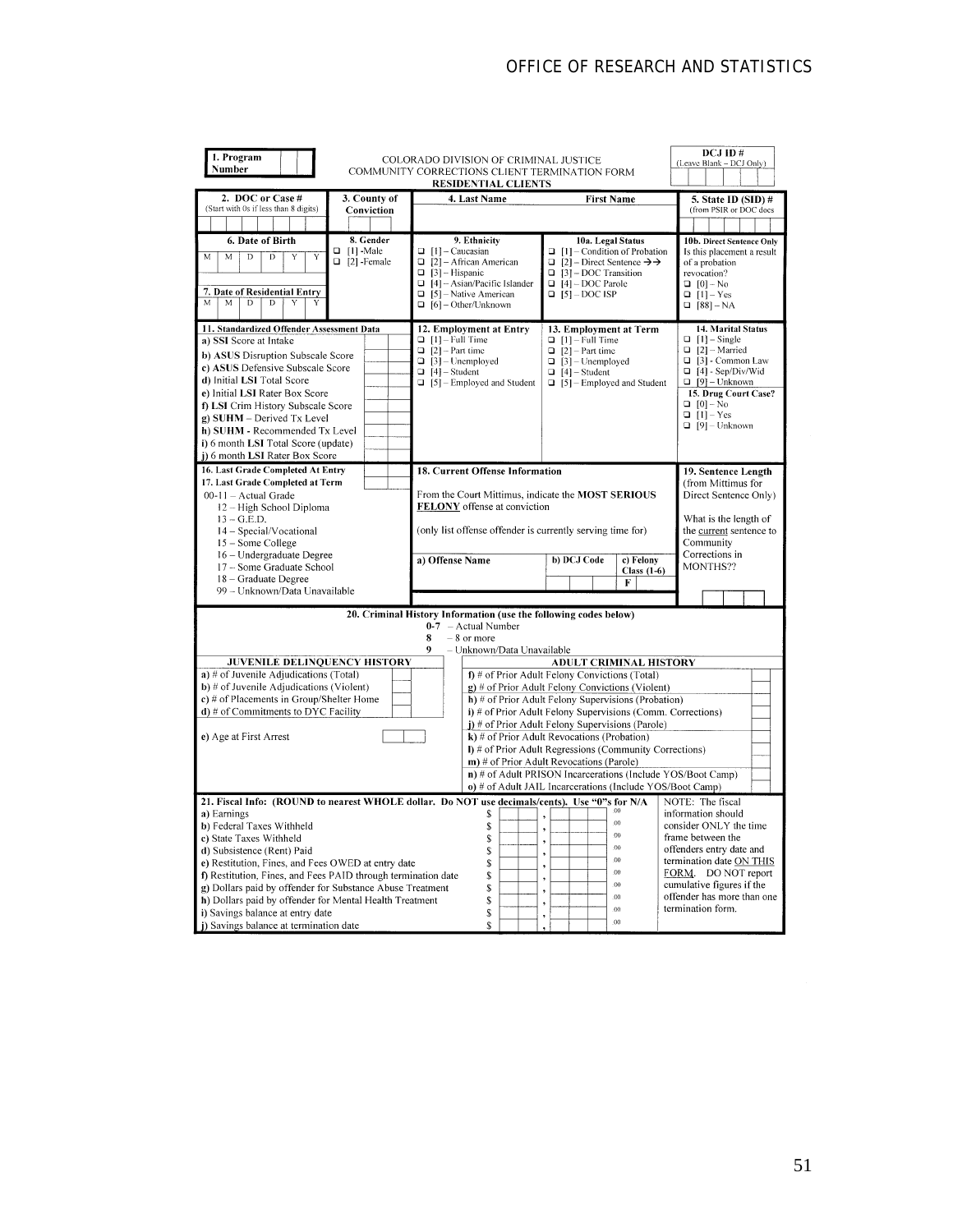**1. Program Number**

COLORADO DIVISION OF CRIMINAL JUSTICE
COMMUNITY CORRECTIONS CLIENT TERMINATION FORM
**RESIDENTIAL CLIENTS**

**DCJ ID #** (Leave Blank – DCJ Only)

| 2. DOC or Case # (Start with 0s if less than 8 digits) | 3. County of Conviction | 4. Last Name | First Name | 5. State ID (SID) # (from PSIR or DOC docs) |
|---|---|---|---|---|
| | | | | |

**6. Date of Birth**

M M D D Y Y

**7. Date of Residential Entry**

M M D D Y Y

**8. Gender**
- ❑ [1] -Male
- ❑ [2] -Female

**9. Ethnicity**
- ❑ [1] – Caucasian
- ❑ [2] – African American
- ❑ [3] – Hispanic
- ❑ [4] – Asian/Pacific Islander
- ❑ [5] – Native American
- ❑ [6] – Other/Unknown

**10a. Legal Status**
- ❑ [1] – Condition of Probation
- ❑ [2] – Direct Sentence →→
- ❑ [3] – DOC Transition
- ❑ [4] – DOC Parole
- ❑ [5] – DOC ISP

**10b. Direct Sentence Only**
Is this placement a result of a probation revocation?
- ❑ [0] – No
- ❑ [1] – Yes
- ❑ [88] – NA

**11. Standardized Offender Assessment Data**
- a) **SSI** Score at Intake
- b) **ASUS** Disruption Subscale Score
- c) **ASUS** Defensive Subscale Score
- d) Initial **LSI** Total Score
- e) Initial **LSI** Rater Box Score
- f) **LSI** Crim History Subscale Score
- g) **SUHM** – Derived Tx Level
- h) **SUHM** - Recommended Tx Level
- i) 6 month **LSI** Total Score (update)
- j) 6 month **LSI** Rater Box Score

**12. Employment at Entry**
- ❑ [1] – Full Time
- ❑ [2] – Part time
- ❑ [3] – Unemployed
- ❑ [4] – Student
- ❑ [5] – Employed and Student

**13. Employment at Term**
- ❑ [1] – Full Time
- ❑ [2] – Part time
- ❑ [3] – Unemployed
- ❑ [4] – Student
- ❑ [5] – Employed and Student

**14. Marital Status**
- ❑ [1] – Single
- ❑ [2] – Married
- ❑ [3] - Common Law
- ❑ [4] - Sep/Div/Wid
- ❑ [9] – Unknown

**15. Drug Court Case?**
- ❑ [0] – No
- ❑ [1] – Yes
- ❑ [9] – Unknown

**16. Last Grade Completed At Entry**
**17. Last Grade Completed at Term**
- 00-11 – Actual Grade
- 12 – High School Diploma
- 13 – G.E.D.
- 14 – Special/Vocational
- 15 – Some College
- 16 – Undergraduate Degree
- 17 – Some Graduate School
- 18 – Graduate Degree
- 99 – Unknown/Data Unavailable

**18. Current Offense Information**

From the Court Mittimus, indicate the **MOST SERIOUS FELONY** offense at conviction

(only list offense offender is currently serving time for)

| a) Offense Name | b) DCJ Code | c) Felony Class (1-6) |
|---|---|---|
| | | F |

**19. Sentence Length** (from Mittimus for Direct Sentence Only)

What is the length of the current sentence to Community Corrections in MONTHS??

**20. Criminal History Information (use the following codes below)**
- **0-7** – Actual Number
- **8** – 8 or more
- **9** – Unknown/Data Unavailable

**JUVENILE DELINQUENCY HISTORY**
- **a)** # of Juvenile Adjudications (Total)
- **b)** # of Juvenile Adjudications (Violent)
- **c)** # of Placements in Group/Shelter Home
- **d)** # of Commitments to DYC Facility
- **e)** Age at First Arrest

**ADULT CRIMINAL HISTORY**
- **f)** # of Prior Adult Felony Convictions (Total)
- **g)** # of Prior Adult Felony Convictions (Violent)
- **h)** # of Prior Adult Felony Supervisions (Probation)
- **i)** # of Prior Adult Felony Supervisions (Comm. Corrections)
- **j)** # of Prior Adult Felony Supervisions (Parole)
- **k)** # of Prior Adult Revocations (Probation)
- **l)** # of Prior Adult Regressions (Community Corrections)
- **m)** # of Prior Adult Revocations (Parole)
- **n)** # of Adult PRISON Incarcerations (Include YOS/Boot Camp)
- **o)** # of Adult JAIL Incarcerations (Include YOS/Boot Camp)

**21. Fiscal Info: (ROUND to nearest WHOLE dollar. Do NOT use decimals/cents). Use "0"s for N/A**

| Item | Amount |
|---|---|
| **a)** Earnings | $ , .00 |
| **b)** Federal Taxes Withheld | $ , .00 |
| **c)** State Taxes Withheld | $ , .00 |
| **d)** Subsistence (Rent) Paid | $ , .00 |
| **e)** Restitution, Fines, and Fees OWED at entry date | $ , .00 |
| **f)** Restitution, Fines, and Fees PAID through termination date | $ , .00 |
| **g)** Dollars paid by offender for Substance Abuse Treatment | $ , .00 |
| **h)** Dollars paid by offender for Mental Health Treatment | $ , .00 |
| **i)** Savings balance at entry date | $ , .00 |
| **j)** Savings balance at termination date | $ , .00 |

NOTE: The fiscal information should consider ONLY the time frame between the offenders entry date and termination date ON THIS FORM. DO NOT report cumulative figures if the offender has more than one termination form.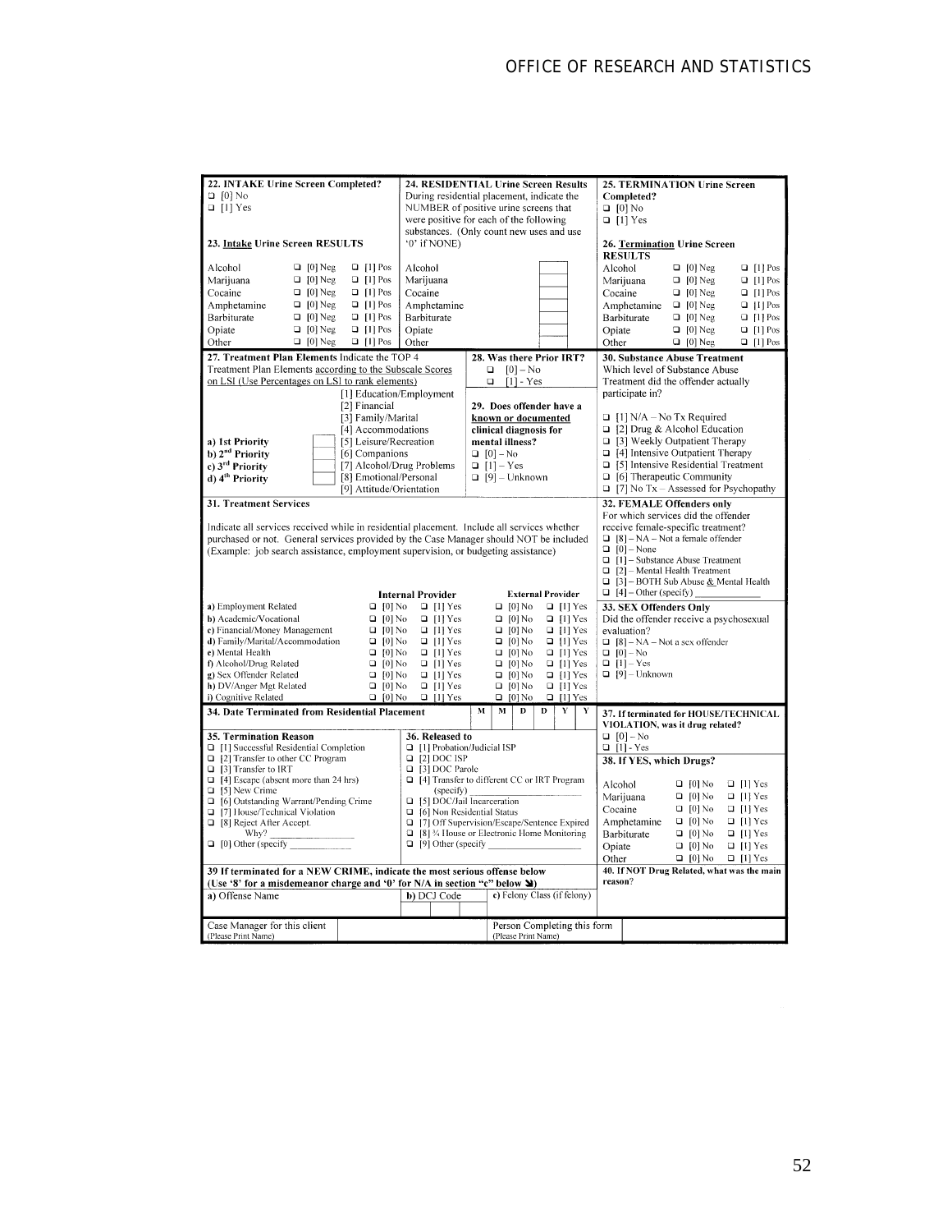**22. INTAKE Urine Screen Completed?**
- [0] No
- [1] Yes

**23. Intake Urine Screen RESULTS**

| Substance | | |
|---|---|---|
| Alcohol | [0] Neg | [1] Pos |
| Marijuana | [0] Neg | [1] Pos |
| Cocaine | [0] Neg | [1] Pos |
| Amphetamine | [0] Neg | [1] Pos |
| Barbiturate | [0] Neg | [1] Pos |
| Opiate | [0] Neg | [1] Pos |
| Other | [0] Neg | [1] Pos |

**24. RESIDENTIAL Urine Screen Results**
During residential placement, indicate the NUMBER of positive urine screens that were positive for each of the following substances. (Only count new uses and use '0' if NONE)

| Substance | Number |
|---|---|
| Alcohol | |
| Marijuana | |
| Cocaine | |
| Amphetamine | |
| Barbiturate | |
| Opiate | |
| Other | |

**25. TERMINATION Urine Screen Completed?**
- [0] No
- [1] Yes

**26. Termination Urine Screen RESULTS**

| Substance | | |
|---|---|---|
| Alcohol | [0] Neg | [1] Pos |
| Marijuana | [0] Neg | [1] Pos |
| Cocaine | [0] Neg | [1] Pos |
| Amphetamine | [0] Neg | [1] Pos |
| Barbiturate | [0] Neg | [1] Pos |
| Opiate | [0] Neg | [1] Pos |
| Other | [0] Neg | [1] Pos |

**27. Treatment Plan Elements** Indicate the TOP 4 Treatment Plan Elements according to the Subscale Scores on LSI (Use Percentages on LSI to rank elements)

- **a) 1st Priority** ____
- **b) 2nd Priority** ____
- **c) 3rd Priority** ____
- **d) 4th Priority** ____

[1] Education/Employment
[2] Financial
[3] Family/Marital
[4] Accommodations
[5] Leisure/Recreation
[6] Companions
[7] Alcohol/Drug Problems
[8] Emotional/Personal
[9] Attitude/Orientation

**28. Was there Prior IRT?**
- [0] – No
- [1] - Yes

**29. Does offender have a known or documented clinical diagnosis for mental illness?**
- [0] – No
- [1] – Yes
- [9] – Unknown

**30. Substance Abuse Treatment**
Which level of Substance Abuse Treatment did the offender actually participate in?
- [1] N/A – No Tx Required
- [2] Drug & Alcohol Education
- [3] Weekly Outpatient Therapy
- [4] Intensive Outpatient Therapy
- [5] Intensive Residential Treatment
- [6] Therapeutic Community
- [7] No Tx – Assessed for Psychopathy

**31. Treatment Services**

Indicate all services received while in residential placement. Include all services whether purchased or not. General services provided by the Case Manager should NOT be included (Example: job search assistance, employment supervision, or budgeting assistance)

| Service | Internal Provider | | External Provider | |
|---|---|---|---|---|
| a) Employment Related | [0] No | [1] Yes | [0] No | [1] Yes |
| b) Academic/Vocational | [0] No | [1] Yes | [0] No | [1] Yes |
| c) Financial/Money Management | [0] No | [1] Yes | [0] No | [1] Yes |
| d) Family/Marital/Accommodation | [0] No | [1] Yes | [0] No | [1] Yes |
| e) Mental Health | [0] No | [1] Yes | [0] No | [1] Yes |
| f) Alcohol/Drug Related | [0] No | [1] Yes | [0] No | [1] Yes |
| g) Sex Offender Related | [0] No | [1] Yes | [0] No | [1] Yes |
| h) DV/Anger Mgt Related | [0] No | [1] Yes | [0] No | [1] Yes |
| i) Cognitive Related | [0] No | [1] Yes | [0] No | [1] Yes |

**32. FEMALE Offenders only**
For which services did the offender receive female-specific treatment?
- [8] – NA – Not a female offender
- [0] – None
- [1] – Substance Abuse Treatment
- [2] – Mental Health Treatment
- [3] – BOTH Sub Abuse & Mental Health
- [4] – Other (specify) ____________

**33. SEX Offenders Only**
Did the offender receive a psychosexual evaluation?
- [8] – NA – Not a sex offender
- [0] – No
- [1] – Yes
- [9] – Unknown

**34. Date Terminated from Residential Placement** M M D D Y Y

**35. Termination Reason**
- [1] Successful Residential Completion
- [2] Transfer to other CC Program
- [3] Transfer to IRT
- [4] Escape (absent more than 24 hrs)
- [5] New Crime
- [6] Outstanding Warrant/Pending Crime
- [7] House/Technical Violation
- [8] Reject After Accept. Why? ____________
- [0] Other (specify ____________

**36. Released to**
- [1] Probation/Judicial ISP
- [2] DOC ISP
- [3] DOC Parole
- [4] Transfer to different CC or IRT Program (specify) ____________
- [5] DOC/Jail Incarceration
- [6] Non Residential Status
- [7] Off Supervision/Escape/Sentence Expired
- [8] ¾ House or Electronic Home Monitoring
- [9] Other (specify ____________

**37. If terminated for HOUSE/TECHNICAL VIOLATION, was it drug related?**
- [0] – No
- [1] - Yes

**38. If YES, which Drugs?**

| Drug | | |
|---|---|---|
| Alcohol | [0] No | [1] Yes |
| Marijuana | [0] No | [1] Yes |
| Cocaine | [0] No | [1] Yes |
| Amphetamine | [0] No | [1] Yes |
| Barbiturate | [0] No | [1] Yes |
| Opiate | [0] No | [1] Yes |
| Other | [0] No | [1] Yes |

**39 If terminated for a NEW CRIME, indicate the most serious offense below (Use '8' for a misdemeanor charge and '0' for N/A in section "c" below)**

| a) Offense Name | b) DCJ Code | c) Felony Class (if felony) |
|---|---|---|
| | | |

**40. If NOT Drug Related, what was the main reason?**

| Case Manager for this client (Please Print Name) | | Person Completing this form (Please Print Name) | |
|---|---|---|---|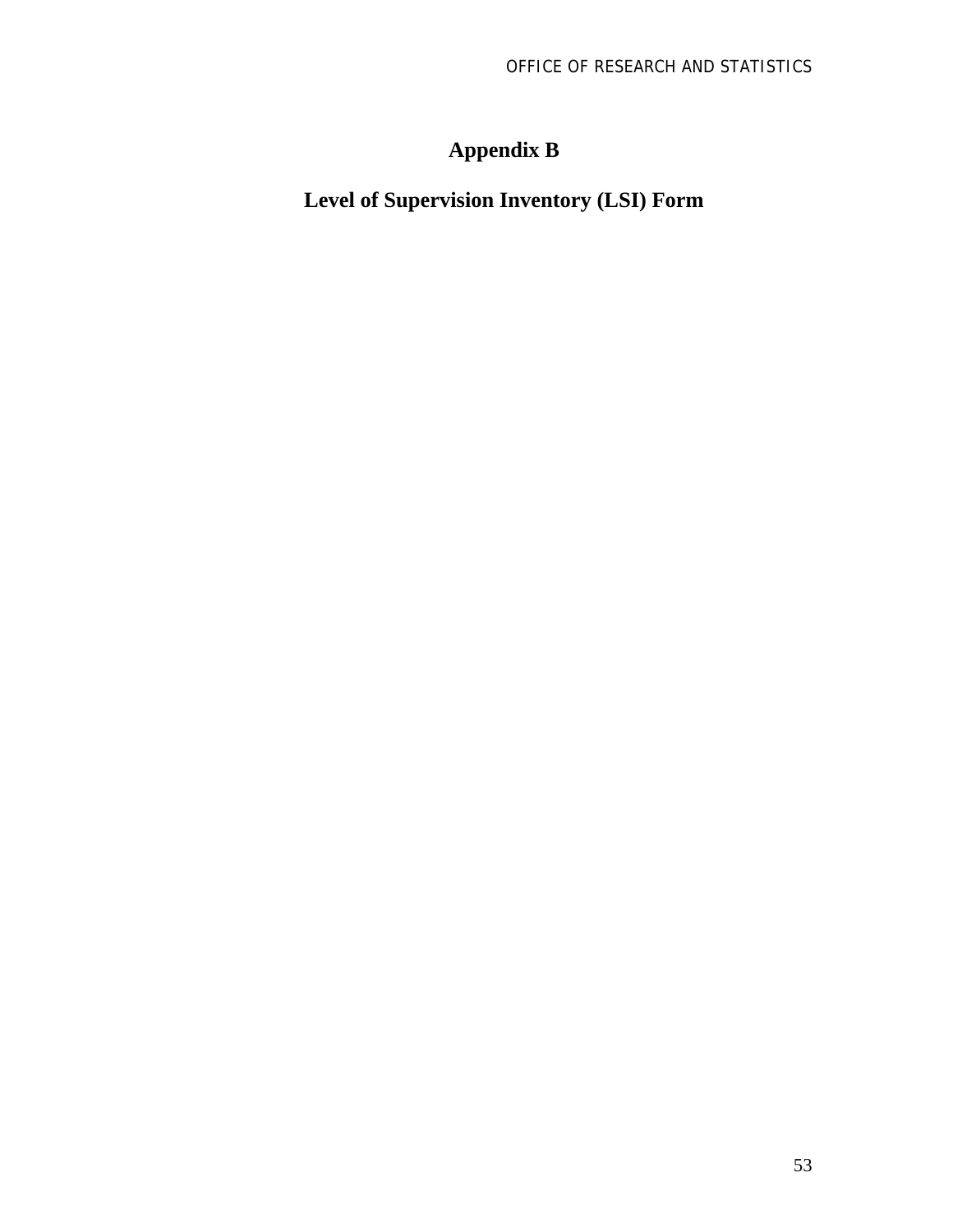# Appendix B

## Level of Supervision Inventory (LSI) Form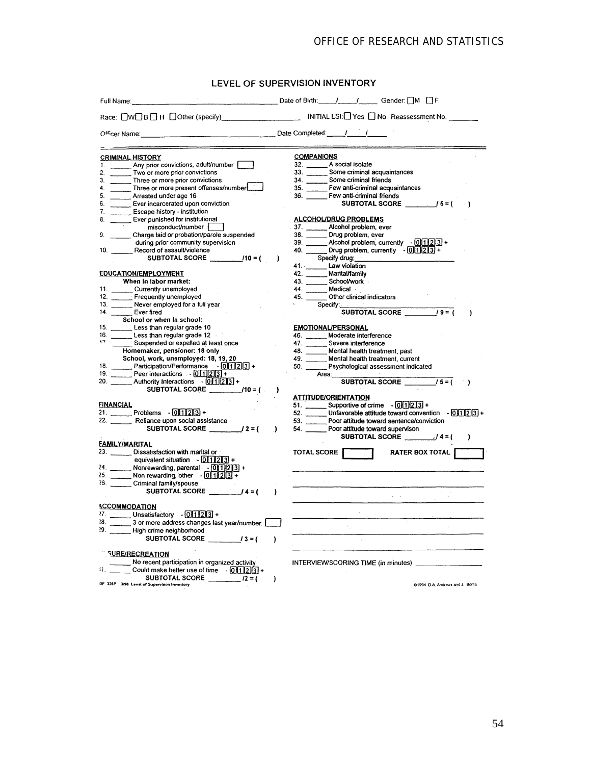# LEVEL OF SUPERVISION INVENTORY

Full Name:\_\_\_\_\_\_\_\_\_\_\_\_\_\_\_\_\_\_\_\_\_\_\_\_ Date of Birth: \_\_\_\_/\_\_\_\_/\_\_\_\_ Gender: ☐M ☐F

Race: ☐W ☐B ☐ H ☐Other (specify)\_\_\_\_\_\_\_\_\_\_\_\_\_\_ INITIAL LSI: ☐ Yes ☐ No Reassessment No. \_\_\_\_\_\_

Officer Name:\_\_\_\_\_\_\_\_\_\_\_\_\_\_\_\_\_\_\_\_\_\_\_\_ Date Completed: \_\_\_\_/\_\_\_\_/\_\_\_\_

**CRIMINAL HISTORY**

1. \_\_\_\_\_ Any prior convictions, adult/number ☐
2. \_\_\_\_\_ Two or more prior convictions
3. \_\_\_\_\_ Three or more prior convictions
4. \_\_\_\_\_ Three or more present offenses/number ☐
5. \_\_\_\_\_ Arrested under age 16
6. \_\_\_\_\_ Ever incarcerated upon conviction
7. \_\_\_\_\_ Escape history - institution
8. \_\_\_\_\_ Ever punished for institutional misconduct/number ☐
9. \_\_\_\_\_ Charge laid or probation/parole suspended during prior community supervision
10. \_\_\_\_\_ Record of assault/violence

**SUBTOTAL SCORE** \_\_\_\_\_\_ /10 = (   )

**EDUCATION/EMPLOYMENT**

**When in labor market:**

11. \_\_\_\_\_ Currently unemployed
12. \_\_\_\_\_ Frequently unemployed
13. \_\_\_\_\_ Never employed for a full year
14. \_\_\_\_\_ Ever fired

**School or when in school:**

15. \_\_\_\_\_ Less than regular grade 10
16. \_\_\_\_\_ Less than regular grade 12
17. \_\_\_\_\_ Suspended or expelled at least once

**Homemaker, pensioner: 18 only**

**School, work, unemployed: 18, 19, 20**

18. \_\_\_\_\_ Participation/Performance - 0 1 2 3 +
19. \_\_\_\_\_ Peer interactions - 0 1 2 3 +
20. \_\_\_\_\_ Authority Interactions - 0 1 2 3 +

**SUBTOTAL SCORE** \_\_\_\_\_\_ /10 = (   )

**FINANCIAL**

21. \_\_\_\_\_ Problems - 0 1 2 3 +
22. \_\_\_\_\_ Reliance upon social assistance

**SUBTOTAL SCORE** \_\_\_\_\_\_ /2 = (   )

**FAMILY/MARITAL**

23. \_\_\_\_\_ Dissatisfaction with marital or equivalent situation - 0 1 2 3 +
24. \_\_\_\_\_ Nonrewarding, parental - 0 1 2 3 +
25. \_\_\_\_\_ Non rewarding, other - 0 1 2 3 +
26. \_\_\_\_\_ Criminal family/spouse

**SUBTOTAL SCORE** \_\_\_\_\_\_ /4 = (   )

**ACCOMMODATION**

27. \_\_\_\_\_ Unsatisfactory - 0 1 2 3 +
28. \_\_\_\_\_ 3 or more address changes last year/number ☐
29. \_\_\_\_\_ High crime neighborhood

**SUBTOTAL SCORE** \_\_\_\_\_\_ /3 = (   )

**LEISURE/RECREATION**

30. \_\_\_\_\_ No recent participation in organized activity
31. \_\_\_\_\_ Could make better use of time - 0 1 2 3 +

**SUBTOTAL SCORE** \_\_\_\_\_\_ /2 = (   )

**COMPANIONS**

32. \_\_\_\_\_ A social isolate
33. \_\_\_\_\_ Some criminal acquaintances
34. \_\_\_\_\_ Some criminal friends
35. \_\_\_\_\_ Few anti-criminal acquaintances
36. \_\_\_\_\_ Few anti-criminal friends

**SUBTOTAL SCORE** \_\_\_\_\_\_ /5 = (   )

**ALCOHOL/DRUG PROBLEMS**

37. \_\_\_\_\_ Alcohol problem, ever
38. \_\_\_\_\_ Drug problem, ever
39. \_\_\_\_\_ Alcohol problem, currently - 0 1 2 3 +
40. \_\_\_\_\_ Drug problem, currently - 0 1 2 3 +

Specify drug: \_\_\_\_\_\_\_\_\_\_\_\_\_\_\_\_

41. \_\_\_\_\_ Law violation
42. \_\_\_\_\_ Marital/family
43. \_\_\_\_\_ School/work
44. \_\_\_\_\_ Medical
45. \_\_\_\_\_ Other clinical indicators

Specify: \_\_\_\_\_\_\_\_\_\_\_\_\_\_\_\_

**SUBTOTAL SCORE** \_\_\_\_\_\_ /9 = (   )

**EMOTIONAL/PERSONAL**

46. \_\_\_\_\_ Moderate interference
47. \_\_\_\_\_ Severe interference
48. \_\_\_\_\_ Mental health treatment, past
49. \_\_\_\_\_ Mental health treatment, current
50. \_\_\_\_\_ Psychological assessment indicated

Area: \_\_\_\_\_\_\_\_\_\_\_\_\_\_\_\_

**SUBTOTAL SCORE** \_\_\_\_\_\_ /5 = (   )

**ATTITUDE/ORIENTATION**

51. \_\_\_\_\_ Supportive of crime - 0 1 2 3 +
52. \_\_\_\_\_ Unfavorable attitude toward convention - 0 1 2 3 +
53. \_\_\_\_\_ Poor attitude toward sentence/conviction
54. \_\_\_\_\_ Poor attitude toward supervison

**SUBTOTAL SCORE** \_\_\_\_\_\_ /4 = (   )

**TOTAL SCORE** ☐ **RATER BOX TOTAL** ☐

INTERVIEW/SCORING TIME (in minutes) \_\_\_\_\_\_\_\_\_\_

DF 326P 3/96 Level of Supervision Inventory

©1994 D.A. Andrews and J. Bonta